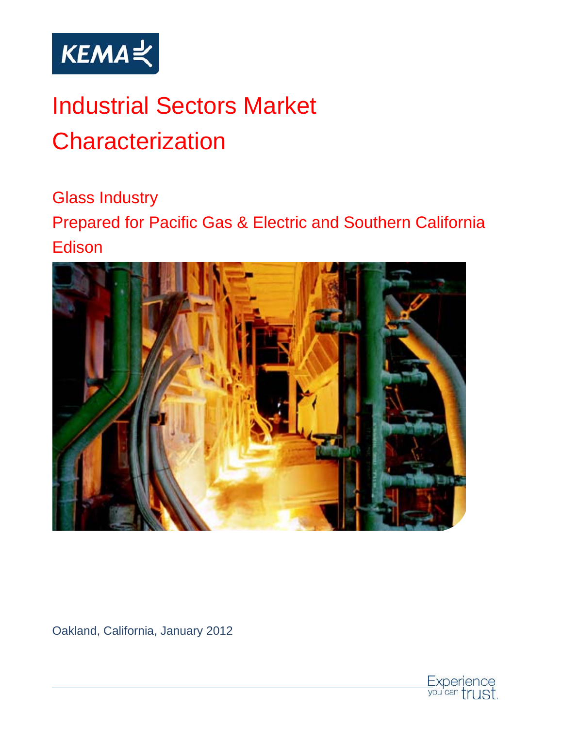KEMA

# Industrial Sectors Market Characterization

## Glass Industry

## Prepared for Pacific Gas & Electric and Southern California Edison

Oakland, California, January 2012

Experience you can trust.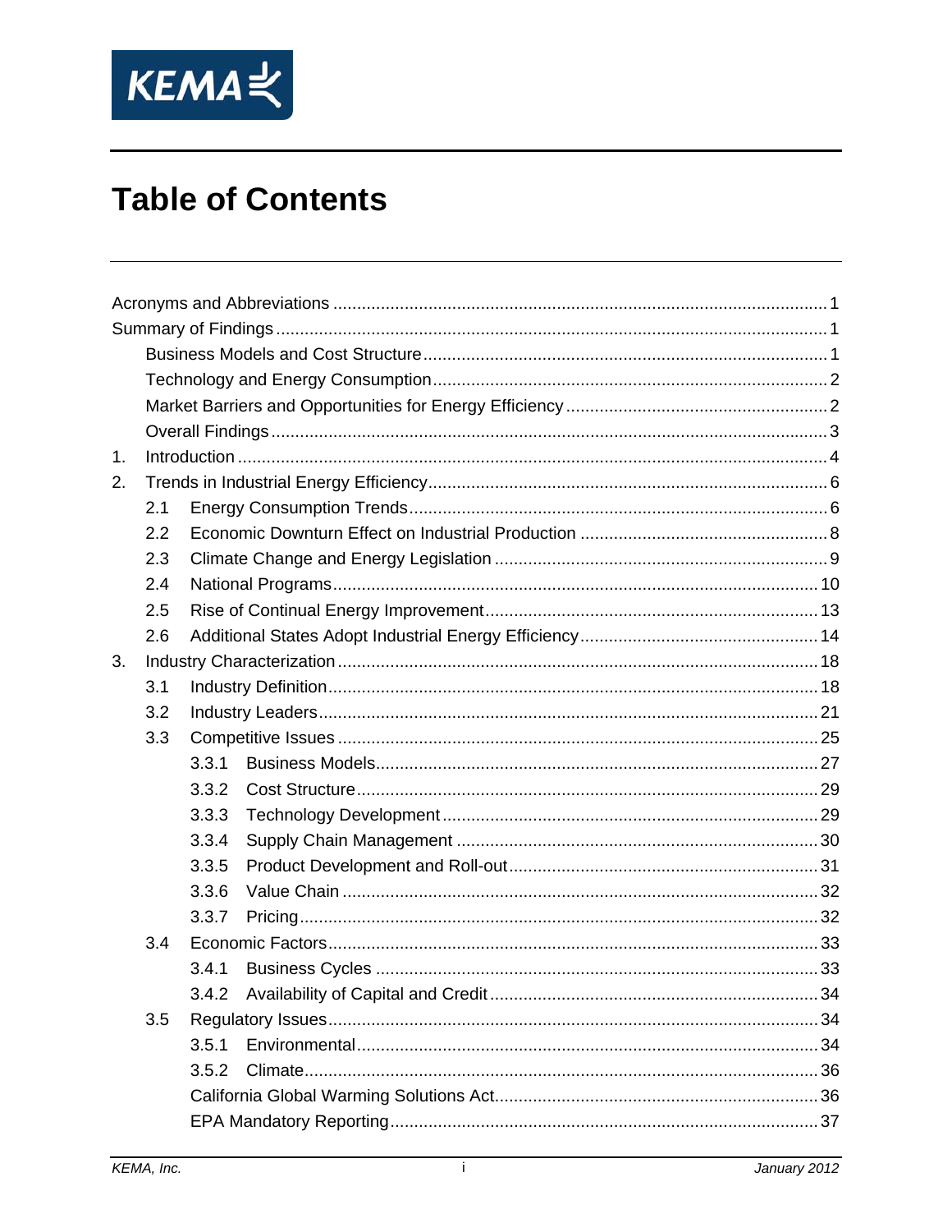# Table of Contents

Acronyms and Abbreviations ........................................................................................................ 1

Summary of Findings ................................................................................................................... 1

- Business Models and Cost Structure .................................................................................... 1
- Technology and Energy Consumption .................................................................................. 2
- Market Barriers and Opportunities for Energy Efficiency ....................................................... 2
- Overall Findings .................................................................................................................... 3

1. Introduction ........................................................................................................................... 4
2. Trends in Industrial Energy Efficiency .................................................................................... 6
   - 2.1 Energy Consumption Trends ....................................................................................... 6
   - 2.2 Economic Downturn Effect on Industrial Production .................................................... 8
   - 2.3 Climate Change and Energy Legislation ...................................................................... 9
   - 2.4 National Programs ..................................................................................................... 10
   - 2.5 Rise of Continual Energy Improvement ..................................................................... 13
   - 2.6 Additional States Adopt Industrial Energy Efficiency .................................................. 14
3. Industry Characterization .................................................................................................... 18
   - 3.1 Industry Definition ..................................................................................................... 18
   - 3.2 Industry Leaders ........................................................................................................ 21
   - 3.3 Competitive Issues .................................................................................................... 25
     - 3.3.1 Business Models ............................................................................................ 27
     - 3.3.2 Cost Structure ................................................................................................ 29
     - 3.3.3 Technology Development .............................................................................. 29
     - 3.3.4 Supply Chain Management ........................................................................... 30
     - 3.3.5 Product Development and Roll-out ................................................................ 31
     - 3.3.6 Value Chain ................................................................................................... 32
     - 3.3.7 Pricing ............................................................................................................ 32
   - 3.4 Economic Factors ...................................................................................................... 33
     - 3.4.1 Business Cycles ............................................................................................ 33
     - 3.4.2 Availability of Capital and Credit .................................................................... 34
   - 3.5 Regulatory Issues ...................................................................................................... 34
     - 3.5.1 Environmental ................................................................................................ 34
     - 3.5.2 Climate ........................................................................................................... 36
     - California Global Warming Solutions Act ................................................................... 36
     - EPA Mandatory Reporting ......................................................................................... 37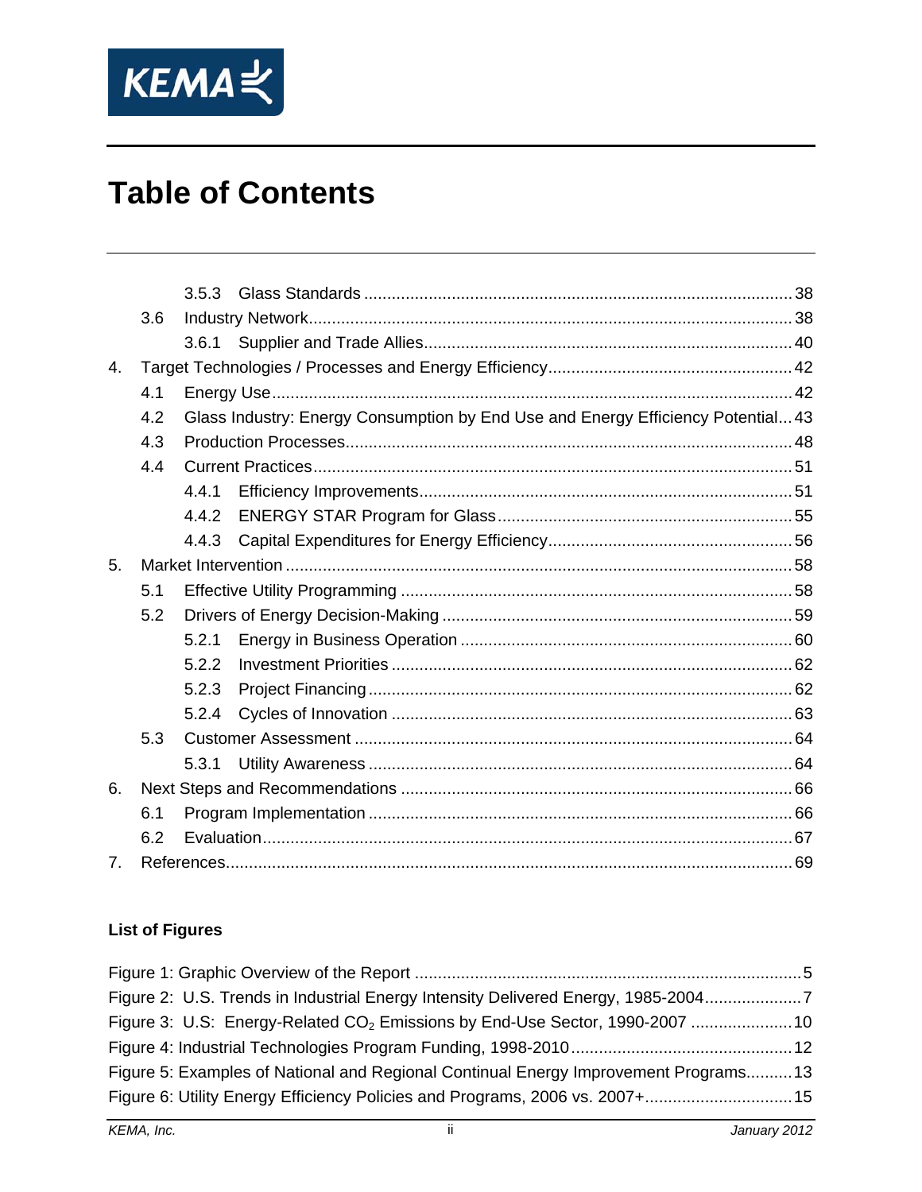# Table of Contents

3.5.3 Glass Standards ............................................................................................ 38

3.6 Industry Network........................................................................................................ 38

3.6.1 Supplier and Trade Allies............................................................................... 40

4. Target Technologies / Processes and Energy Efficiency.................................................... 42

4.1 Energy Use................................................................................................................ 42

4.2 Glass Industry: Energy Consumption by End Use and Energy Efficiency Potential... 43

4.3 Production Processes................................................................................................ 48

4.4 Current Practices....................................................................................................... 51

4.4.1 Efficiency Improvements................................................................................ 51

4.4.2 ENERGY STAR Program for Glass................................................................ 55

4.4.3 Capital Expenditures for Energy Efficiency..................................................... 56

5. Market Intervention ............................................................................................................ 58

5.1 Effective Utility Programming .................................................................................... 58

5.2 Drivers of Energy Decision-Making ........................................................................... 59

5.2.1 Energy in Business Operation ....................................................................... 60

5.2.2 Investment Priorities ...................................................................................... 62

5.2.3 Project Financing ........................................................................................... 62

5.2.4 Cycles of Innovation ...................................................................................... 63

5.3 Customer Assessment .............................................................................................. 64

5.3.1 Utility Awareness ........................................................................................... 64

6. Next Steps and Recommendations .................................................................................... 66

6.1 Program Implementation ........................................................................................... 66

6.2 Evaluation.................................................................................................................. 67

7. References.......................................................................................................................... 69

**List of Figures**

Figure 1: Graphic Overview of the Report ................................................................................... 5

Figure 2: U.S. Trends in Industrial Energy Intensity Delivered Energy, 1985-2004..................... 7

Figure 3: U.S: Energy-Related $CO_2$ Emissions by End-Use Sector, 1990-2007 ...................... 10

Figure 4: Industrial Technologies Program Funding, 1998-2010................................................ 12

Figure 5: Examples of National and Regional Continual Energy Improvement Programs.......... 13

Figure 6: Utility Energy Efficiency Policies and Programs, 2006 vs. 2007+................................ 15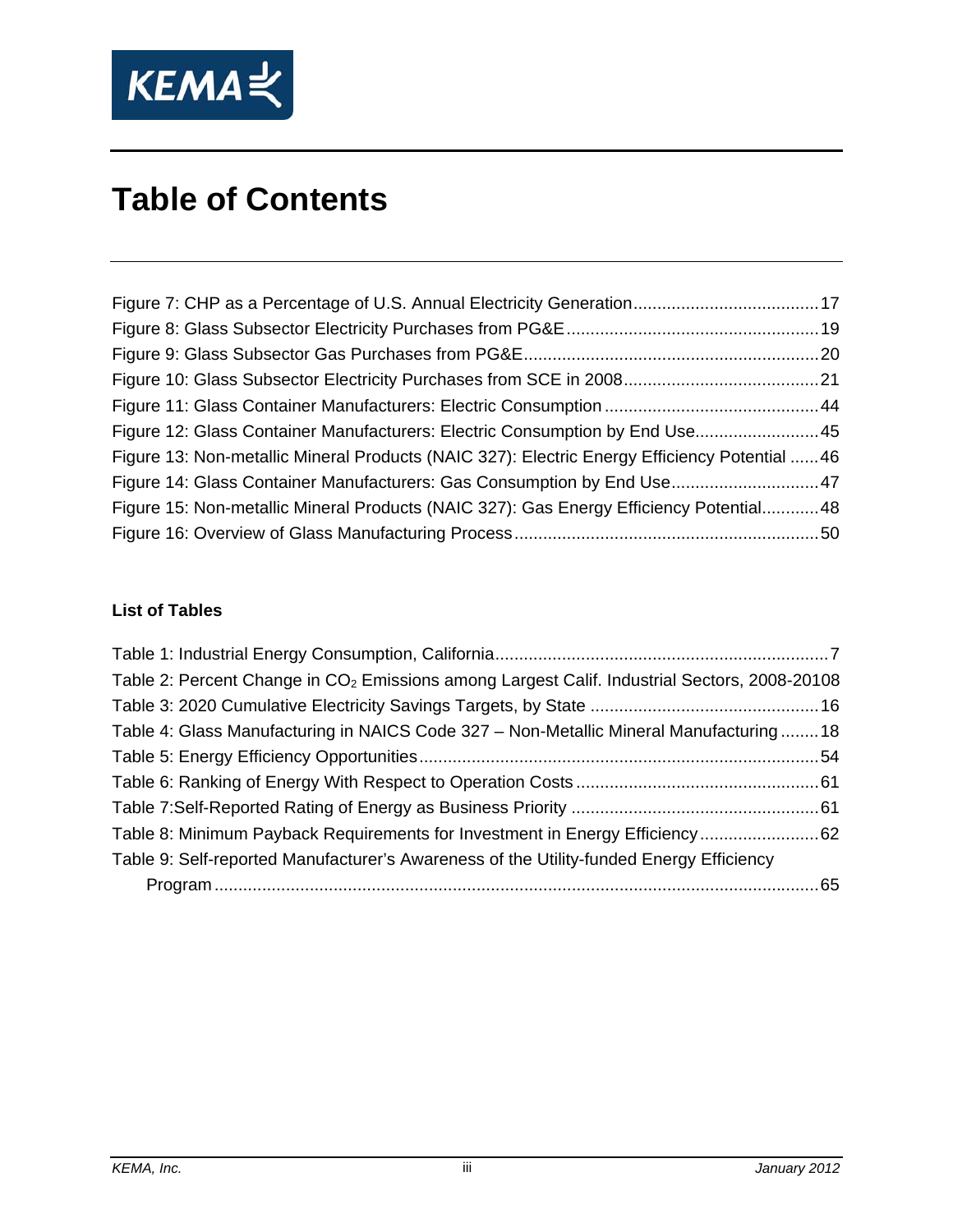# Table of Contents

Figure 7: CHP as a Percentage of U.S. Annual Electricity Generation....................................... 17
Figure 8: Glass Subsector Electricity Purchases from PG&E..................................................... 19
Figure 9: Glass Subsector Gas Purchases from PG&E.............................................................. 20
Figure 10: Glass Subsector Electricity Purchases from SCE in 2008......................................... 21
Figure 11: Glass Container Manufacturers: Electric Consumption ............................................. 44
Figure 12: Glass Container Manufacturers: Electric Consumption by End Use.......................... 45
Figure 13: Non-metallic Mineral Products (NAIC 327): Electric Energy Efficiency Potential ...... 46
Figure 14: Glass Container Manufacturers: Gas Consumption by End Use............................... 47
Figure 15: Non-metallic Mineral Products (NAIC 327): Gas Energy Efficiency Potential............ 48
Figure 16: Overview of Glass Manufacturing Process ................................................................ 50

**List of Tables**

Table 1: Industrial Energy Consumption, California...................................................................... 7
Table 2: Percent Change in $CO_2$ Emissions among Largest Calif. Industrial Sectors, 2008-20108
Table 3: 2020 Cumulative Electricity Savings Targets, by State ................................................ 16
Table 4: Glass Manufacturing in NAICS Code 327 – Non-Metallic Mineral Manufacturing ......... 18
Table 5: Energy Efficiency Opportunities.................................................................................... 54
Table 6: Ranking of Energy With Respect to Operation Costs ................................................... 61
Table 7:Self-Reported Rating of Energy as Business Priority ..................................................... 61
Table 8: Minimum Payback Requirements for Investment in Energy Efficiency ......................... 62
Table 9: Self-reported Manufacturer's Awareness of the Utility-funded Energy Efficiency Program ............................................................................................................................... 65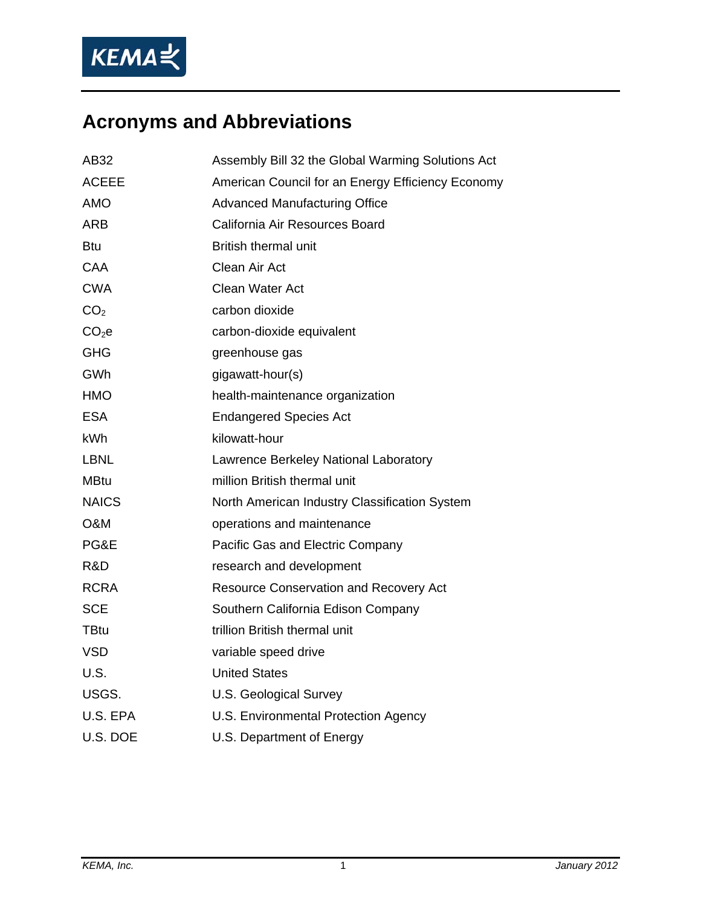# Acronyms and Abbreviations

| | |
|---|---|
| AB32 | Assembly Bill 32 the Global Warming Solutions Act |
| ACEEE | American Council for an Energy Efficiency Economy |
| AMO | Advanced Manufacturing Office |
| ARB | California Air Resources Board |
| Btu | British thermal unit |
| CAA | Clean Air Act |
| CWA | Clean Water Act |
| $CO_2$ | carbon dioxide |
| $CO_2e$ | carbon-dioxide equivalent |
| GHG | greenhouse gas |
| GWh | gigawatt-hour(s) |
| HMO | health-maintenance organization |
| ESA | Endangered Species Act |
| kWh | kilowatt-hour |
| LBNL | Lawrence Berkeley National Laboratory |
| MBtu | million British thermal unit |
| NAICS | North American Industry Classification System |
| O&M | operations and maintenance |
| PG&E | Pacific Gas and Electric Company |
| R&D | research and development |
| RCRA | Resource Conservation and Recovery Act |
| SCE | Southern California Edison Company |
| TBtu | trillion British thermal unit |
| VSD | variable speed drive |
| U.S. | United States |
| USGS. | U.S. Geological Survey |
| U.S. EPA | U.S. Environmental Protection Agency |
| U.S. DOE | U.S. Department of Energy |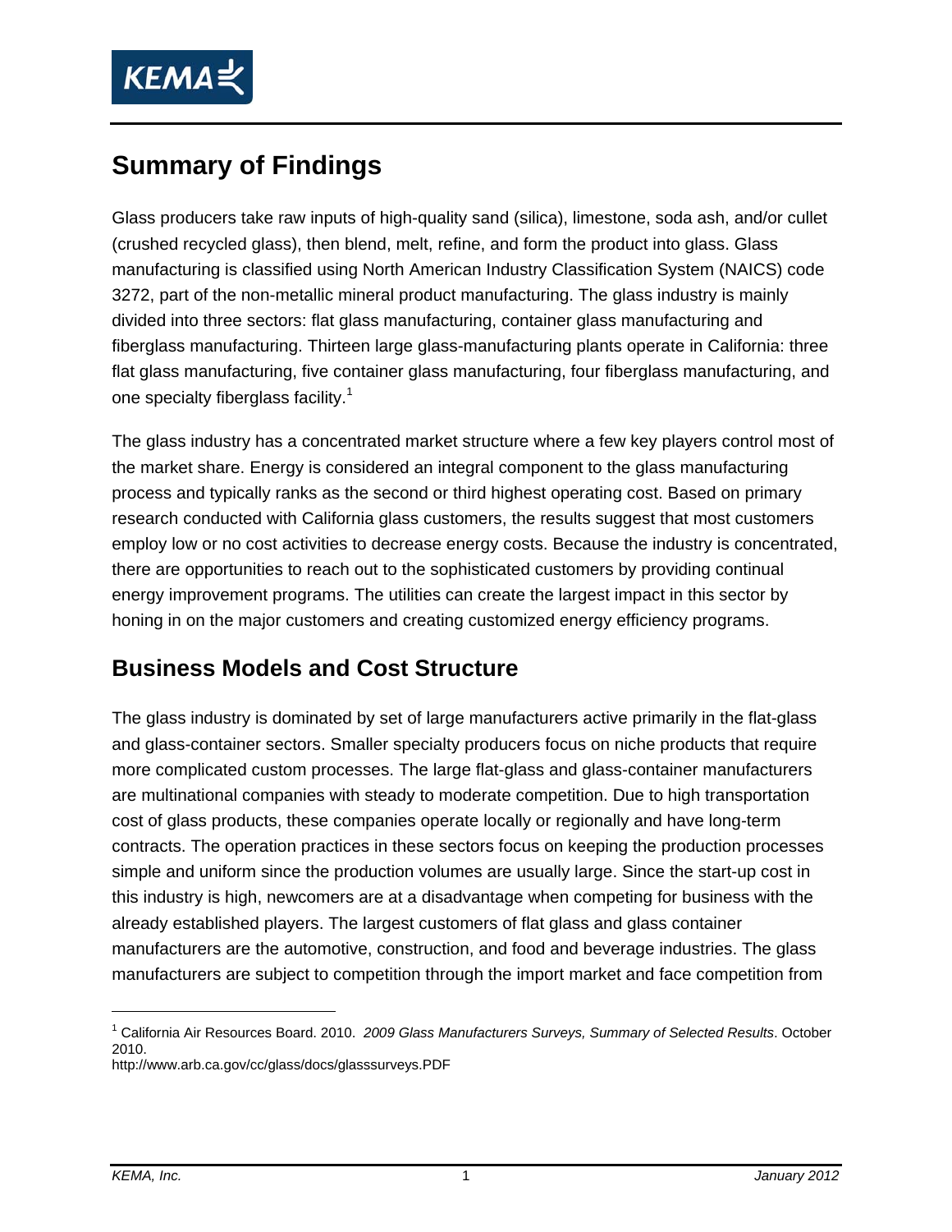# Summary of Findings

Glass producers take raw inputs of high-quality sand (silica), limestone, soda ash, and/or cullet (crushed recycled glass), then blend, melt, refine, and form the product into glass. Glass manufacturing is classified using North American Industry Classification System (NAICS) code 3272, part of the non-metallic mineral product manufacturing. The glass industry is mainly divided into three sectors: flat glass manufacturing, container glass manufacturing and fiberglass manufacturing. Thirteen large glass-manufacturing plants operate in California: three flat glass manufacturing, five container glass manufacturing, four fiberglass manufacturing, and one specialty fiberglass facility.[1]

The glass industry has a concentrated market structure where a few key players control most of the market share. Energy is considered an integral component to the glass manufacturing process and typically ranks as the second or third highest operating cost. Based on primary research conducted with California glass customers, the results suggest that most customers employ low or no cost activities to decrease energy costs. Because the industry is concentrated, there are opportunities to reach out to the sophisticated customers by providing continual energy improvement programs. The utilities can create the largest impact in this sector by honing in on the major customers and creating customized energy efficiency programs.

## Business Models and Cost Structure

The glass industry is dominated by set of large manufacturers active primarily in the flat-glass and glass-container sectors. Smaller specialty producers focus on niche products that require more complicated custom processes. The large flat-glass and glass-container manufacturers are multinational companies with steady to moderate competition. Due to high transportation cost of glass products, these companies operate locally or regionally and have long-term contracts. The operation practices in these sectors focus on keeping the production processes simple and uniform since the production volumes are usually large. Since the start-up cost in this industry is high, newcomers are at a disadvantage when competing for business with the already established players. The largest customers of flat glass and glass container manufacturers are the automotive, construction, and food and beverage industries. The glass manufacturers are subject to competition through the import market and face competition from

[1] California Air Resources Board. 2010. *2009 Glass Manufacturers Surveys, Summary of Selected Results*. October 2010.
http://www.arb.ca.gov/cc/glass/docs/glasssurveys.PDF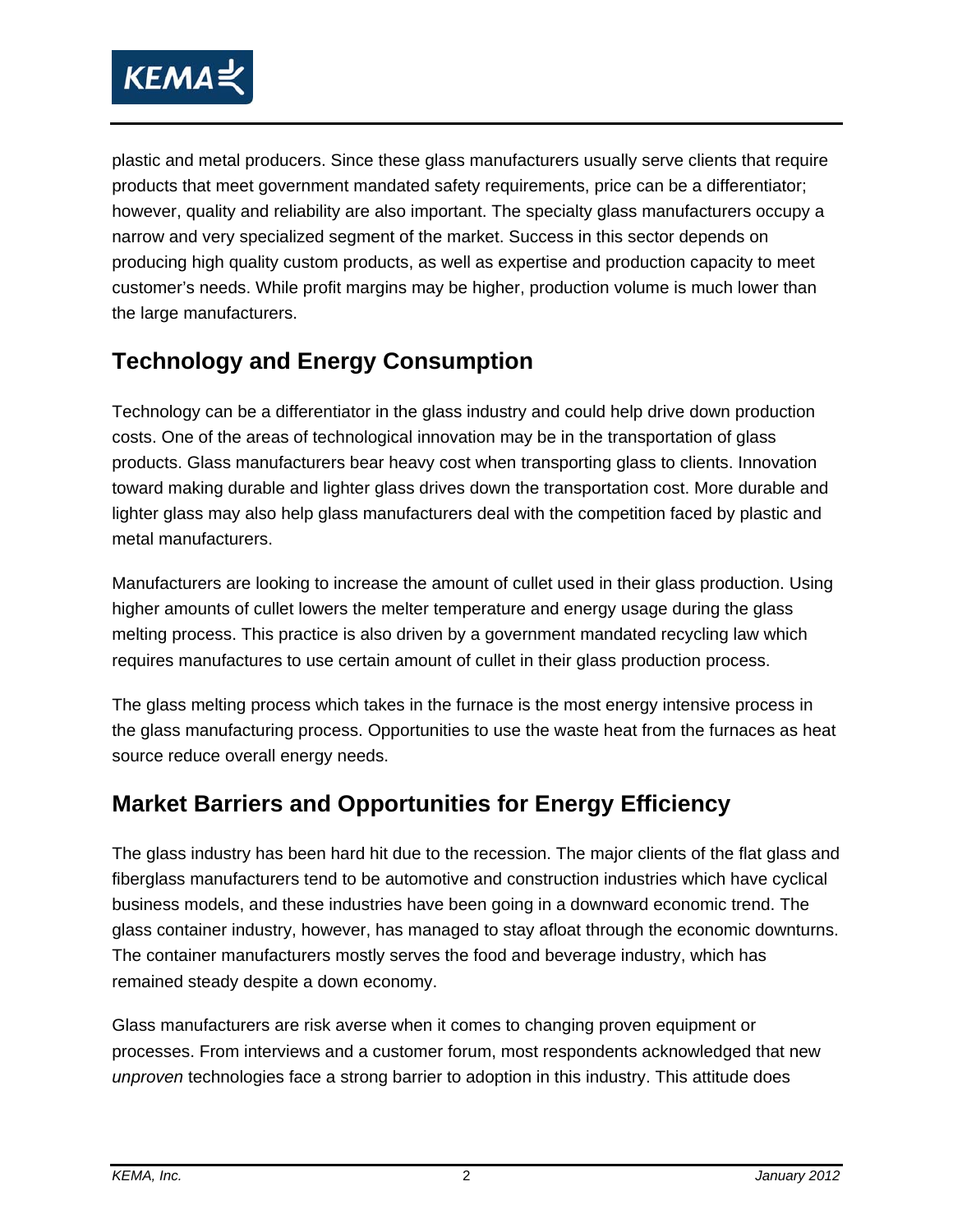plastic and metal producers. Since these glass manufacturers usually serve clients that require products that meet government mandated safety requirements, price can be a differentiator; however, quality and reliability are also important. The specialty glass manufacturers occupy a narrow and very specialized segment of the market. Success in this sector depends on producing high quality custom products, as well as expertise and production capacity to meet customer's needs. While profit margins may be higher, production volume is much lower than the large manufacturers.

## Technology and Energy Consumption

Technology can be a differentiator in the glass industry and could help drive down production costs. One of the areas of technological innovation may be in the transportation of glass products. Glass manufacturers bear heavy cost when transporting glass to clients. Innovation toward making durable and lighter glass drives down the transportation cost. More durable and lighter glass may also help glass manufacturers deal with the competition faced by plastic and metal manufacturers.

Manufacturers are looking to increase the amount of cullet used in their glass production. Using higher amounts of cullet lowers the melter temperature and energy usage during the glass melting process. This practice is also driven by a government mandated recycling law which requires manufactures to use certain amount of cullet in their glass production process.

The glass melting process which takes in the furnace is the most energy intensive process in the glass manufacturing process. Opportunities to use the waste heat from the furnaces as heat source reduce overall energy needs.

## Market Barriers and Opportunities for Energy Efficiency

The glass industry has been hard hit due to the recession. The major clients of the flat glass and fiberglass manufacturers tend to be automotive and construction industries which have cyclical business models, and these industries have been going in a downward economic trend. The glass container industry, however, has managed to stay afloat through the economic downturns. The container manufacturers mostly serves the food and beverage industry, which has remained steady despite a down economy.

Glass manufacturers are risk averse when it comes to changing proven equipment or processes. From interviews and a customer forum, most respondents acknowledged that new *unproven* technologies face a strong barrier to adoption in this industry. This attitude does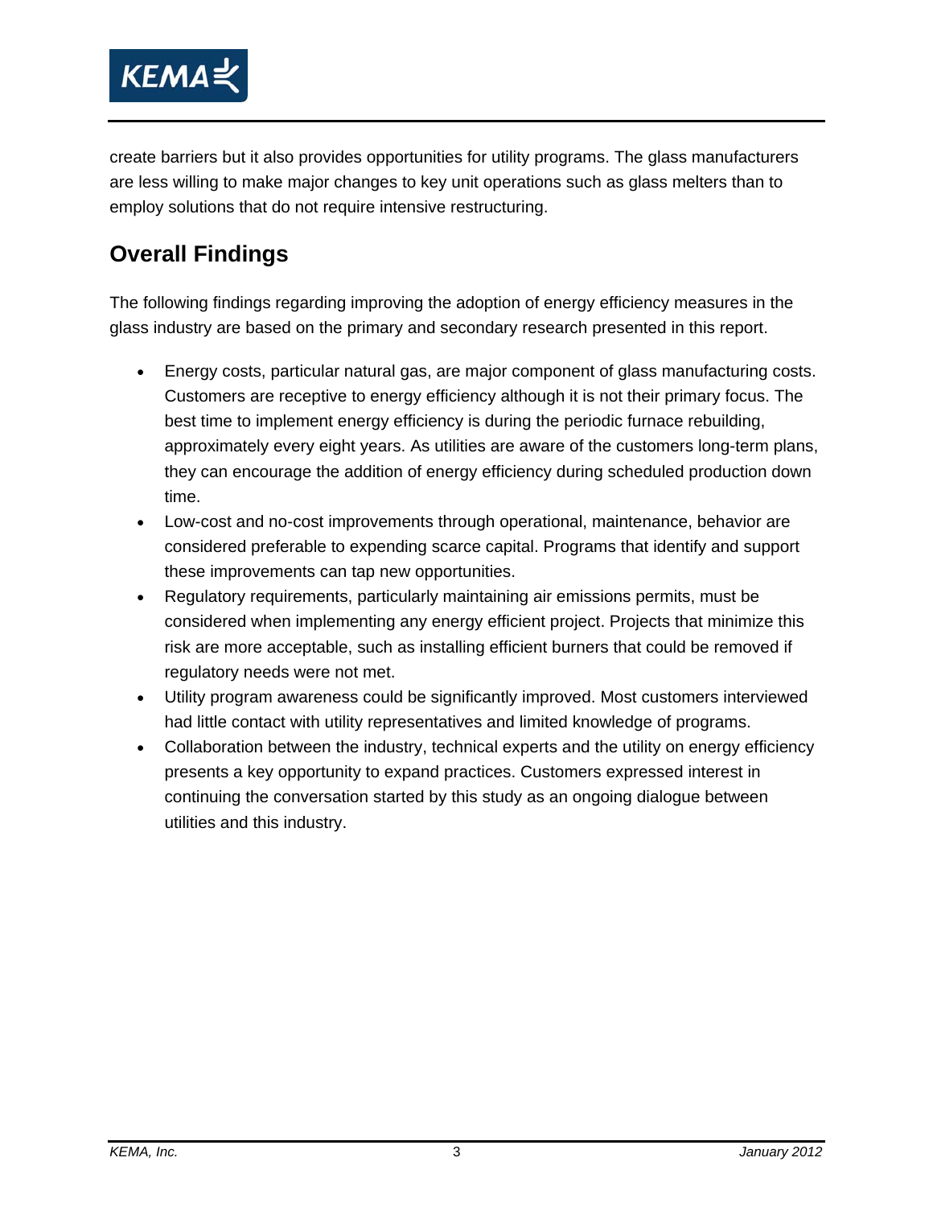create barriers but it also provides opportunities for utility programs. The glass manufacturers are less willing to make major changes to key unit operations such as glass melters than to employ solutions that do not require intensive restructuring.

## Overall Findings

The following findings regarding improving the adoption of energy efficiency measures in the glass industry are based on the primary and secondary research presented in this report.

- Energy costs, particular natural gas, are major component of glass manufacturing costs. Customers are receptive to energy efficiency although it is not their primary focus. The best time to implement energy efficiency is during the periodic furnace rebuilding, approximately every eight years. As utilities are aware of the customers long-term plans, they can encourage the addition of energy efficiency during scheduled production down time.
- Low-cost and no-cost improvements through operational, maintenance, behavior are considered preferable to expending scarce capital. Programs that identify and support these improvements can tap new opportunities.
- Regulatory requirements, particularly maintaining air emissions permits, must be considered when implementing any energy efficient project. Projects that minimize this risk are more acceptable, such as installing efficient burners that could be removed if regulatory needs were not met.
- Utility program awareness could be significantly improved. Most customers interviewed had little contact with utility representatives and limited knowledge of programs.
- Collaboration between the industry, technical experts and the utility on energy efficiency presents a key opportunity to expand practices. Customers expressed interest in continuing the conversation started by this study as an ongoing dialogue between utilities and this industry.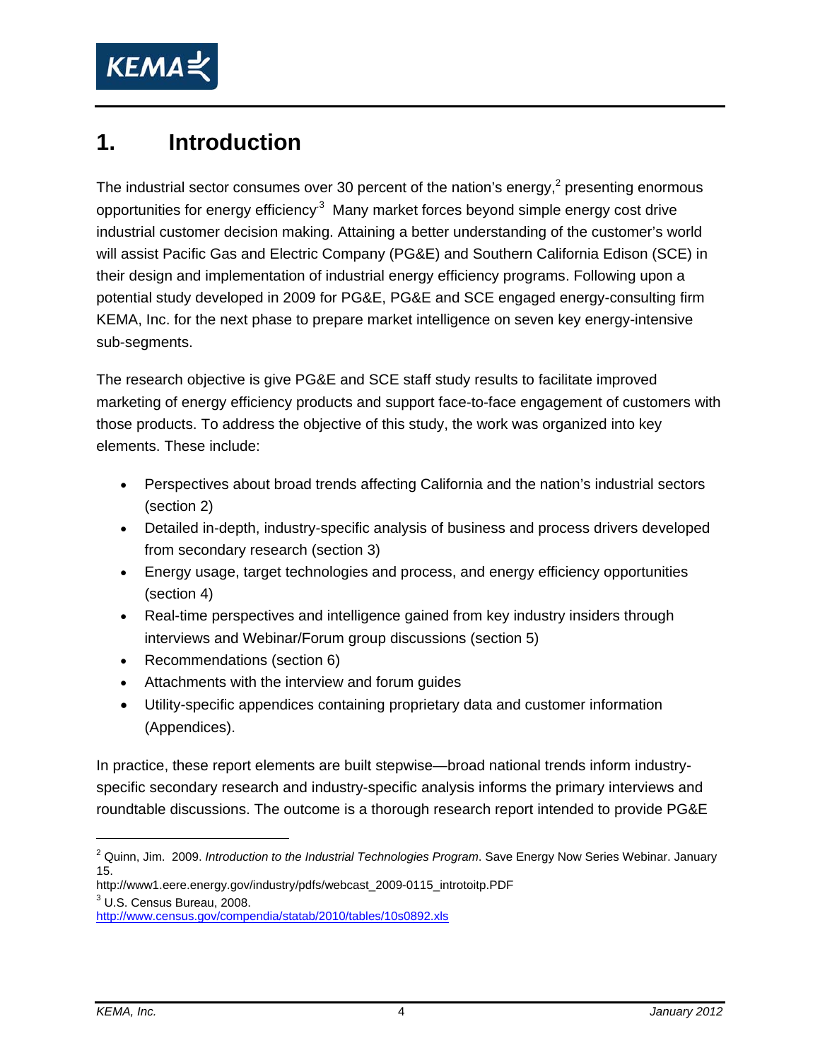# 1. Introduction

The industrial sector consumes over 30 percent of the nation's energy,[2] presenting enormous opportunities for energy efficiency.[3] Many market forces beyond simple energy cost drive industrial customer decision making. Attaining a better understanding of the customer's world will assist Pacific Gas and Electric Company (PG&E) and Southern California Edison (SCE) in their design and implementation of industrial energy efficiency programs. Following upon a potential study developed in 2009 for PG&E, PG&E and SCE engaged energy-consulting firm KEMA, Inc. for the next phase to prepare market intelligence on seven key energy-intensive sub-segments.

The research objective is give PG&E and SCE staff study results to facilitate improved marketing of energy efficiency products and support face-to-face engagement of customers with those products. To address the objective of this study, the work was organized into key elements. These include:

- Perspectives about broad trends affecting California and the nation's industrial sectors (section 2)
- Detailed in-depth, industry-specific analysis of business and process drivers developed from secondary research (section 3)
- Energy usage, target technologies and process, and energy efficiency opportunities (section 4)
- Real-time perspectives and intelligence gained from key industry insiders through interviews and Webinar/Forum group discussions (section 5)
- Recommendations (section 6)
- Attachments with the interview and forum guides
- Utility-specific appendices containing proprietary data and customer information (Appendices).

In practice, these report elements are built stepwise—broad national trends inform industry-specific secondary research and industry-specific analysis informs the primary interviews and roundtable discussions. The outcome is a thorough research report intended to provide PG&E

---

[2] Quinn, Jim. 2009. *Introduction to the Industrial Technologies Program*. Save Energy Now Series Webinar. January 15.
http://www1.eere.energy.gov/industry/pdfs/webcast_2009-0115_introtoitp.PDF

[3] U.S. Census Bureau, 2008.
http://www.census.gov/compendia/statab/2010/tables/10s0892.xls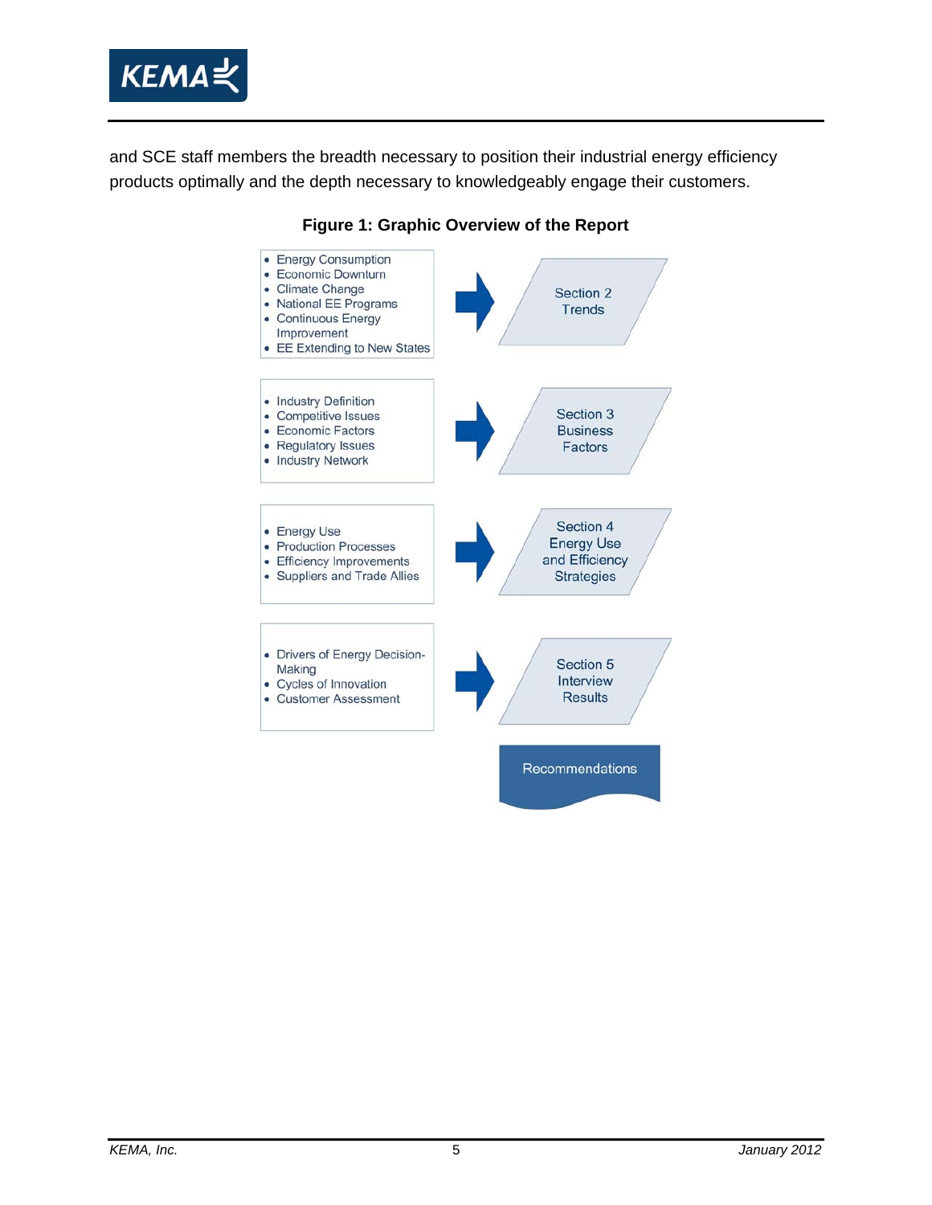and SCE staff members the breadth necessary to position their industrial energy efficiency products optimally and the depth necessary to knowledgeably engage their customers.

**Figure 1: Graphic Overview of the Report**

- Energy Consumption
- Economic Downturn
- Climate Change
- National EE Programs
- Continuous Energy Improvement
- EE Extending to New States

→ Section 2 Trends

- Industry Definition
- Competitive Issues
- Economic Factors
- Regulatory Issues
- Industry Network

→ Section 3 Business Factors

- Energy Use
- Production Processes
- Efficiency Improvements
- Suppliers and Trade Allies

→ Section 4 Energy Use and Efficiency Strategies

- Drivers of Energy Decision-Making
- Cycles of Innovation
- Customer Assessment

→ Section 5 Interview Results

Recommendations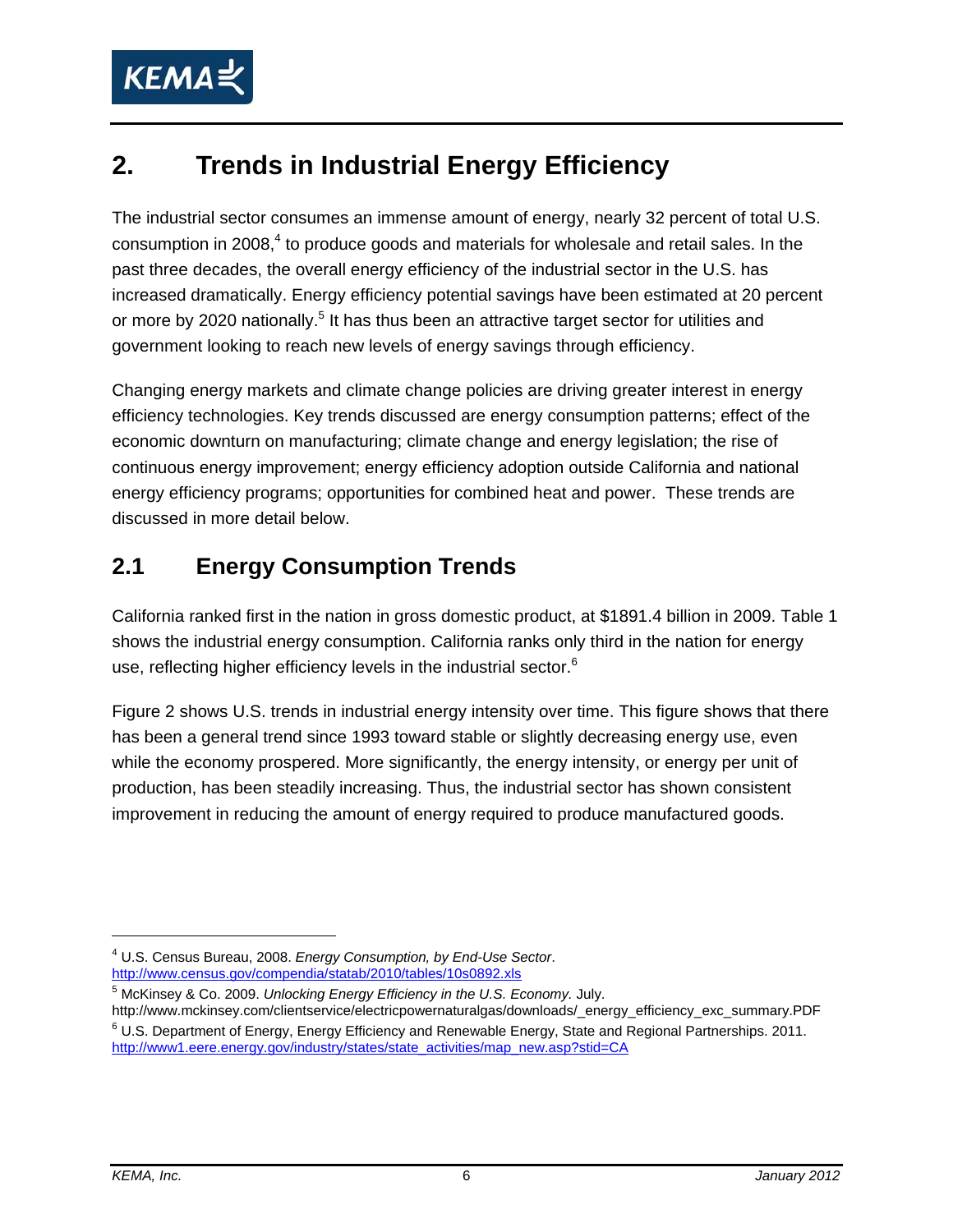# 2. Trends in Industrial Energy Efficiency

The industrial sector consumes an immense amount of energy, nearly 32 percent of total U.S. consumption in 2008,[4] to produce goods and materials for wholesale and retail sales. In the past three decades, the overall energy efficiency of the industrial sector in the U.S. has increased dramatically. Energy efficiency potential savings have been estimated at 20 percent or more by 2020 nationally.[5] It has thus been an attractive target sector for utilities and government looking to reach new levels of energy savings through efficiency.

Changing energy markets and climate change policies are driving greater interest in energy efficiency technologies. Key trends discussed are energy consumption patterns; effect of the economic downturn on manufacturing; climate change and energy legislation; the rise of continuous energy improvement; energy efficiency adoption outside California and national energy efficiency programs; opportunities for combined heat and power. These trends are discussed in more detail below.

## 2.1 Energy Consumption Trends

California ranked first in the nation in gross domestic product, at $1891.4 billion in 2009. Table 1 shows the industrial energy consumption. California ranks only third in the nation for energy use, reflecting higher efficiency levels in the industrial sector.[6]

Figure 2 shows U.S. trends in industrial energy intensity over time. This figure shows that there has been a general trend since 1993 toward stable or slightly decreasing energy use, even while the economy prospered. More significantly, the energy intensity, or energy per unit of production, has been steadily increasing. Thus, the industrial sector has shown consistent improvement in reducing the amount of energy required to produce manufactured goods.

---

[4] U.S. Census Bureau, 2008. *Energy Consumption, by End-Use Sector*. http://www.census.gov/compendia/statab/2010/tables/10s0892.xls

[5] McKinsey & Co. 2009. *Unlocking Energy Efficiency in the U.S. Economy.* July. http://www.mckinsey.com/clientservice/electricpowernaturalgas/downloads/_energy_efficiency_exc_summary.PDF

[6] U.S. Department of Energy, Energy Efficiency and Renewable Energy, State and Regional Partnerships. 2011. http://www1.eere.energy.gov/industry/states/state_activities/map_new.asp?stid=CA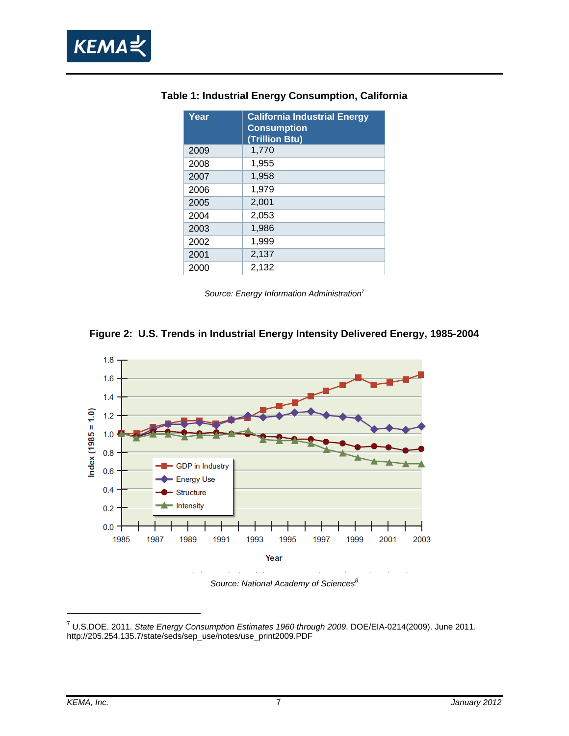**Table 1: Industrial Energy Consumption, California**

| Year | California Industrial Energy Consumption (Trillion Btu) |
|---|---|
| 2009 | 1,770 |
| 2008 | 1,955 |
| 2007 | 1,958 |
| 2006 | 1,979 |
| 2005 | 2,001 |
| 2004 | 2,053 |
| 2003 | 1,986 |
| 2002 | 1,999 |
| 2001 | 2,137 |
| 2000 | 2,132 |

*Source: Energy Information Administration*[7]

**Figure 2: U.S. Trends in Industrial Energy Intensity Delivered Energy, 1985-2004**

*Source: National Academy of Sciences*[8]

---

[7] U.S.DOE. 2011. *State Energy Consumption Estimates 1960 through 2009*. DOE/EIA-0214(2009). June 2011. http://205.254.135.7/state/seds/sep_use/notes/use_print2009.PDF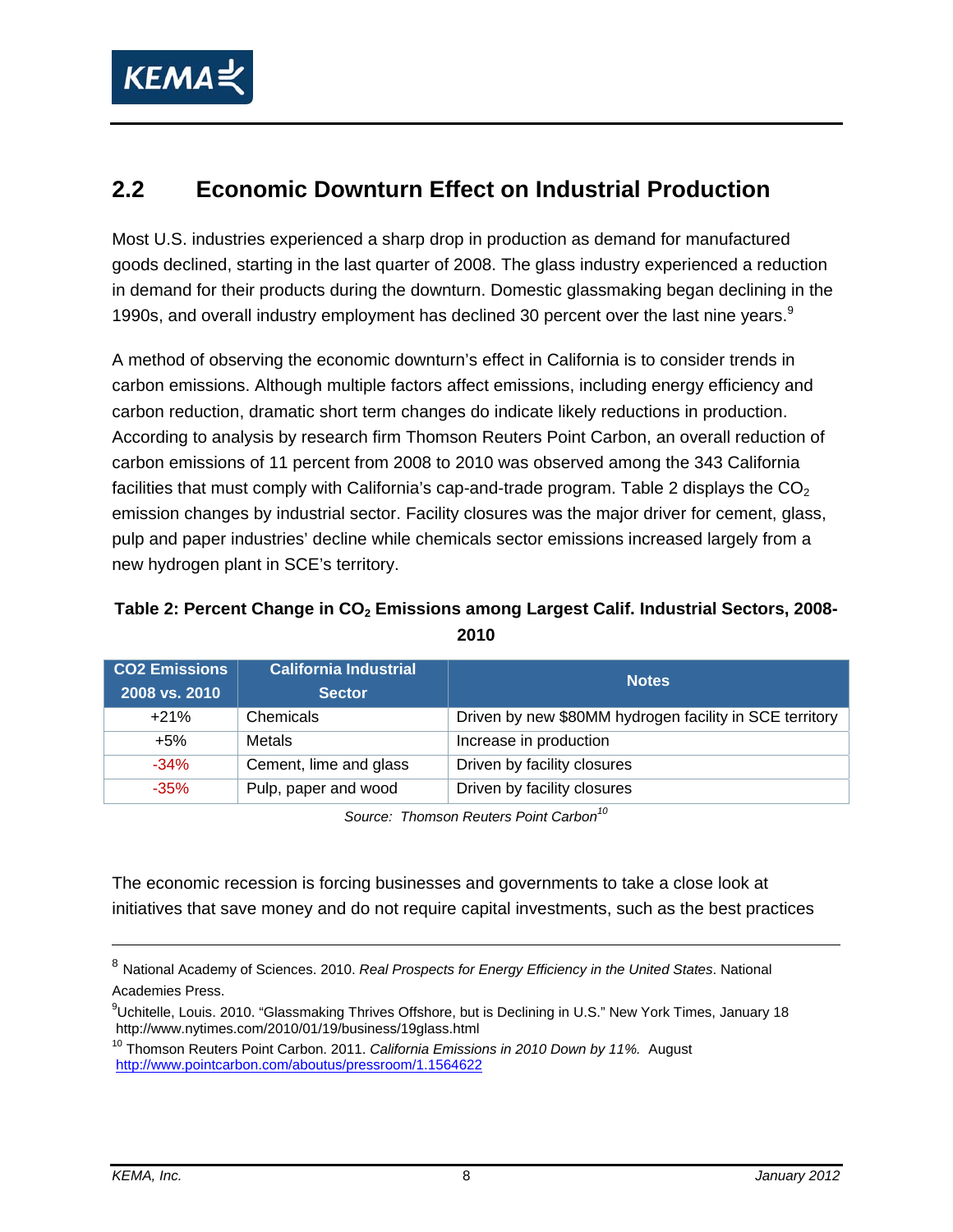## 2.2 Economic Downturn Effect on Industrial Production

Most U.S. industries experienced a sharp drop in production as demand for manufactured goods declined, starting in the last quarter of 2008. The glass industry experienced a reduction in demand for their products during the downturn. Domestic glassmaking began declining in the 1990s, and overall industry employment has declined 30 percent over the last nine years.[9]

A method of observing the economic downturn's effect in California is to consider trends in carbon emissions. Although multiple factors affect emissions, including energy efficiency and carbon reduction, dramatic short term changes do indicate likely reductions in production. According to analysis by research firm Thomson Reuters Point Carbon, an overall reduction of carbon emissions of 11 percent from 2008 to 2010 was observed among the 343 California facilities that must comply with California's cap-and-trade program. Table 2 displays the $CO_2$ emission changes by industrial sector. Facility closures was the major driver for cement, glass, pulp and paper industries' decline while chemicals sector emissions increased largely from a new hydrogen plant in SCE's territory.

**Table 2: Percent Change in $CO_2$ Emissions among Largest Calif. Industrial Sectors, 2008-2010**

| CO2 Emissions 2008 vs. 2010 | California Industrial Sector | Notes |
|---|---|---|
| +21% | Chemicals | Driven by new $80MM hydrogen facility in SCE territory |
| +5% | Metals | Increase in production |
| -34% | Cement, lime and glass | Driven by facility closures |
| -35% | Pulp, paper and wood | Driven by facility closures |

*Source: Thomson Reuters Point Carbon*[10]

The economic recession is forcing businesses and governments to take a close look at initiatives that save money and do not require capital investments, such as the best practices

---

[8] National Academy of Sciences. 2010. *Real Prospects for Energy Efficiency in the United States*. National Academies Press.

[9] Uchitelle, Louis. 2010. "Glassmaking Thrives Offshore, but is Declining in U.S." New York Times, January 18 http://www.nytimes.com/2010/01/19/business/19glass.html

[10] Thomson Reuters Point Carbon. 2011. *California Emissions in 2010 Down by 11%.* August http://www.pointcarbon.com/aboutus/pressroom/1.1564622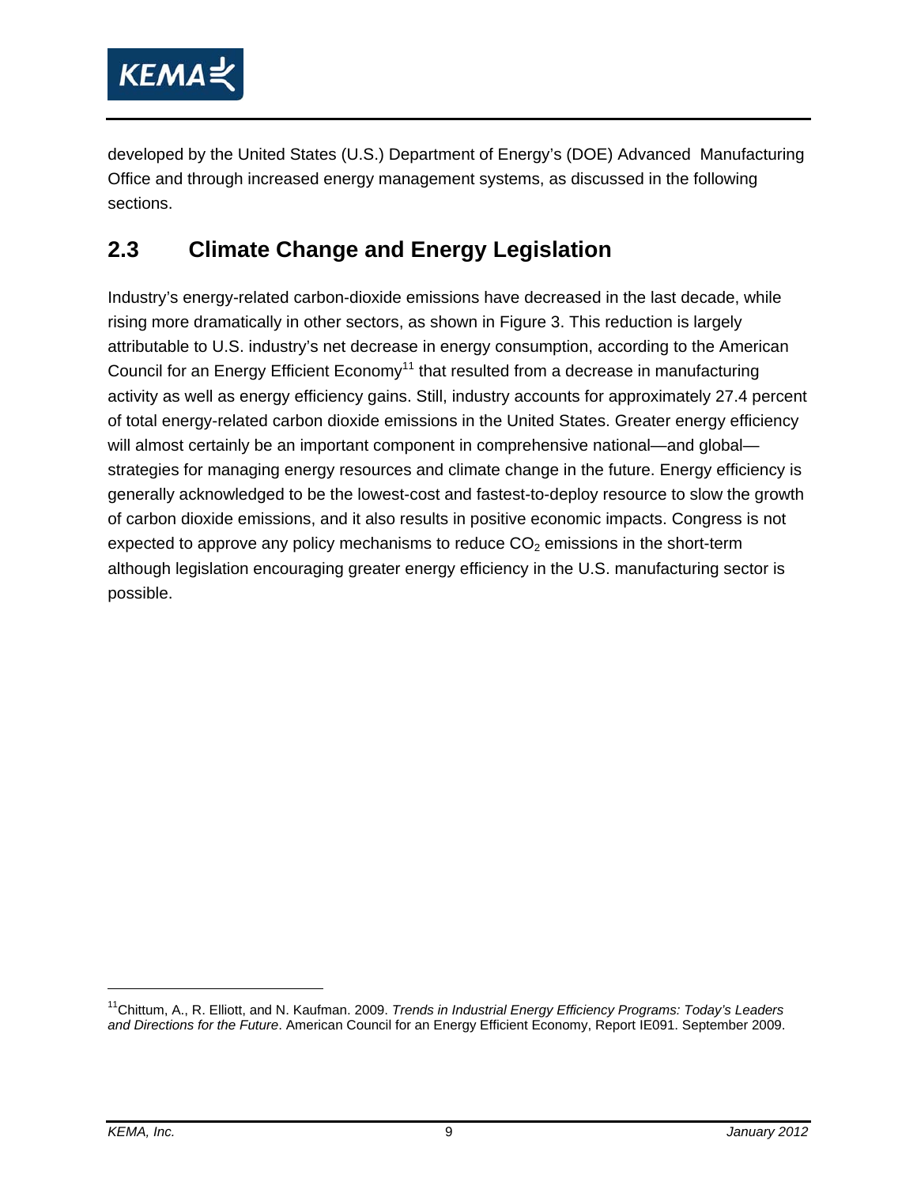developed by the United States (U.S.) Department of Energy's (DOE) Advanced Manufacturing Office and through increased energy management systems, as discussed in the following sections.

## 2.3 Climate Change and Energy Legislation

Industry's energy-related carbon-dioxide emissions have decreased in the last decade, while rising more dramatically in other sectors, as shown in Figure 3. This reduction is largely attributable to U.S. industry's net decrease in energy consumption, according to the American Council for an Energy Efficient Economy[11] that resulted from a decrease in manufacturing activity as well as energy efficiency gains. Still, industry accounts for approximately 27.4 percent of total energy-related carbon dioxide emissions in the United States. Greater energy efficiency will almost certainly be an important component in comprehensive national—and global—strategies for managing energy resources and climate change in the future. Energy efficiency is generally acknowledged to be the lowest-cost and fastest-to-deploy resource to slow the growth of carbon dioxide emissions, and it also results in positive economic impacts. Congress is not expected to approve any policy mechanisms to reduce $CO_2$ emissions in the short-term although legislation encouraging greater energy efficiency in the U.S. manufacturing sector is possible.

---

[11] Chittum, A., R. Elliott, and N. Kaufman. 2009. *Trends in Industrial Energy Efficiency Programs: Today's Leaders and Directions for the Future*. American Council for an Energy Efficient Economy, Report IE091. September 2009.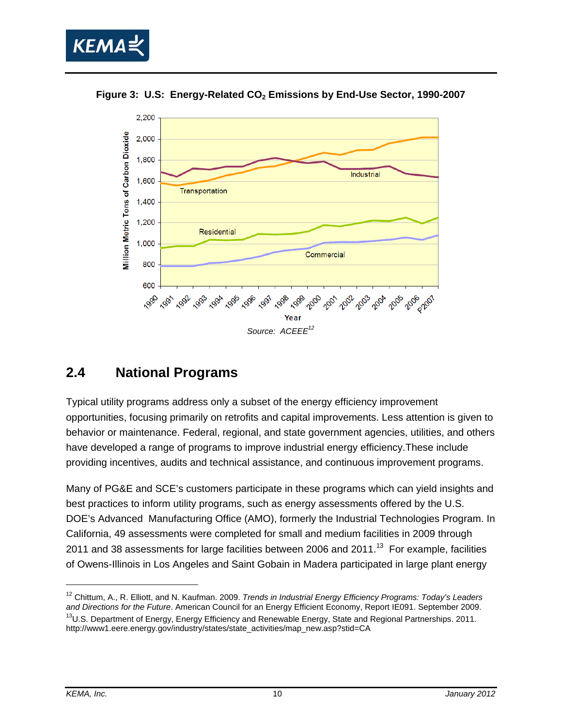**Figure 3: U.S: Energy-Related $CO_2$ Emissions by End-Use Sector, 1990-2007**

*Source: ACEEE[12]*

## 2.4 National Programs

Typical utility programs address only a subset of the energy efficiency improvement opportunities, focusing primarily on retrofits and capital improvements. Less attention is given to behavior or maintenance. Federal, regional, and state government agencies, utilities, and others have developed a range of programs to improve industrial energy efficiency.These include providing incentives, audits and technical assistance, and continuous improvement programs.

Many of PG&E and SCE's customers participate in these programs which can yield insights and best practices to inform utility programs, such as energy assessments offered by the U.S. DOE's Advanced Manufacturing Office (AMO), formerly the Industrial Technologies Program. In California, 49 assessments were completed for small and medium facilities in 2009 through 2011 and 38 assessments for large facilities between 2006 and 2011.[13] For example, facilities of Owens-Illinois in Los Angeles and Saint Gobain in Madera participated in large plant energy

---

[12] Chittum, A., R. Elliott, and N. Kaufman. 2009. *Trends in Industrial Energy Efficiency Programs: Today's Leaders and Directions for the Future*. American Council for an Energy Efficient Economy, Report IE091. September 2009.

[13] U.S. Department of Energy, Energy Efficiency and Renewable Energy, State and Regional Partnerships. 2011. http://www1.eere.energy.gov/industry/states/state_activities/map_new.asp?stid=CA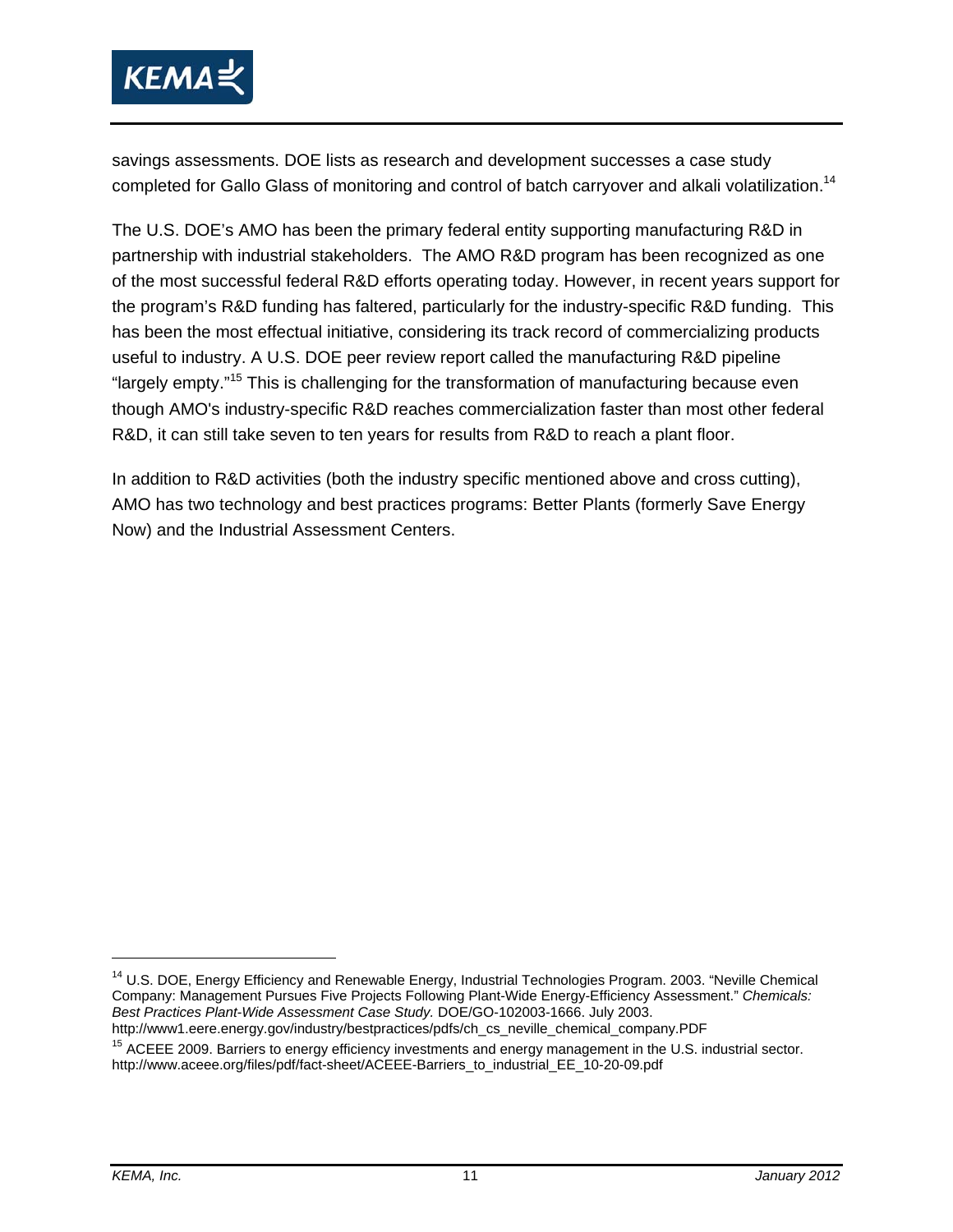savings assessments. DOE lists as research and development successes a case study completed for Gallo Glass of monitoring and control of batch carryover and alkali volatilization.[14]

The U.S. DOE's AMO has been the primary federal entity supporting manufacturing R&D in partnership with industrial stakeholders. The AMO R&D program has been recognized as one of the most successful federal R&D efforts operating today. However, in recent years support for the program's R&D funding has faltered, particularly for the industry-specific R&D funding. This has been the most effectual initiative, considering its track record of commercializing products useful to industry. A U.S. DOE peer review report called the manufacturing R&D pipeline "largely empty."[15] This is challenging for the transformation of manufacturing because even though AMO's industry-specific R&D reaches commercialization faster than most other federal R&D, it can still take seven to ten years for results from R&D to reach a plant floor.

In addition to R&D activities (both the industry specific mentioned above and cross cutting), AMO has two technology and best practices programs: Better Plants (formerly Save Energy Now) and the Industrial Assessment Centers.

---

[14] U.S. DOE, Energy Efficiency and Renewable Energy, Industrial Technologies Program. 2003. "Neville Chemical Company: Management Pursues Five Projects Following Plant-Wide Energy-Efficiency Assessment." *Chemicals: Best Practices Plant-Wide Assessment Case Study.* DOE/GO-102003-1666. July 2003. http://www1.eere.energy.gov/industry/bestpractices/pdfs/ch_cs_neville_chemical_company.PDF

[15] ACEEE 2009. Barriers to energy efficiency investments and energy management in the U.S. industrial sector. http://www.aceee.org/files/pdf/fact-sheet/ACEEE-Barriers_to_industrial_EE_10-20-09.pdf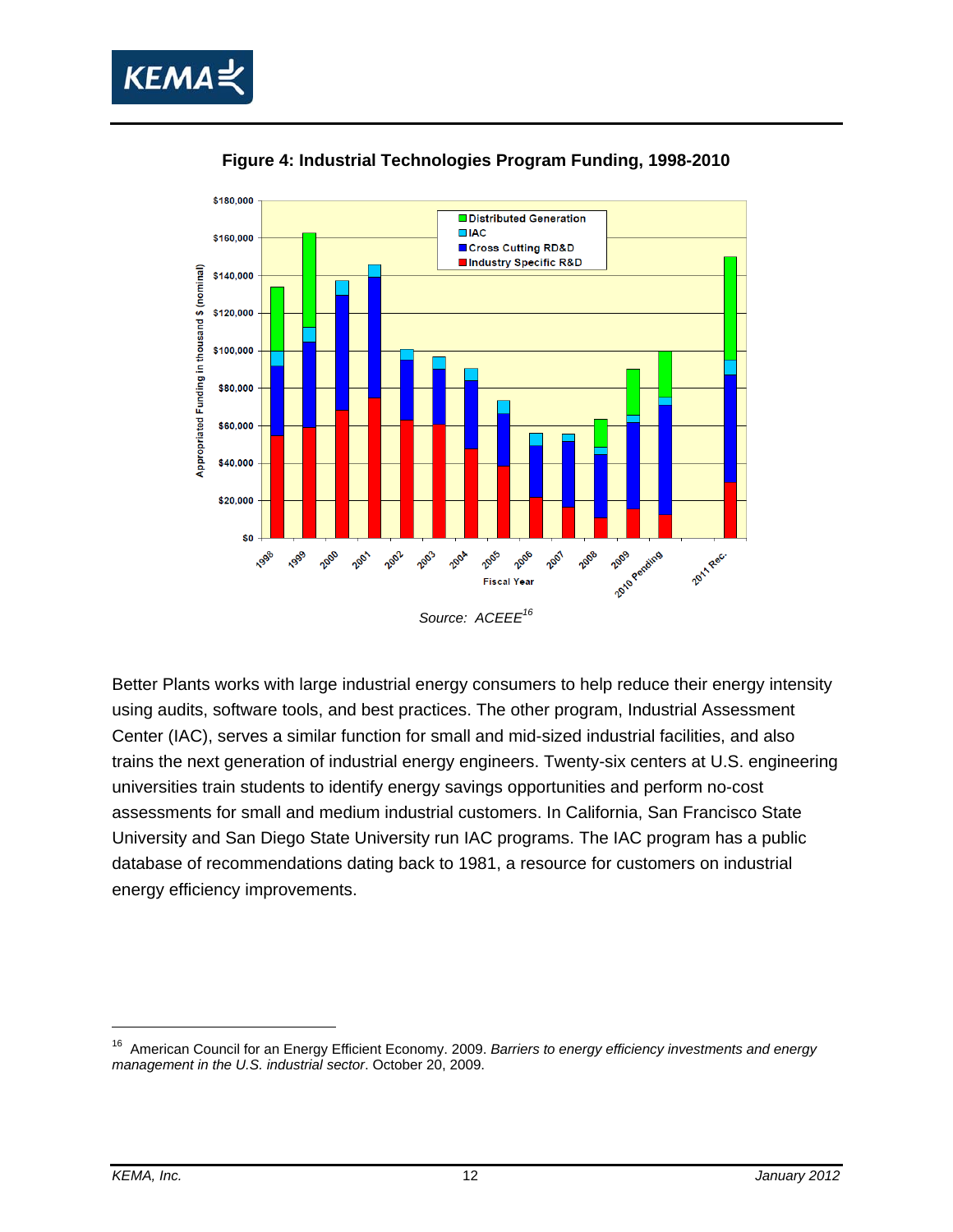**Figure 4: Industrial Technologies Program Funding, 1998-2010**

*Source: ACEEE*[16]

Better Plants works with large industrial energy consumers to help reduce their energy intensity using audits, software tools, and best practices. The other program, Industrial Assessment Center (IAC), serves a similar function for small and mid-sized industrial facilities, and also trains the next generation of industrial energy engineers. Twenty-six centers at U.S. engineering universities train students to identify energy savings opportunities and perform no-cost assessments for small and medium industrial customers. In California, San Francisco State University and San Diego State University run IAC programs. The IAC program has a public database of recommendations dating back to 1981, a resource for customers on industrial energy efficiency improvements.

---

[16] American Council for an Energy Efficient Economy. 2009. *Barriers to energy efficiency investments and energy management in the U.S. industrial sector*. October 20, 2009.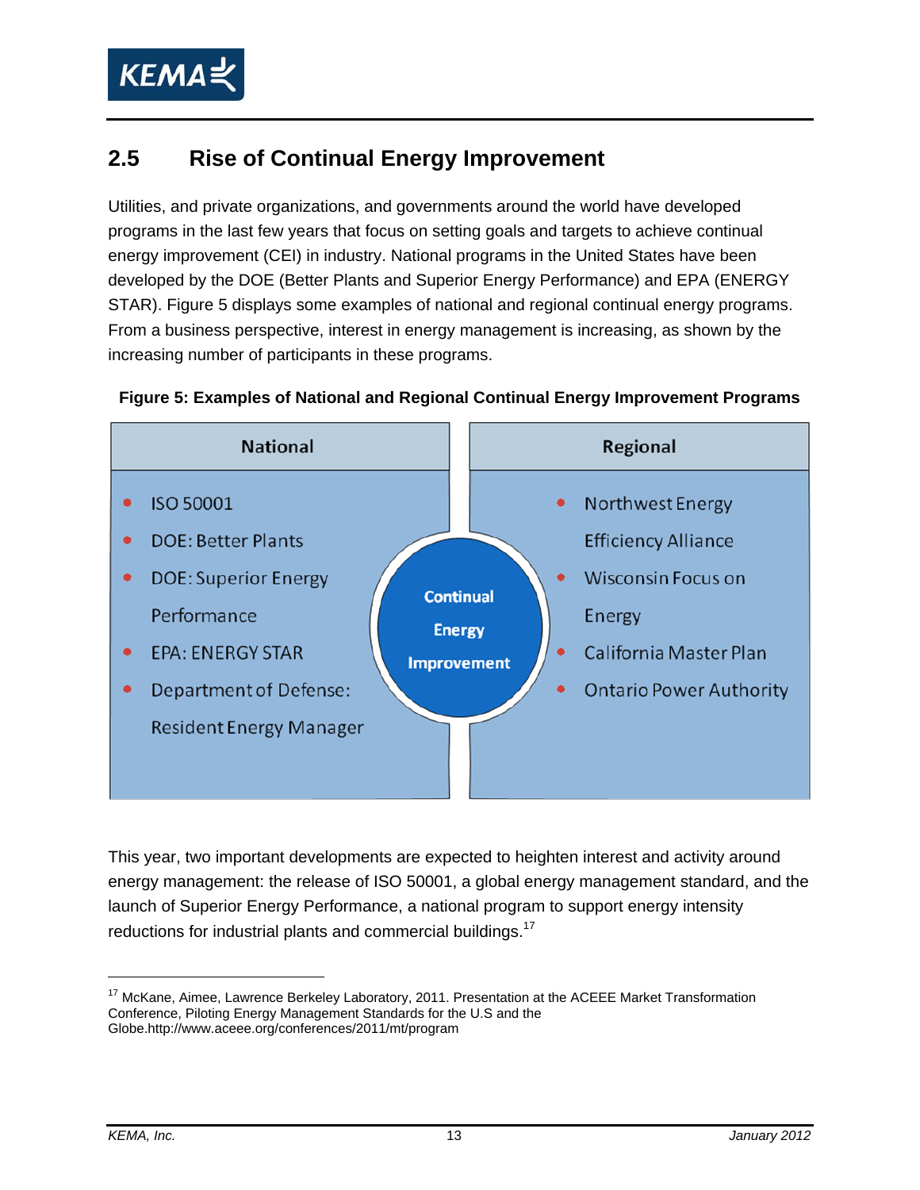## 2.5 Rise of Continual Energy Improvement

Utilities, and private organizations, and governments around the world have developed programs in the last few years that focus on setting goals and targets to achieve continual energy improvement (CEI) in industry. National programs in the United States have been developed by the DOE (Better Plants and Superior Energy Performance) and EPA (ENERGY STAR). Figure 5 displays some examples of national and regional continual energy programs. From a business perspective, interest in energy management is increasing, as shown by the increasing number of participants in these programs.

**Figure 5: Examples of National and Regional Continual Energy Improvement Programs**

| National | Regional |
|---|---|
| ISO 50001 | Northwest Energy Efficiency Alliance |
| DOE: Better Plants | Wisconsin Focus on Energy |
| DOE: Superior Energy Performance | California Master Plan |
| EPA: ENERGY STAR | Ontario Power Authority |
| Department of Defense: Resident Energy Manager | |

Continual Energy Improvement

This year, two important developments are expected to heighten interest and activity around energy management: the release of ISO 50001, a global energy management standard, and the launch of Superior Energy Performance, a national program to support energy intensity reductions for industrial plants and commercial buildings.[17]

---

[17] McKane, Aimee, Lawrence Berkeley Laboratory, 2011. Presentation at the ACEEE Market Transformation Conference, Piloting Energy Management Standards for the U.S and the Globe.http://www.aceee.org/conferences/2011/mt/program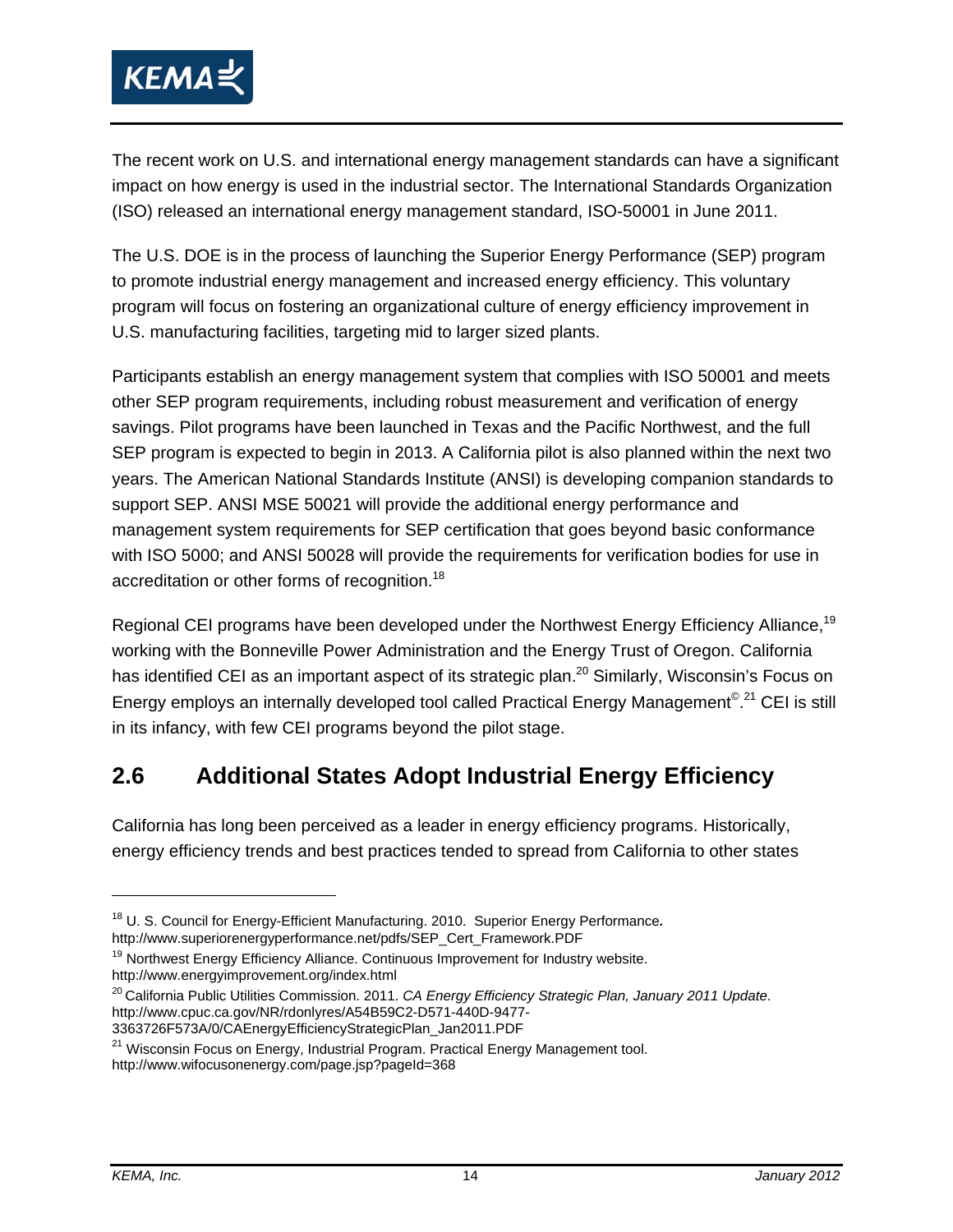The recent work on U.S. and international energy management standards can have a significant impact on how energy is used in the industrial sector. The International Standards Organization (ISO) released an international energy management standard, ISO-50001 in June 2011.

The U.S. DOE is in the process of launching the Superior Energy Performance (SEP) program to promote industrial energy management and increased energy efficiency. This voluntary program will focus on fostering an organizational culture of energy efficiency improvement in U.S. manufacturing facilities, targeting mid to larger sized plants.

Participants establish an energy management system that complies with ISO 50001 and meets other SEP program requirements, including robust measurement and verification of energy savings. Pilot programs have been launched in Texas and the Pacific Northwest, and the full SEP program is expected to begin in 2013. A California pilot is also planned within the next two years. The American National Standards Institute (ANSI) is developing companion standards to support SEP. ANSI MSE 50021 will provide the additional energy performance and management system requirements for SEP certification that goes beyond basic conformance with ISO 5000; and ANSI 50028 will provide the requirements for verification bodies for use in accreditation or other forms of recognition.[18]

Regional CEI programs have been developed under the Northwest Energy Efficiency Alliance,[19] working with the Bonneville Power Administration and the Energy Trust of Oregon. California has identified CEI as an important aspect of its strategic plan.[20] Similarly, Wisconsin's Focus on Energy employs an internally developed tool called Practical Energy Management©.[21] CEI is still in its infancy, with few CEI programs beyond the pilot stage.

## 2.6 Additional States Adopt Industrial Energy Efficiency

California has long been perceived as a leader in energy efficiency programs. Historically, energy efficiency trends and best practices tended to spread from California to other states

---

[18] U. S. Council for Energy-Efficient Manufacturing. 2010. Superior Energy Performance**.** http://www.superiorenergyperformance.net/pdfs/SEP_Cert_Framework.PDF

[19] Northwest Energy Efficiency Alliance. Continuous Improvement for Industry website. http://www.energyimprovement.org/index.html

[20] California Public Utilities Commission. 2011. *CA Energy Efficiency Strategic Plan, January 2011 Update*. http://www.cpuc.ca.gov/NR/rdonlyres/A54B59C2-D571-440D-9477-3363726F573A/0/CAEnergyEfficiencyStrategicPlan_Jan2011.PDF

[21] Wisconsin Focus on Energy, Industrial Program. Practical Energy Management tool. http://www.wifocusonenergy.com/page.jsp?pageId=368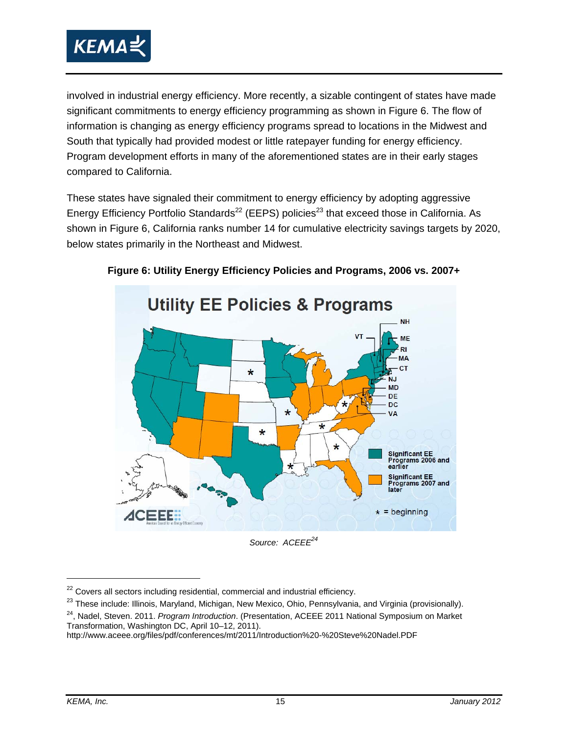involved in industrial energy efficiency. More recently, a sizable contingent of states have made significant commitments to energy efficiency programming as shown in Figure 6. The flow of information is changing as energy efficiency programs spread to locations in the Midwest and South that typically had provided modest or little ratepayer funding for energy efficiency. Program development efforts in many of the aforementioned states are in their early stages compared to California.

These states have signaled their commitment to energy efficiency by adopting aggressive Energy Efficiency Portfolio Standards[22] (EEPS) policies[23] that exceed those in California. As shown in Figure 6, California ranks number 14 for cumulative electricity savings targets by 2020, below states primarily in the Northeast and Midwest.

**Figure 6: Utility Energy Efficiency Policies and Programs, 2006 vs. 2007+**

*Source: ACEEE[24]*

---

[22] Covers all sectors including residential, commercial and industrial efficiency.

[23] These include: Illinois, Maryland, Michigan, New Mexico, Ohio, Pennsylvania, and Virginia (provisionally).

[24], Nadel, Steven. 2011. *Program Introduction*. (Presentation, ACEEE 2011 National Symposium on Market Transformation, Washington DC, April 10–12, 2011). http://www.aceee.org/files/pdf/conferences/mt/2011/Introduction%20-%20Steve%20Nadel.PDF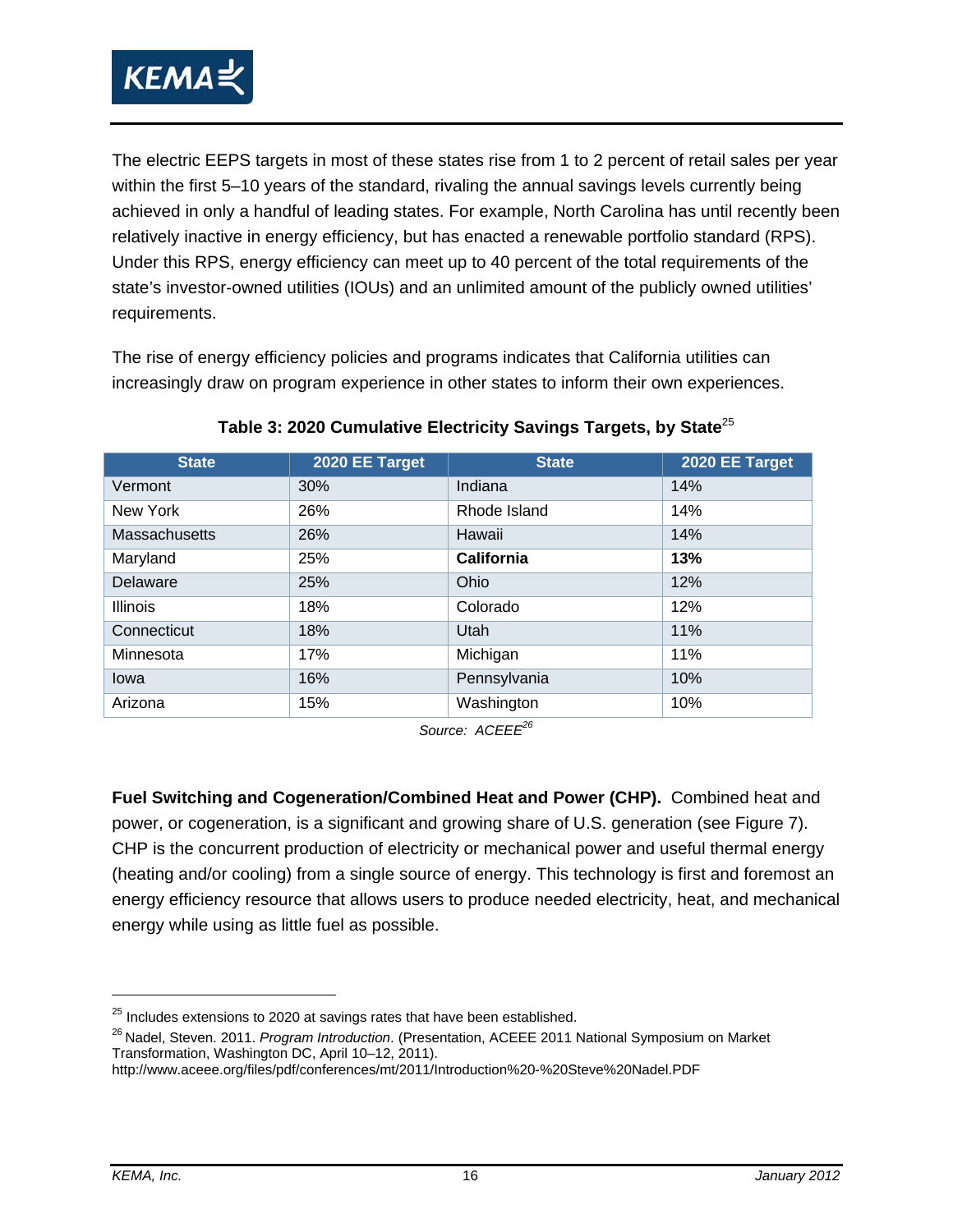The electric EEPS targets in most of these states rise from 1 to 2 percent of retail sales per year within the first 5–10 years of the standard, rivaling the annual savings levels currently being achieved in only a handful of leading states. For example, North Carolina has until recently been relatively inactive in energy efficiency, but has enacted a renewable portfolio standard (RPS). Under this RPS, energy efficiency can meet up to 40 percent of the total requirements of the state's investor-owned utilities (IOUs) and an unlimited amount of the publicly owned utilities' requirements.

The rise of energy efficiency policies and programs indicates that California utilities can increasingly draw on program experience in other states to inform their own experiences.

**Table 3: 2020 Cumulative Electricity Savings Targets, by State**[25]

| State | 2020 EE Target | State | 2020 EE Target |
|---|---|---|---|
| Vermont | 30% | Indiana | 14% |
| New York | 26% | Rhode Island | 14% |
| Massachusetts | 26% | Hawaii | 14% |
| Maryland | 25% | **California** | **13%** |
| Delaware | 25% | Ohio | 12% |
| Illinois | 18% | Colorado | 12% |
| Connecticut | 18% | Utah | 11% |
| Minnesota | 17% | Michigan | 11% |
| Iowa | 16% | Pennsylvania | 10% |
| Arizona | 15% | Washington | 10% |

*Source: ACEEE*[26]

**Fuel Switching and Cogeneration/Combined Heat and Power (CHP).** Combined heat and power, or cogeneration, is a significant and growing share of U.S. generation (see Figure 7). CHP is the concurrent production of electricity or mechanical power and useful thermal energy (heating and/or cooling) from a single source of energy. This technology is first and foremost an energy efficiency resource that allows users to produce needed electricity, heat, and mechanical energy while using as little fuel as possible.

---

[25] Includes extensions to 2020 at savings rates that have been established.

[26] Nadel, Steven. 2011. *Program Introduction*. (Presentation, ACEEE 2011 National Symposium on Market Transformation, Washington DC, April 10–12, 2011). http://www.aceee.org/files/pdf/conferences/mt/2011/Introduction%20-%20Steve%20Nadel.PDF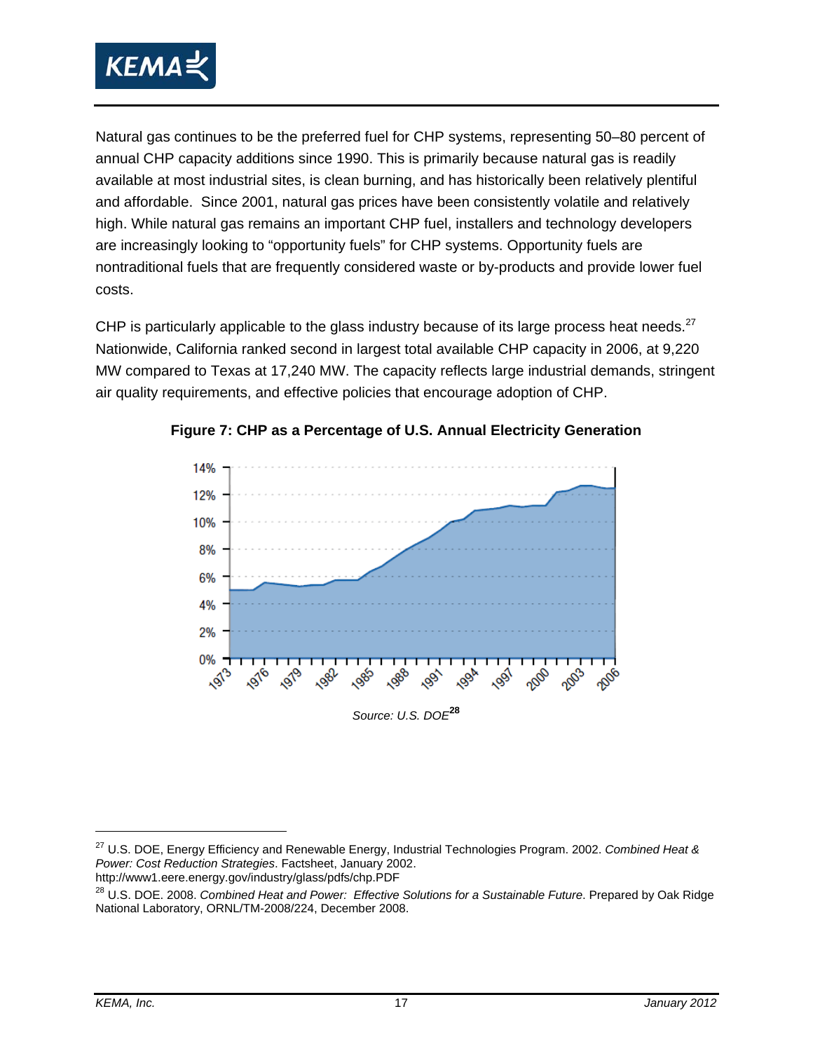Natural gas continues to be the preferred fuel for CHP systems, representing 50–80 percent of annual CHP capacity additions since 1990. This is primarily because natural gas is readily available at most industrial sites, is clean burning, and has historically been relatively plentiful and affordable. Since 2001, natural gas prices have been consistently volatile and relatively high. While natural gas remains an important CHP fuel, installers and technology developers are increasingly looking to "opportunity fuels" for CHP systems. Opportunity fuels are nontraditional fuels that are frequently considered waste or by-products and provide lower fuel costs.

CHP is particularly applicable to the glass industry because of its large process heat needs.[27] Nationwide, California ranked second in largest total available CHP capacity in 2006, at 9,220 MW compared to Texas at 17,240 MW. The capacity reflects large industrial demands, stringent air quality requirements, and effective policies that encourage adoption of CHP.

**Figure 7: CHP as a Percentage of U.S. Annual Electricity Generation**

*Source: U.S. DOE*[28]

---

[27] U.S. DOE, Energy Efficiency and Renewable Energy, Industrial Technologies Program. 2002. *Combined Heat & Power: Cost Reduction Strategies*. Factsheet, January 2002. http://www1.eere.energy.gov/industry/glass/pdfs/chp.PDF

[28] U.S. DOE. 2008. *Combined Heat and Power: Effective Solutions for a Sustainable Future*. Prepared by Oak Ridge National Laboratory, ORNL/TM-2008/224, December 2008.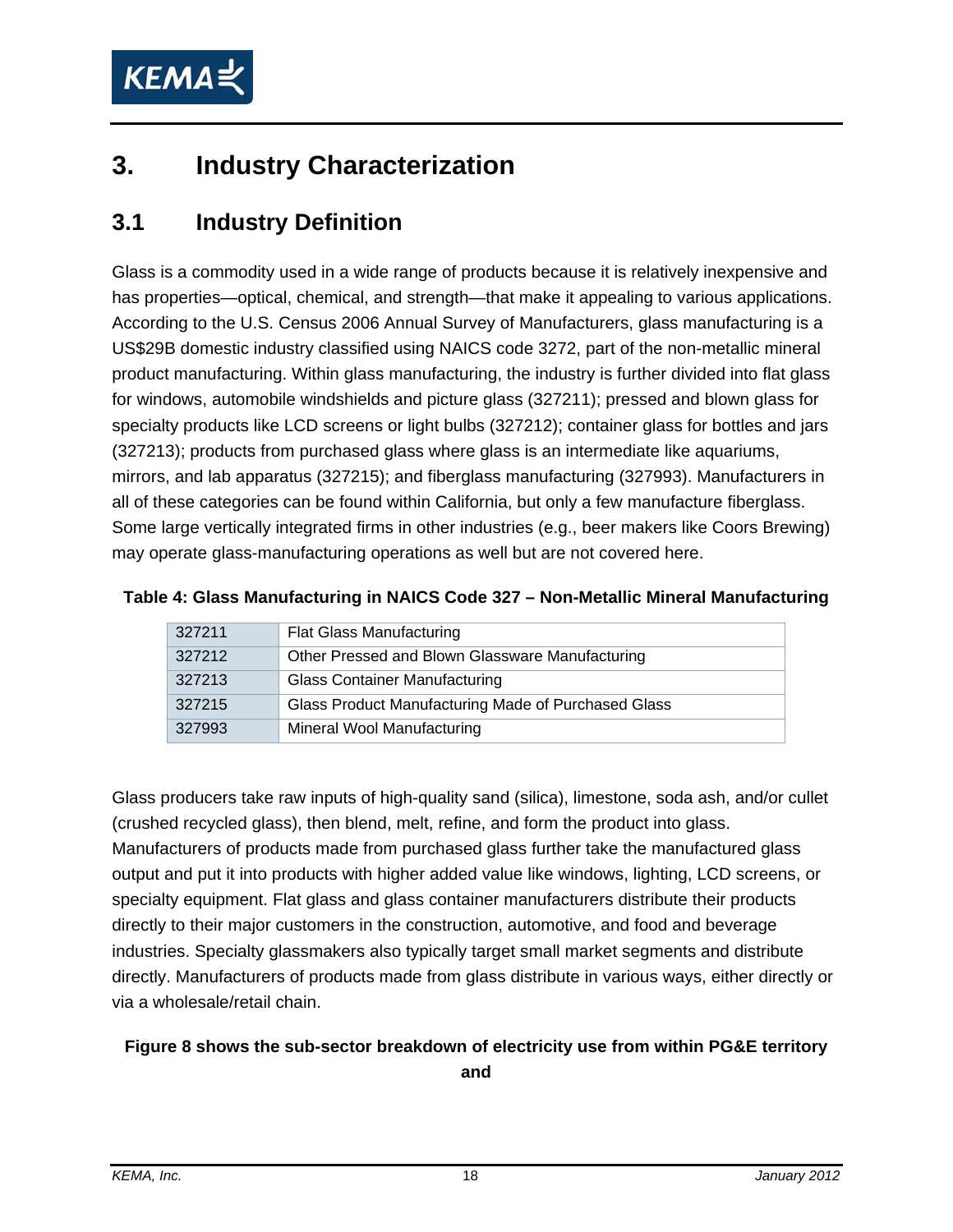# 3. Industry Characterization

## 3.1 Industry Definition

Glass is a commodity used in a wide range of products because it is relatively inexpensive and has properties—optical, chemical, and strength—that make it appealing to various applications. According to the U.S. Census 2006 Annual Survey of Manufacturers, glass manufacturing is a US$29B domestic industry classified using NAICS code 3272, part of the non-metallic mineral product manufacturing. Within glass manufacturing, the industry is further divided into flat glass for windows, automobile windshields and picture glass (327211); pressed and blown glass for specialty products like LCD screens or light bulbs (327212); container glass for bottles and jars (327213); products from purchased glass where glass is an intermediate like aquariums, mirrors, and lab apparatus (327215); and fiberglass manufacturing (327993). Manufacturers in all of these categories can be found within California, but only a few manufacture fiberglass. Some large vertically integrated firms in other industries (e.g., beer makers like Coors Brewing) may operate glass-manufacturing operations as well but are not covered here.

**Table 4: Glass Manufacturing in NAICS Code 327 – Non-Metallic Mineral Manufacturing**

| | |
|---|---|
| 327211 | Flat Glass Manufacturing |
| 327212 | Other Pressed and Blown Glassware Manufacturing |
| 327213 | Glass Container Manufacturing |
| 327215 | Glass Product Manufacturing Made of Purchased Glass |
| 327993 | Mineral Wool Manufacturing |

Glass producers take raw inputs of high-quality sand (silica), limestone, soda ash, and/or cullet (crushed recycled glass), then blend, melt, refine, and form the product into glass. Manufacturers of products made from purchased glass further take the manufactured glass output and put it into products with higher added value like windows, lighting, LCD screens, or specialty equipment. Flat glass and glass container manufacturers distribute their products directly to their major customers in the construction, automotive, and food and beverage industries. Specialty glassmakers also typically target small market segments and distribute directly. Manufacturers of products made from glass distribute in various ways, either directly or via a wholesale/retail chain.

**Figure 8 shows the sub-sector breakdown of electricity use from within PG&E territory and**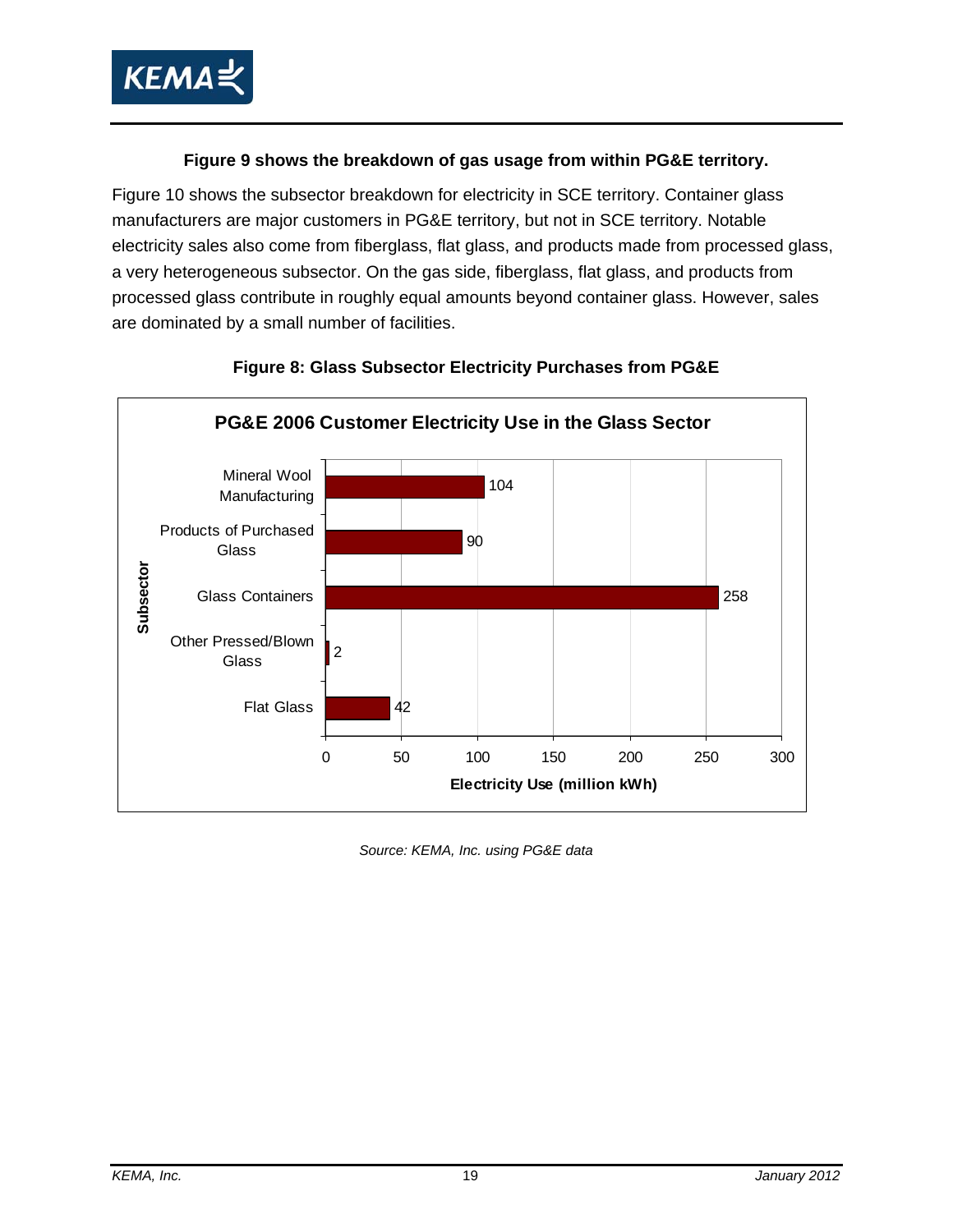**Figure 9 shows the breakdown of gas usage from within PG&E territory.**

Figure 10 shows the subsector breakdown for electricity in SCE territory. Container glass manufacturers are major customers in PG&E territory, but not in SCE territory. Notable electricity sales also come from fiberglass, flat glass, and products made from processed glass, a very heterogeneous subsector. On the gas side, fiberglass, flat glass, and products from processed glass contribute in roughly equal amounts beyond container glass. However, sales are dominated by a small number of facilities.

**Figure 8: Glass Subsector Electricity Purchases from PG&E**

**PG&E 2006 Customer Electricity Use in the Glass Sector**

| Subsector | Electricity Use (million kWh) |
|---|---|
| Mineral Wool Manufacturing | 104 |
| Products of Purchased Glass | 90 |
| Glass Containers | 258 |
| Other Pressed/Blown Glass | 2 |
| Flat Glass | 42 |

*Source: KEMA, Inc. using PG&E data*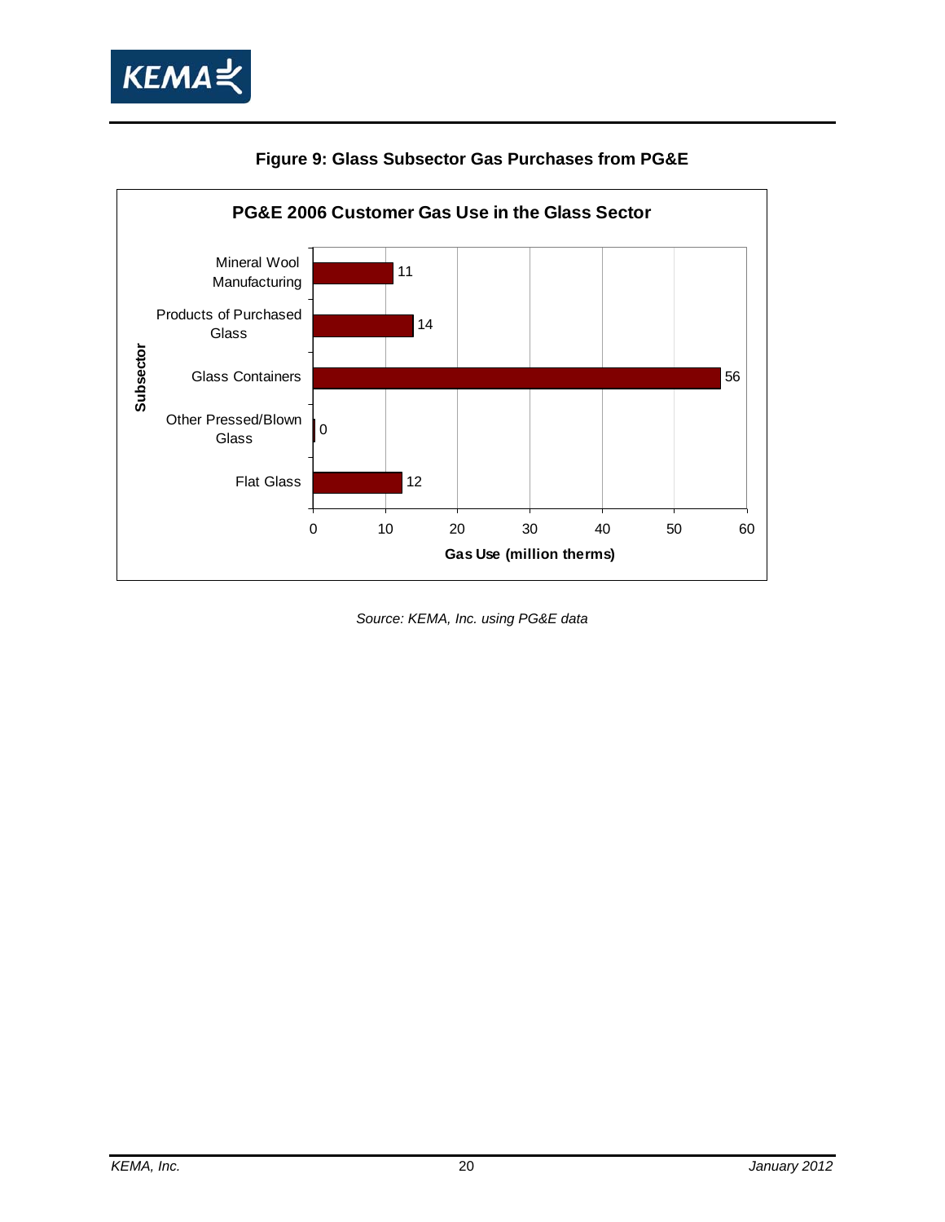**Figure 9: Glass Subsector Gas Purchases from PG&E**

**PG&E 2006 Customer Gas Use in the Glass Sector**

| Subsector | Gas Use (million therms) |
|---|---|
| Mineral Wool Manufacturing | 11 |
| Products of Purchased Glass | 14 |
| Glass Containers | 56 |
| Other Pressed/Blown Glass | 0 |
| Flat Glass | 12 |

*Source: KEMA, Inc. using PG&E data*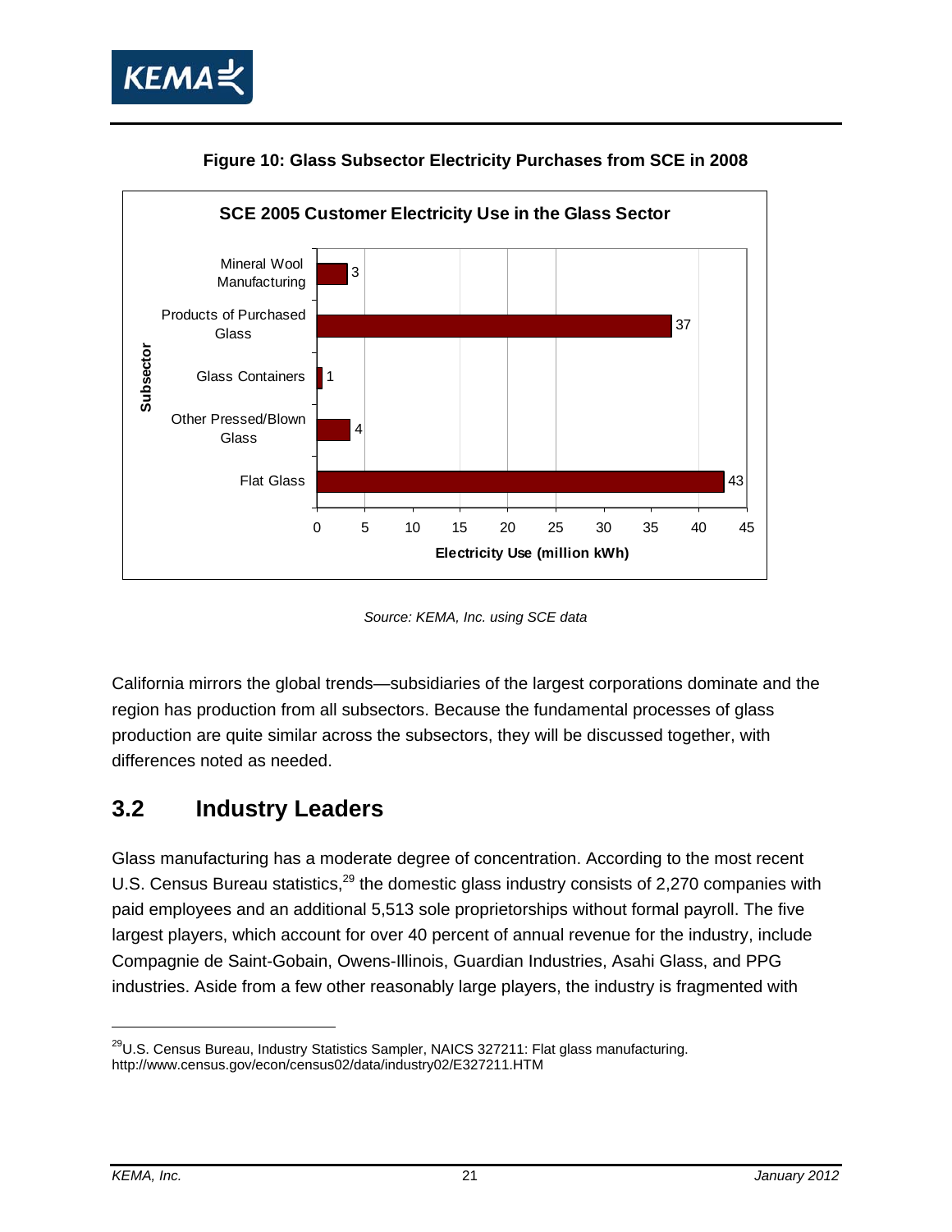**Figure 10: Glass Subsector Electricity Purchases from SCE in 2008**

*Source: KEMA, Inc. using SCE data*

California mirrors the global trends—subsidiaries of the largest corporations dominate and the region has production from all subsectors. Because the fundamental processes of glass production are quite similar across the subsectors, they will be discussed together, with differences noted as needed.

## 3.2 Industry Leaders

Glass manufacturing has a moderate degree of concentration. According to the most recent U.S. Census Bureau statistics,[29] the domestic glass industry consists of 2,270 companies with paid employees and an additional 5,513 sole proprietorships without formal payroll. The five largest players, which account for over 40 percent of annual revenue for the industry, include Compagnie de Saint-Gobain, Owens-Illinois, Guardian Industries, Asahi Glass, and PPG industries. Aside from a few other reasonably large players, the industry is fragmented with

---

[29] U.S. Census Bureau, Industry Statistics Sampler, NAICS 327211: Flat glass manufacturing. http://www.census.gov/econ/census02/data/industry02/E327211.HTM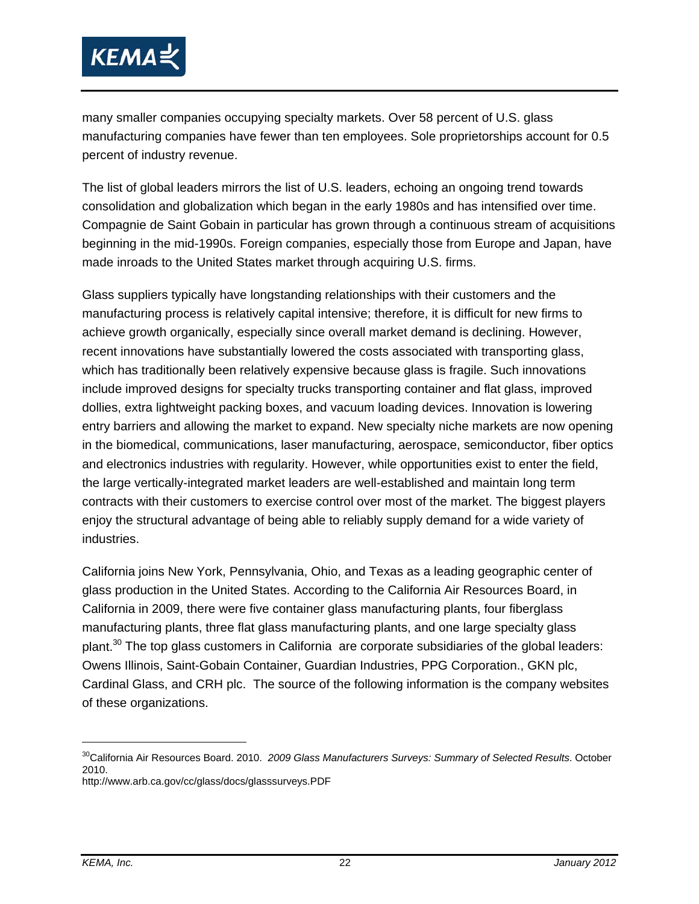many smaller companies occupying specialty markets. Over 58 percent of U.S. glass manufacturing companies have fewer than ten employees. Sole proprietorships account for 0.5 percent of industry revenue.

The list of global leaders mirrors the list of U.S. leaders, echoing an ongoing trend towards consolidation and globalization which began in the early 1980s and has intensified over time. Compagnie de Saint Gobain in particular has grown through a continuous stream of acquisitions beginning in the mid-1990s. Foreign companies, especially those from Europe and Japan, have made inroads to the United States market through acquiring U.S. firms.

Glass suppliers typically have longstanding relationships with their customers and the manufacturing process is relatively capital intensive; therefore, it is difficult for new firms to achieve growth organically, especially since overall market demand is declining. However, recent innovations have substantially lowered the costs associated with transporting glass, which has traditionally been relatively expensive because glass is fragile. Such innovations include improved designs for specialty trucks transporting container and flat glass, improved dollies, extra lightweight packing boxes, and vacuum loading devices. Innovation is lowering entry barriers and allowing the market to expand. New specialty niche markets are now opening in the biomedical, communications, laser manufacturing, aerospace, semiconductor, fiber optics and electronics industries with regularity. However, while opportunities exist to enter the field, the large vertically-integrated market leaders are well-established and maintain long term contracts with their customers to exercise control over most of the market. The biggest players enjoy the structural advantage of being able to reliably supply demand for a wide variety of industries.

California joins New York, Pennsylvania, Ohio, and Texas as a leading geographic center of glass production in the United States. According to the California Air Resources Board, in California in 2009, there were five container glass manufacturing plants, four fiberglass manufacturing plants, three flat glass manufacturing plants, and one large specialty glass plant.[30] The top glass customers in California are corporate subsidiaries of the global leaders: Owens Illinois, Saint-Gobain Container, Guardian Industries, PPG Corporation., GKN plc, Cardinal Glass, and CRH plc. The source of the following information is the company websites of these organizations.

---

[30] California Air Resources Board. 2010. *2009 Glass Manufacturers Surveys: Summary of Selected Results*. October 2010.
http://www.arb.ca.gov/cc/glass/docs/glasssurveys.PDF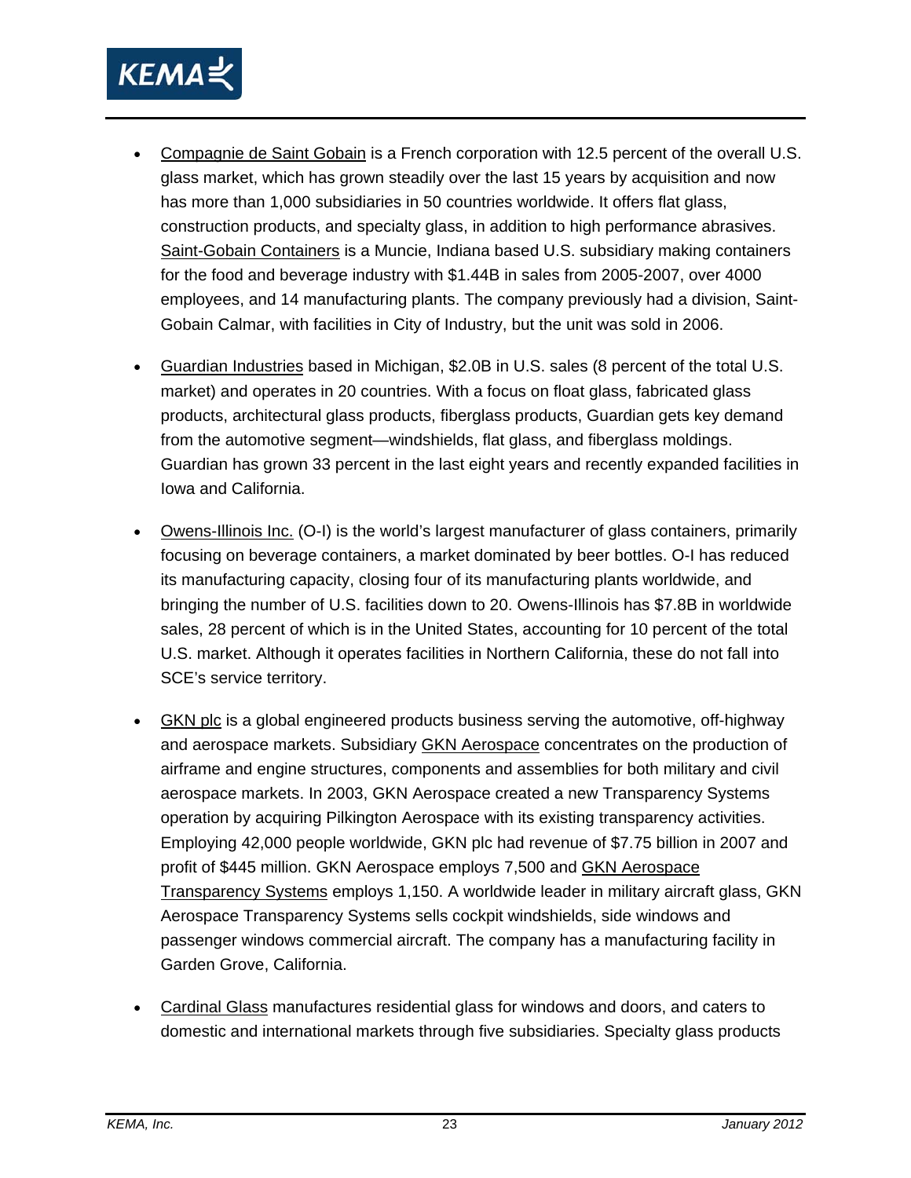- <u>Compagnie de Saint Gobain</u> is a French corporation with 12.5 percent of the overall U.S. glass market, which has grown steadily over the last 15 years by acquisition and now has more than 1,000 subsidiaries in 50 countries worldwide. It offers flat glass, construction products, and specialty glass, in addition to high performance abrasives. <u>Saint-Gobain Containers</u> is a Muncie, Indiana based U.S. subsidiary making containers for the food and beverage industry with $1.44B in sales from 2005-2007, over 4000 employees, and 14 manufacturing plants. The company previously had a division, Saint-Gobain Calmar, with facilities in City of Industry, but the unit was sold in 2006.

- <u>Guardian Industries</u> based in Michigan, $2.0B in U.S. sales (8 percent of the total U.S. market) and operates in 20 countries. With a focus on float glass, fabricated glass products, architectural glass products, fiberglass products, Guardian gets key demand from the automotive segment—windshields, flat glass, and fiberglass moldings. Guardian has grown 33 percent in the last eight years and recently expanded facilities in Iowa and California.

- <u>Owens-Illinois Inc.</u> (O-I) is the world's largest manufacturer of glass containers, primarily focusing on beverage containers, a market dominated by beer bottles. O-I has reduced its manufacturing capacity, closing four of its manufacturing plants worldwide, and bringing the number of U.S. facilities down to 20. Owens-Illinois has $7.8B in worldwide sales, 28 percent of which is in the United States, accounting for 10 percent of the total U.S. market. Although it operates facilities in Northern California, these do not fall into SCE's service territory.

- <u>GKN plc</u> is a global engineered products business serving the automotive, off-highway and aerospace markets. Subsidiary <u>GKN Aerospace</u> concentrates on the production of airframe and engine structures, components and assemblies for both military and civil aerospace markets. In 2003, GKN Aerospace created a new Transparency Systems operation by acquiring Pilkington Aerospace with its existing transparency activities. Employing 42,000 people worldwide, GKN plc had revenue of $7.75 billion in 2007 and profit of $445 million. GKN Aerospace employs 7,500 and <u>GKN Aerospace Transparency Systems</u> employs 1,150. A worldwide leader in military aircraft glass, GKN Aerospace Transparency Systems sells cockpit windshields, side windows and passenger windows commercial aircraft. The company has a manufacturing facility in Garden Grove, California.

- <u>Cardinal Glass</u> manufactures residential glass for windows and doors, and caters to domestic and international markets through five subsidiaries. Specialty glass products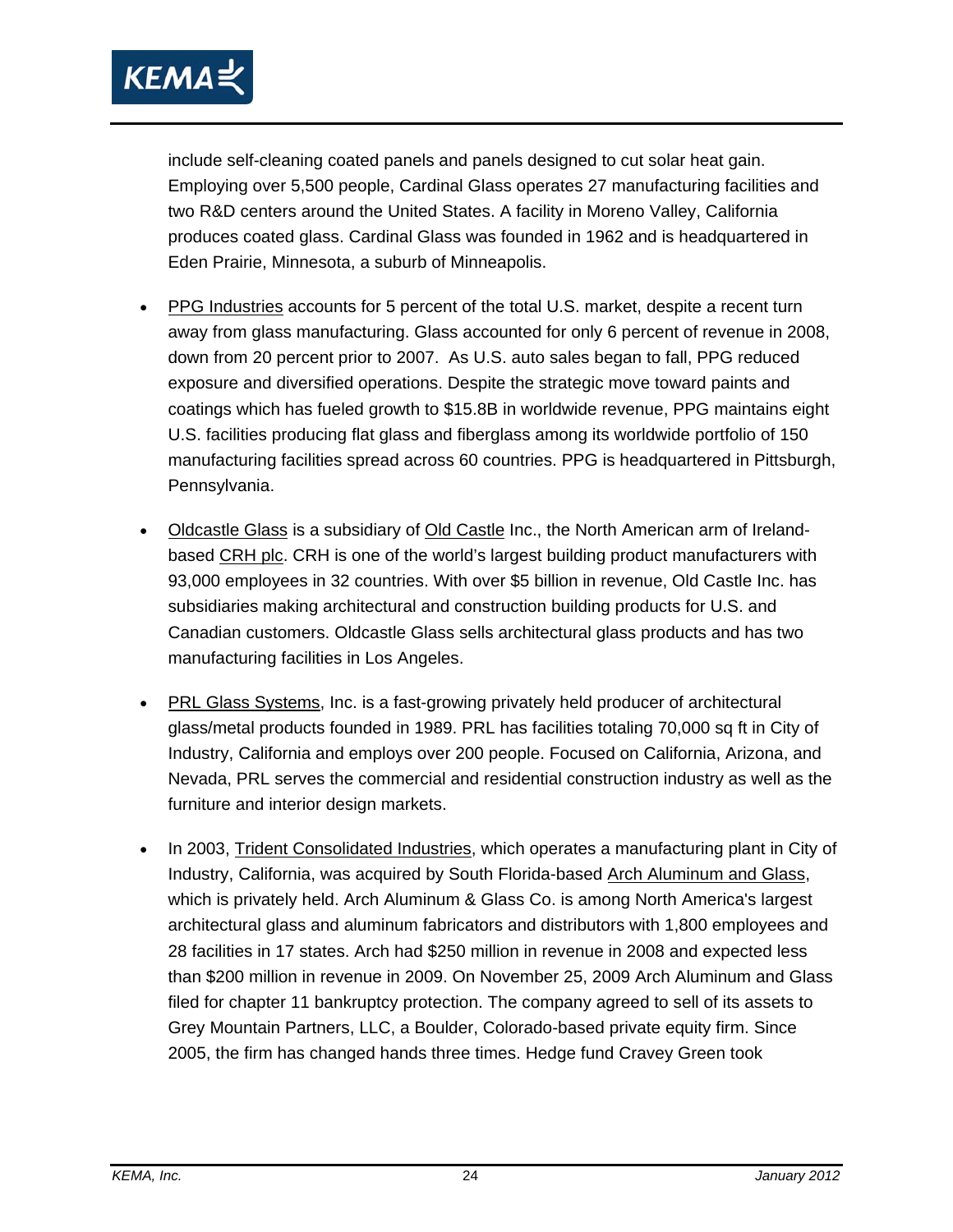include self-cleaning coated panels and panels designed to cut solar heat gain. Employing over 5,500 people, Cardinal Glass operates 27 manufacturing facilities and two R&D centers around the United States. A facility in Moreno Valley, California produces coated glass. Cardinal Glass was founded in 1962 and is headquartered in Eden Prairie, Minnesota, a suburb of Minneapolis.

- PPG Industries accounts for 5 percent of the total U.S. market, despite a recent turn away from glass manufacturing. Glass accounted for only 6 percent of revenue in 2008, down from 20 percent prior to 2007. As U.S. auto sales began to fall, PPG reduced exposure and diversified operations. Despite the strategic move toward paints and coatings which has fueled growth to $15.8B in worldwide revenue, PPG maintains eight U.S. facilities producing flat glass and fiberglass among its worldwide portfolio of 150 manufacturing facilities spread across 60 countries. PPG is headquartered in Pittsburgh, Pennsylvania.
- Oldcastle Glass is a subsidiary of Old Castle Inc., the North American arm of Ireland-based CRH plc. CRH is one of the world's largest building product manufacturers with 93,000 employees in 32 countries. With over $5 billion in revenue, Old Castle Inc. has subsidiaries making architectural and construction building products for U.S. and Canadian customers. Oldcastle Glass sells architectural glass products and has two manufacturing facilities in Los Angeles.
- PRL Glass Systems, Inc. is a fast-growing privately held producer of architectural glass/metal products founded in 1989. PRL has facilities totaling 70,000 sq ft in City of Industry, California and employs over 200 people. Focused on California, Arizona, and Nevada, PRL serves the commercial and residential construction industry as well as the furniture and interior design markets.
- In 2003, Trident Consolidated Industries, which operates a manufacturing plant in City of Industry, California, was acquired by South Florida-based Arch Aluminum and Glass, which is privately held. Arch Aluminum & Glass Co. is among North America's largest architectural glass and aluminum fabricators and distributors with 1,800 employees and 28 facilities in 17 states. Arch had $250 million in revenue in 2008 and expected less than $200 million in revenue in 2009. On November 25, 2009 Arch Aluminum and Glass filed for chapter 11 bankruptcy protection. The company agreed to sell of its assets to Grey Mountain Partners, LLC, a Boulder, Colorado-based private equity firm. Since 2005, the firm has changed hands three times. Hedge fund Cravey Green took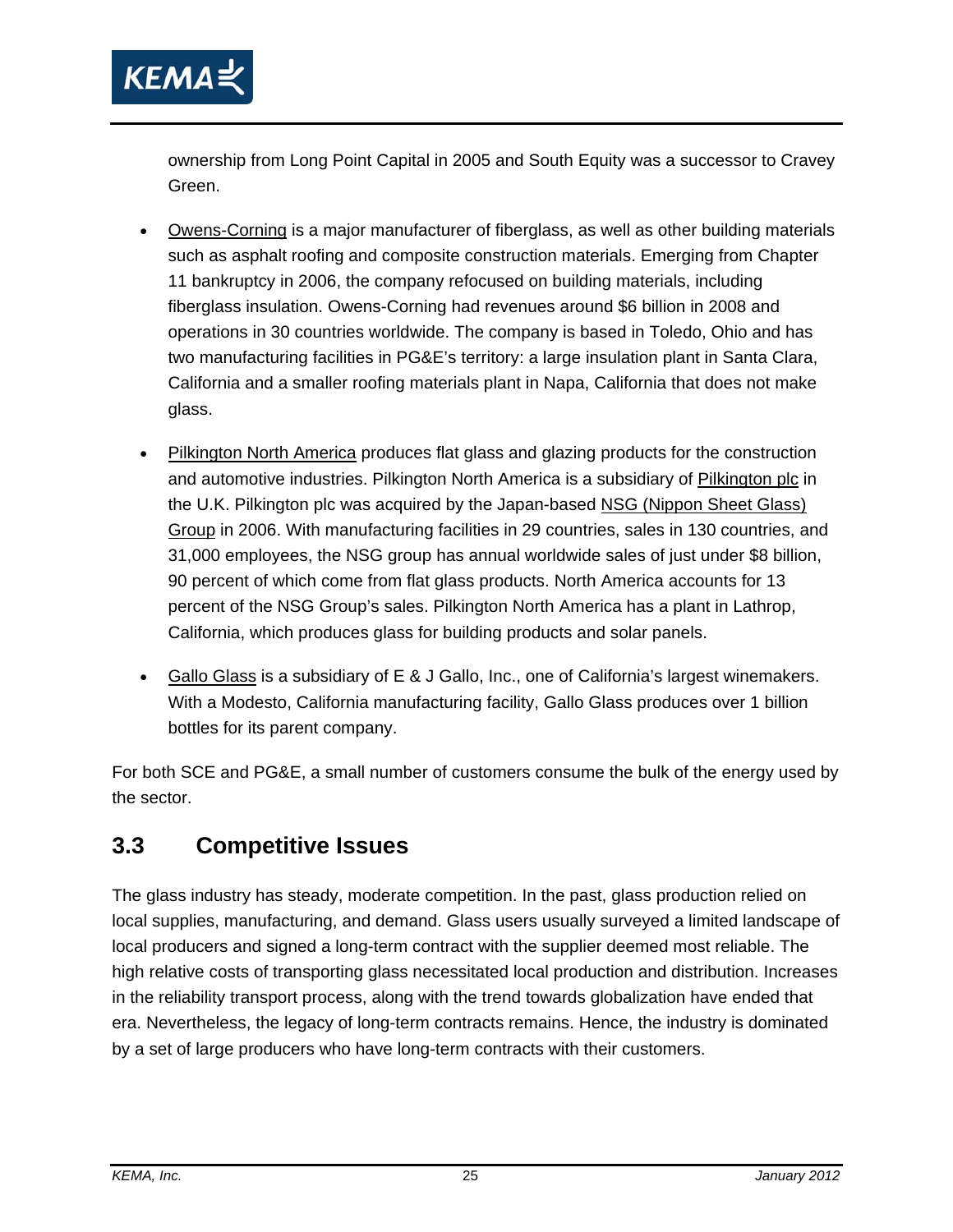ownership from Long Point Capital in 2005 and South Equity was a successor to Cravey Green.

- Owens-Corning is a major manufacturer of fiberglass, as well as other building materials such as asphalt roofing and composite construction materials. Emerging from Chapter 11 bankruptcy in 2006, the company refocused on building materials, including fiberglass insulation. Owens-Corning had revenues around $6 billion in 2008 and operations in 30 countries worldwide. The company is based in Toledo, Ohio and has two manufacturing facilities in PG&E's territory: a large insulation plant in Santa Clara, California and a smaller roofing materials plant in Napa, California that does not make glass.

- Pilkington North America produces flat glass and glazing products for the construction and automotive industries. Pilkington North America is a subsidiary of Pilkington plc in the U.K. Pilkington plc was acquired by the Japan-based NSG (Nippon Sheet Glass) Group in 2006. With manufacturing facilities in 29 countries, sales in 130 countries, and 31,000 employees, the NSG group has annual worldwide sales of just under $8 billion, 90 percent of which come from flat glass products. North America accounts for 13 percent of the NSG Group's sales. Pilkington North America has a plant in Lathrop, California, which produces glass for building products and solar panels.

- Gallo Glass is a subsidiary of E & J Gallo, Inc., one of California's largest winemakers. With a Modesto, California manufacturing facility, Gallo Glass produces over 1 billion bottles for its parent company.

For both SCE and PG&E, a small number of customers consume the bulk of the energy used by the sector.

## 3.3 Competitive Issues

The glass industry has steady, moderate competition. In the past, glass production relied on local supplies, manufacturing, and demand. Glass users usually surveyed a limited landscape of local producers and signed a long-term contract with the supplier deemed most reliable. The high relative costs of transporting glass necessitated local production and distribution. Increases in the reliability transport process, along with the trend towards globalization have ended that era. Nevertheless, the legacy of long-term contracts remains. Hence, the industry is dominated by a set of large producers who have long-term contracts with their customers.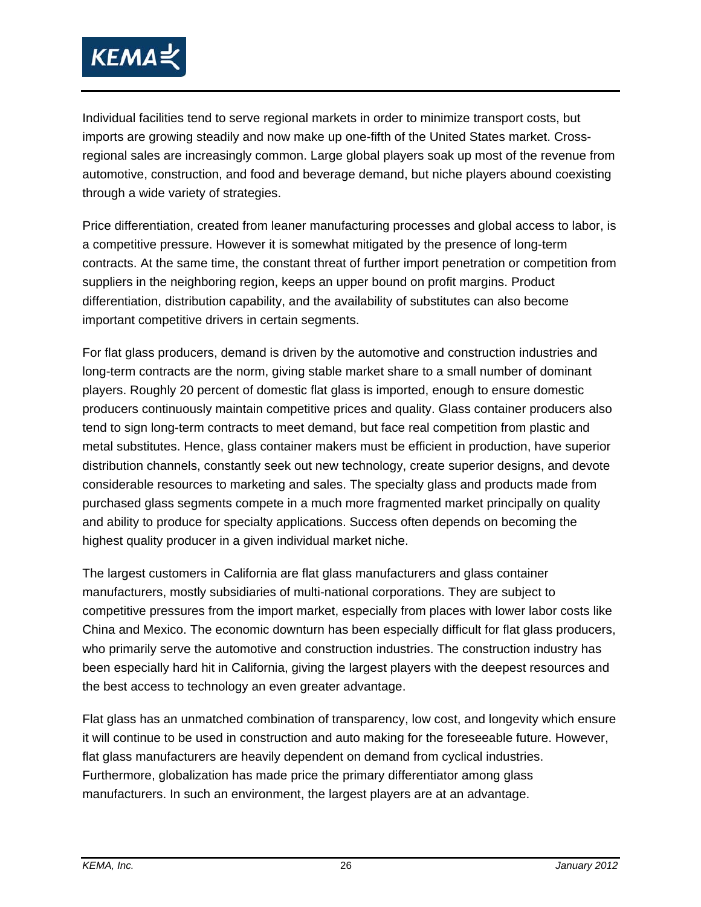Individual facilities tend to serve regional markets in order to minimize transport costs, but imports are growing steadily and now make up one-fifth of the United States market. Cross-regional sales are increasingly common. Large global players soak up most of the revenue from automotive, construction, and food and beverage demand, but niche players abound coexisting through a wide variety of strategies.

Price differentiation, created from leaner manufacturing processes and global access to labor, is a competitive pressure. However it is somewhat mitigated by the presence of long-term contracts. At the same time, the constant threat of further import penetration or competition from suppliers in the neighboring region, keeps an upper bound on profit margins. Product differentiation, distribution capability, and the availability of substitutes can also become important competitive drivers in certain segments.

For flat glass producers, demand is driven by the automotive and construction industries and long-term contracts are the norm, giving stable market share to a small number of dominant players. Roughly 20 percent of domestic flat glass is imported, enough to ensure domestic producers continuously maintain competitive prices and quality. Glass container producers also tend to sign long-term contracts to meet demand, but face real competition from plastic and metal substitutes. Hence, glass container makers must be efficient in production, have superior distribution channels, constantly seek out new technology, create superior designs, and devote considerable resources to marketing and sales. The specialty glass and products made from purchased glass segments compete in a much more fragmented market principally on quality and ability to produce for specialty applications. Success often depends on becoming the highest quality producer in a given individual market niche.

The largest customers in California are flat glass manufacturers and glass container manufacturers, mostly subsidiaries of multi-national corporations. They are subject to competitive pressures from the import market, especially from places with lower labor costs like China and Mexico. The economic downturn has been especially difficult for flat glass producers, who primarily serve the automotive and construction industries. The construction industry has been especially hard hit in California, giving the largest players with the deepest resources and the best access to technology an even greater advantage.

Flat glass has an unmatched combination of transparency, low cost, and longevity which ensure it will continue to be used in construction and auto making for the foreseeable future. However, flat glass manufacturers are heavily dependent on demand from cyclical industries. Furthermore, globalization has made price the primary differentiator among glass manufacturers. In such an environment, the largest players are at an advantage.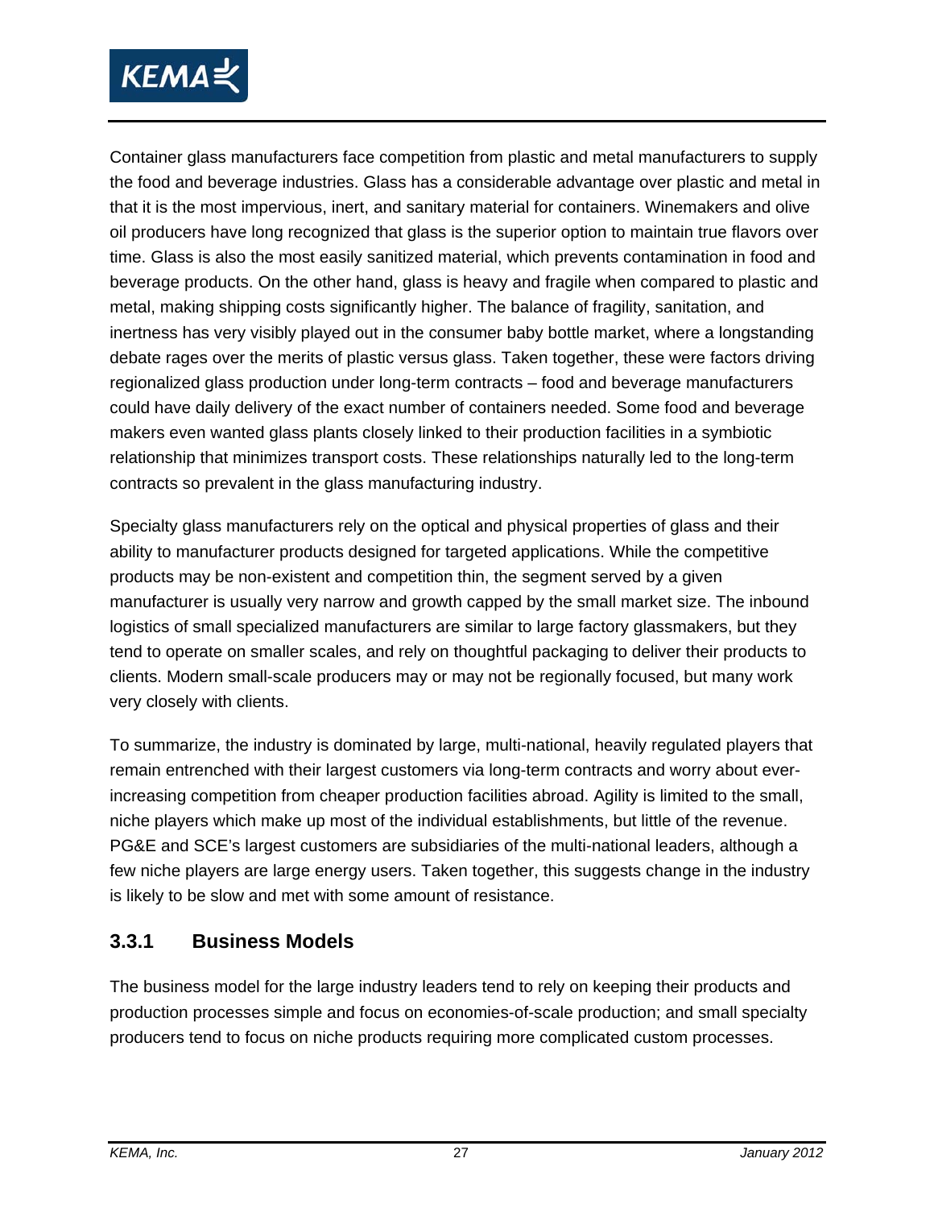Container glass manufacturers face competition from plastic and metal manufacturers to supply the food and beverage industries. Glass has a considerable advantage over plastic and metal in that it is the most impervious, inert, and sanitary material for containers. Winemakers and olive oil producers have long recognized that glass is the superior option to maintain true flavors over time. Glass is also the most easily sanitized material, which prevents contamination in food and beverage products. On the other hand, glass is heavy and fragile when compared to plastic and metal, making shipping costs significantly higher. The balance of fragility, sanitation, and inertness has very visibly played out in the consumer baby bottle market, where a longstanding debate rages over the merits of plastic versus glass. Taken together, these were factors driving regionalized glass production under long-term contracts – food and beverage manufacturers could have daily delivery of the exact number of containers needed. Some food and beverage makers even wanted glass plants closely linked to their production facilities in a symbiotic relationship that minimizes transport costs. These relationships naturally led to the long-term contracts so prevalent in the glass manufacturing industry.

Specialty glass manufacturers rely on the optical and physical properties of glass and their ability to manufacturer products designed for targeted applications. While the competitive products may be non-existent and competition thin, the segment served by a given manufacturer is usually very narrow and growth capped by the small market size. The inbound logistics of small specialized manufacturers are similar to large factory glassmakers, but they tend to operate on smaller scales, and rely on thoughtful packaging to deliver their products to clients. Modern small-scale producers may or may not be regionally focused, but many work very closely with clients.

To summarize, the industry is dominated by large, multi-national, heavily regulated players that remain entrenched with their largest customers via long-term contracts and worry about ever-increasing competition from cheaper production facilities abroad. Agility is limited to the small, niche players which make up most of the individual establishments, but little of the revenue. PG&E and SCE's largest customers are subsidiaries of the multi-national leaders, although a few niche players are large energy users. Taken together, this suggests change in the industry is likely to be slow and met with some amount of resistance.

### 3.3.1 Business Models

The business model for the large industry leaders tend to rely on keeping their products and production processes simple and focus on economies-of-scale production; and small specialty producers tend to focus on niche products requiring more complicated custom processes.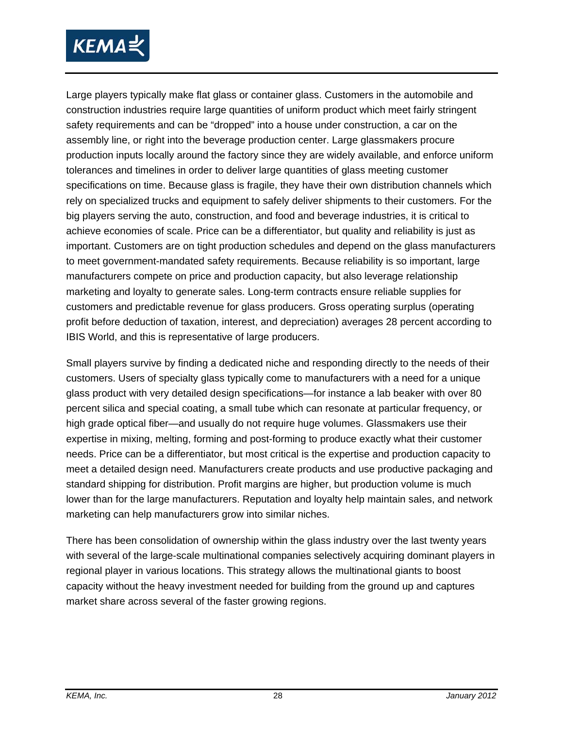Large players typically make flat glass or container glass. Customers in the automobile and construction industries require large quantities of uniform product which meet fairly stringent safety requirements and can be “dropped” into a house under construction, a car on the assembly line, or right into the beverage production center. Large glassmakers procure production inputs locally around the factory since they are widely available, and enforce uniform tolerances and timelines in order to deliver large quantities of glass meeting customer specifications on time. Because glass is fragile, they have their own distribution channels which rely on specialized trucks and equipment to safely deliver shipments to their customers. For the big players serving the auto, construction, and food and beverage industries, it is critical to achieve economies of scale. Price can be a differentiator, but quality and reliability is just as important. Customers are on tight production schedules and depend on the glass manufacturers to meet government-mandated safety requirements. Because reliability is so important, large manufacturers compete on price and production capacity, but also leverage relationship marketing and loyalty to generate sales. Long-term contracts ensure reliable supplies for customers and predictable revenue for glass producers. Gross operating surplus (operating profit before deduction of taxation, interest, and depreciation) averages 28 percent according to IBIS World, and this is representative of large producers.

Small players survive by finding a dedicated niche and responding directly to the needs of their customers. Users of specialty glass typically come to manufacturers with a need for a unique glass product with very detailed design specifications—for instance a lab beaker with over 80 percent silica and special coating, a small tube which can resonate at particular frequency, or high grade optical fiber—and usually do not require huge volumes. Glassmakers use their expertise in mixing, melting, forming and post-forming to produce exactly what their customer needs. Price can be a differentiator, but most critical is the expertise and production capacity to meet a detailed design need. Manufacturers create products and use productive packaging and standard shipping for distribution. Profit margins are higher, but production volume is much lower than for the large manufacturers. Reputation and loyalty help maintain sales, and network marketing can help manufacturers grow into similar niches.

There has been consolidation of ownership within the glass industry over the last twenty years with several of the large-scale multinational companies selectively acquiring dominant players in regional player in various locations. This strategy allows the multinational giants to boost capacity without the heavy investment needed for building from the ground up and captures market share across several of the faster growing regions.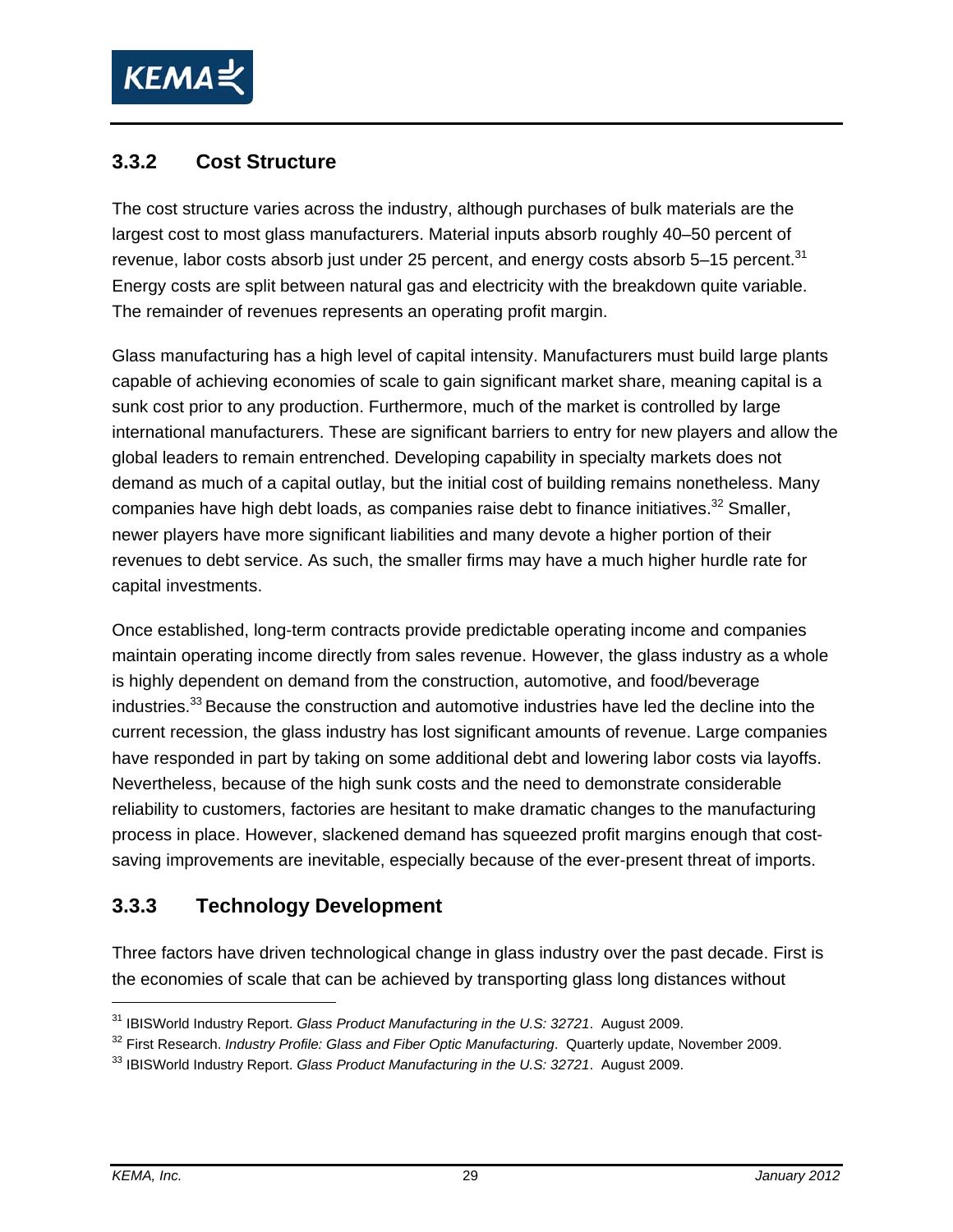### 3.3.2 Cost Structure

The cost structure varies across the industry, although purchases of bulk materials are the largest cost to most glass manufacturers. Material inputs absorb roughly 40–50 percent of revenue, labor costs absorb just under 25 percent, and energy costs absorb 5–15 percent.[31] Energy costs are split between natural gas and electricity with the breakdown quite variable. The remainder of revenues represents an operating profit margin.

Glass manufacturing has a high level of capital intensity. Manufacturers must build large plants capable of achieving economies of scale to gain significant market share, meaning capital is a sunk cost prior to any production. Furthermore, much of the market is controlled by large international manufacturers. These are significant barriers to entry for new players and allow the global leaders to remain entrenched. Developing capability in specialty markets does not demand as much of a capital outlay, but the initial cost of building remains nonetheless. Many companies have high debt loads, as companies raise debt to finance initiatives.[32] Smaller, newer players have more significant liabilities and many devote a higher portion of their revenues to debt service. As such, the smaller firms may have a much higher hurdle rate for capital investments.

Once established, long-term contracts provide predictable operating income and companies maintain operating income directly from sales revenue. However, the glass industry as a whole is highly dependent on demand from the construction, automotive, and food/beverage industries.[33] Because the construction and automotive industries have led the decline into the current recession, the glass industry has lost significant amounts of revenue. Large companies have responded in part by taking on some additional debt and lowering labor costs via layoffs. Nevertheless, because of the high sunk costs and the need to demonstrate considerable reliability to customers, factories are hesitant to make dramatic changes to the manufacturing process in place. However, slackened demand has squeezed profit margins enough that cost-saving improvements are inevitable, especially because of the ever-present threat of imports.

### 3.3.3 Technology Development

Three factors have driven technological change in glass industry over the past decade. First is the economies of scale that can be achieved by transporting glass long distances without

---

[31] IBISWorld Industry Report. *Glass Product Manufacturing in the U.S: 32721*. August 2009.

[32] First Research. *Industry Profile: Glass and Fiber Optic Manufacturing*. Quarterly update, November 2009.

[33] IBISWorld Industry Report. *Glass Product Manufacturing in the U.S: 32721*. August 2009.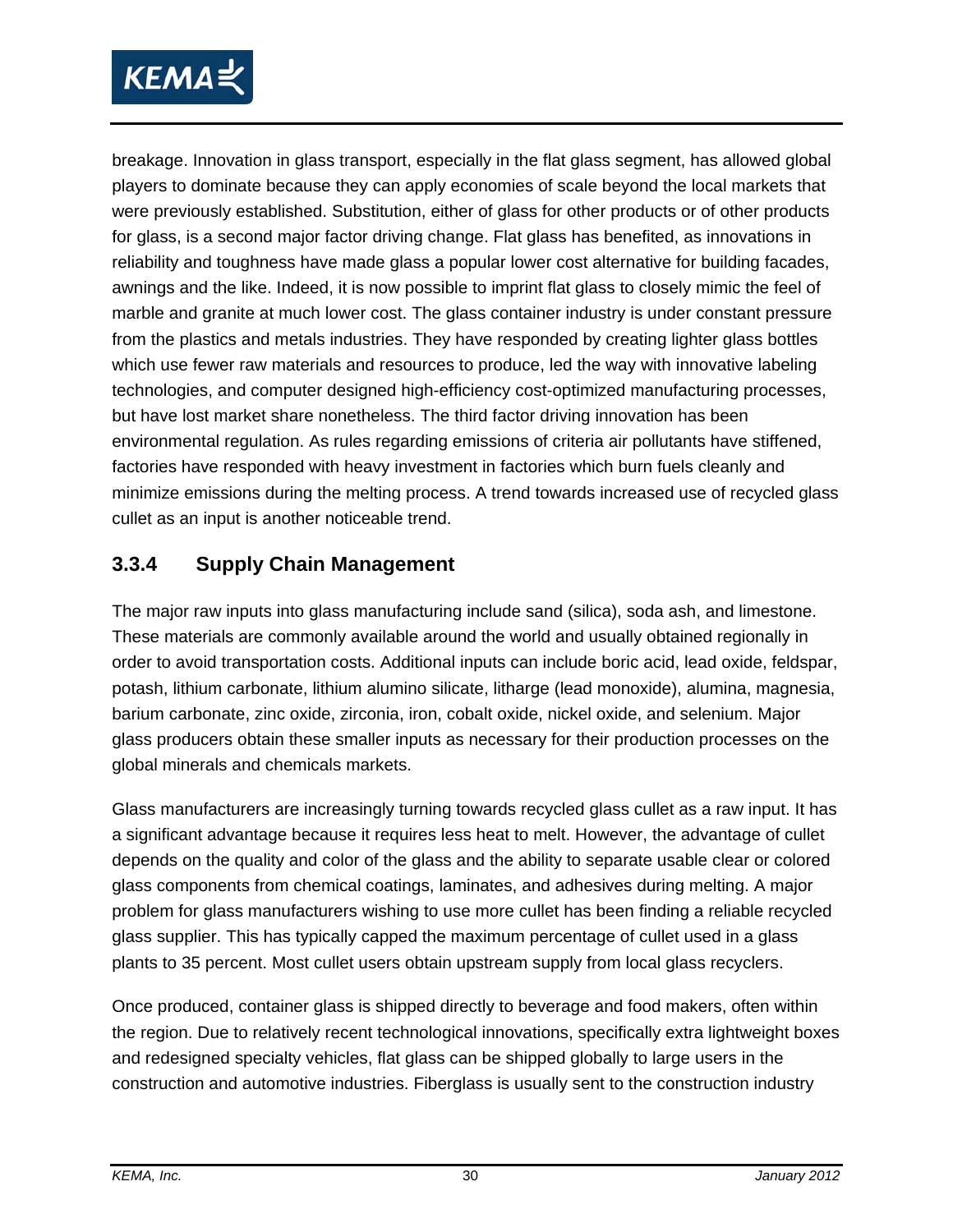breakage. Innovation in glass transport, especially in the flat glass segment, has allowed global players to dominate because they can apply economies of scale beyond the local markets that were previously established. Substitution, either of glass for other products or of other products for glass, is a second major factor driving change. Flat glass has benefited, as innovations in reliability and toughness have made glass a popular lower cost alternative for building facades, awnings and the like. Indeed, it is now possible to imprint flat glass to closely mimic the feel of marble and granite at much lower cost. The glass container industry is under constant pressure from the plastics and metals industries. They have responded by creating lighter glass bottles which use fewer raw materials and resources to produce, led the way with innovative labeling technologies, and computer designed high-efficiency cost-optimized manufacturing processes, but have lost market share nonetheless. The third factor driving innovation has been environmental regulation. As rules regarding emissions of criteria air pollutants have stiffened, factories have responded with heavy investment in factories which burn fuels cleanly and minimize emissions during the melting process. A trend towards increased use of recycled glass cullet as an input is another noticeable trend.

### 3.3.4 Supply Chain Management

The major raw inputs into glass manufacturing include sand (silica), soda ash, and limestone. These materials are commonly available around the world and usually obtained regionally in order to avoid transportation costs. Additional inputs can include boric acid, lead oxide, feldspar, potash, lithium carbonate, lithium alumino silicate, litharge (lead monoxide), alumina, magnesia, barium carbonate, zinc oxide, zirconia, iron, cobalt oxide, nickel oxide, and selenium. Major glass producers obtain these smaller inputs as necessary for their production processes on the global minerals and chemicals markets.

Glass manufacturers are increasingly turning towards recycled glass cullet as a raw input. It has a significant advantage because it requires less heat to melt. However, the advantage of cullet depends on the quality and color of the glass and the ability to separate usable clear or colored glass components from chemical coatings, laminates, and adhesives during melting. A major problem for glass manufacturers wishing to use more cullet has been finding a reliable recycled glass supplier. This has typically capped the maximum percentage of cullet used in a glass plants to 35 percent. Most cullet users obtain upstream supply from local glass recyclers.

Once produced, container glass is shipped directly to beverage and food makers, often within the region. Due to relatively recent technological innovations, specifically extra lightweight boxes and redesigned specialty vehicles, flat glass can be shipped globally to large users in the construction and automotive industries. Fiberglass is usually sent to the construction industry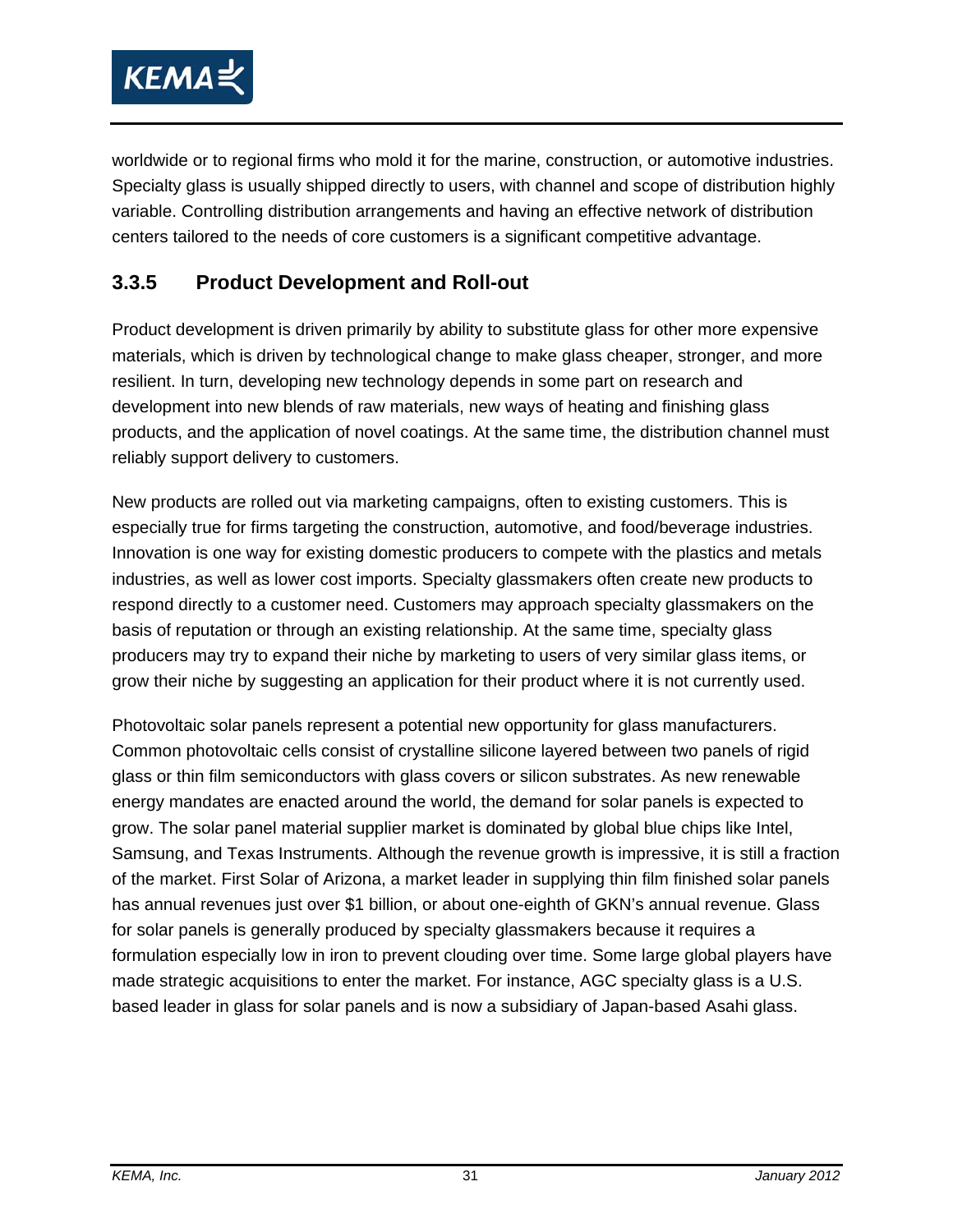worldwide or to regional firms who mold it for the marine, construction, or automotive industries. Specialty glass is usually shipped directly to users, with channel and scope of distribution highly variable. Controlling distribution arrangements and having an effective network of distribution centers tailored to the needs of core customers is a significant competitive advantage.

### 3.3.5 Product Development and Roll-out

Product development is driven primarily by ability to substitute glass for other more expensive materials, which is driven by technological change to make glass cheaper, stronger, and more resilient. In turn, developing new technology depends in some part on research and development into new blends of raw materials, new ways of heating and finishing glass products, and the application of novel coatings. At the same time, the distribution channel must reliably support delivery to customers.

New products are rolled out via marketing campaigns, often to existing customers. This is especially true for firms targeting the construction, automotive, and food/beverage industries. Innovation is one way for existing domestic producers to compete with the plastics and metals industries, as well as lower cost imports. Specialty glassmakers often create new products to respond directly to a customer need. Customers may approach specialty glassmakers on the basis of reputation or through an existing relationship. At the same time, specialty glass producers may try to expand their niche by marketing to users of very similar glass items, or grow their niche by suggesting an application for their product where it is not currently used.

Photovoltaic solar panels represent a potential new opportunity for glass manufacturers. Common photovoltaic cells consist of crystalline silicone layered between two panels of rigid glass or thin film semiconductors with glass covers or silicon substrates. As new renewable energy mandates are enacted around the world, the demand for solar panels is expected to grow. The solar panel material supplier market is dominated by global blue chips like Intel, Samsung, and Texas Instruments. Although the revenue growth is impressive, it is still a fraction of the market. First Solar of Arizona, a market leader in supplying thin film finished solar panels has annual revenues just over $1 billion, or about one-eighth of GKN's annual revenue. Glass for solar panels is generally produced by specialty glassmakers because it requires a formulation especially low in iron to prevent clouding over time. Some large global players have made strategic acquisitions to enter the market. For instance, AGC specialty glass is a U.S. based leader in glass for solar panels and is now a subsidiary of Japan-based Asahi glass.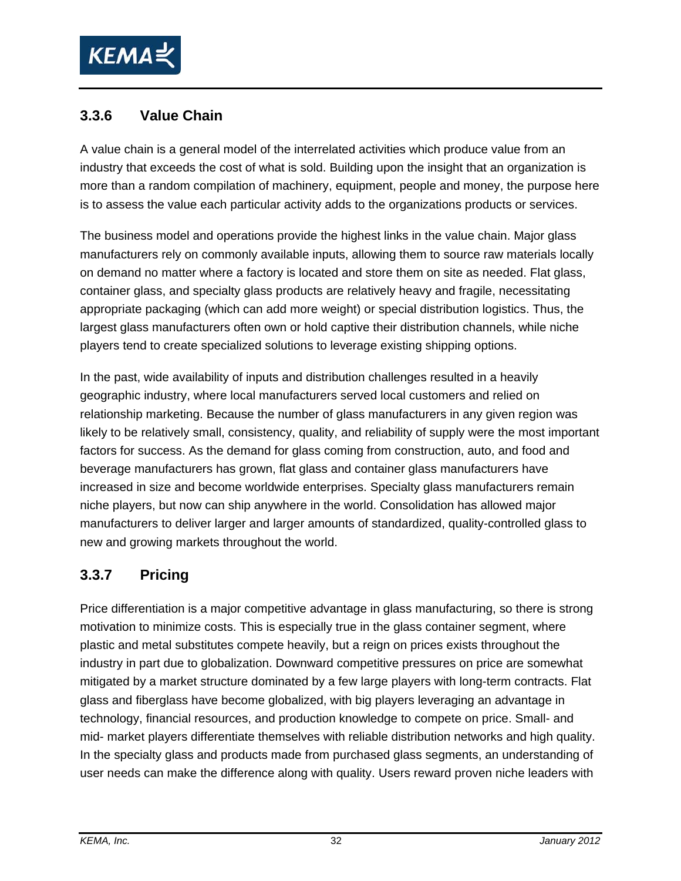### 3.3.6 Value Chain

A value chain is a general model of the interrelated activities which produce value from an industry that exceeds the cost of what is sold. Building upon the insight that an organization is more than a random compilation of machinery, equipment, people and money, the purpose here is to assess the value each particular activity adds to the organizations products or services.

The business model and operations provide the highest links in the value chain. Major glass manufacturers rely on commonly available inputs, allowing them to source raw materials locally on demand no matter where a factory is located and store them on site as needed. Flat glass, container glass, and specialty glass products are relatively heavy and fragile, necessitating appropriate packaging (which can add more weight) or special distribution logistics. Thus, the largest glass manufacturers often own or hold captive their distribution channels, while niche players tend to create specialized solutions to leverage existing shipping options.

In the past, wide availability of inputs and distribution challenges resulted in a heavily geographic industry, where local manufacturers served local customers and relied on relationship marketing. Because the number of glass manufacturers in any given region was likely to be relatively small, consistency, quality, and reliability of supply were the most important factors for success. As the demand for glass coming from construction, auto, and food and beverage manufacturers has grown, flat glass and container glass manufacturers have increased in size and become worldwide enterprises. Specialty glass manufacturers remain niche players, but now can ship anywhere in the world. Consolidation has allowed major manufacturers to deliver larger and larger amounts of standardized, quality-controlled glass to new and growing markets throughout the world.

### 3.3.7 Pricing

Price differentiation is a major competitive advantage in glass manufacturing, so there is strong motivation to minimize costs. This is especially true in the glass container segment, where plastic and metal substitutes compete heavily, but a reign on prices exists throughout the industry in part due to globalization. Downward competitive pressures on price are somewhat mitigated by a market structure dominated by a few large players with long-term contracts. Flat glass and fiberglass have become globalized, with big players leveraging an advantage in technology, financial resources, and production knowledge to compete on price. Small- and mid- market players differentiate themselves with reliable distribution networks and high quality. In the specialty glass and products made from purchased glass segments, an understanding of user needs can make the difference along with quality. Users reward proven niche leaders with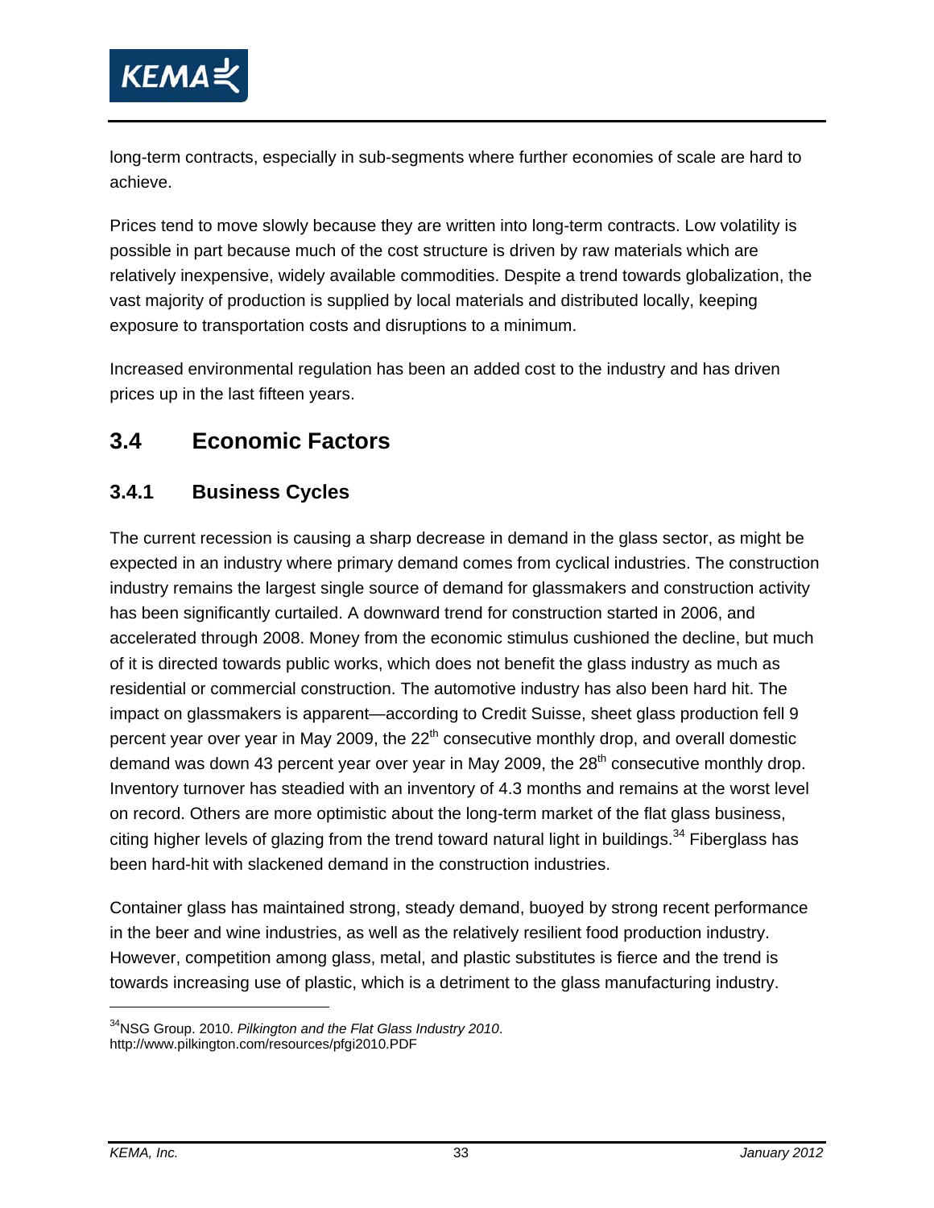long-term contracts, especially in sub-segments where further economies of scale are hard to achieve.

Prices tend to move slowly because they are written into long-term contracts. Low volatility is possible in part because much of the cost structure is driven by raw materials which are relatively inexpensive, widely available commodities. Despite a trend towards globalization, the vast majority of production is supplied by local materials and distributed locally, keeping exposure to transportation costs and disruptions to a minimum.

Increased environmental regulation has been an added cost to the industry and has driven prices up in the last fifteen years.

## 3.4 Economic Factors

### 3.4.1 Business Cycles

The current recession is causing a sharp decrease in demand in the glass sector, as might be expected in an industry where primary demand comes from cyclical industries. The construction industry remains the largest single source of demand for glassmakers and construction activity has been significantly curtailed. A downward trend for construction started in 2006, and accelerated through 2008. Money from the economic stimulus cushioned the decline, but much of it is directed towards public works, which does not benefit the glass industry as much as residential or commercial construction. The automotive industry has also been hard hit. The impact on glassmakers is apparent—according to Credit Suisse, sheet glass production fell 9 percent year over year in May 2009, the 22nd consecutive monthly drop, and overall domestic demand was down 43 percent year over year in May 2009, the 28th consecutive monthly drop. Inventory turnover has steadied with an inventory of 4.3 months and remains at the worst level on record. Others are more optimistic about the long-term market of the flat glass business, citing higher levels of glazing from the trend toward natural light in buildings.[34] Fiberglass has been hard-hit with slackened demand in the construction industries.

Container glass has maintained strong, steady demand, buoyed by strong recent performance in the beer and wine industries, as well as the relatively resilient food production industry. However, competition among glass, metal, and plastic substitutes is fierce and the trend is towards increasing use of plastic, which is a detriment to the glass manufacturing industry.

---

[34] NSG Group. 2010. *Pilkington and the Flat Glass Industry 2010*. http://www.pilkington.com/resources/pfgi2010.PDF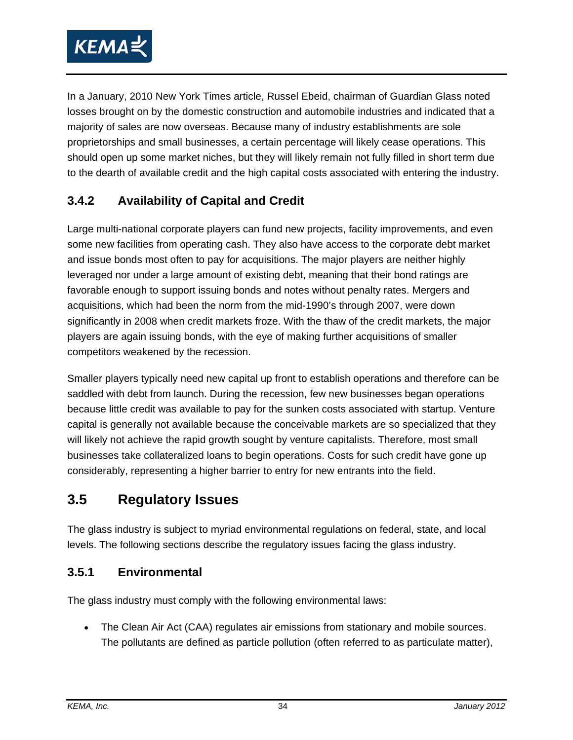In a January, 2010 New York Times article, Russel Ebeid, chairman of Guardian Glass noted losses brought on by the domestic construction and automobile industries and indicated that a majority of sales are now overseas. Because many of industry establishments are sole proprietorships and small businesses, a certain percentage will likely cease operations. This should open up some market niches, but they will likely remain not fully filled in short term due to the dearth of available credit and the high capital costs associated with entering the industry.

### 3.4.2 Availability of Capital and Credit

Large multi-national corporate players can fund new projects, facility improvements, and even some new facilities from operating cash. They also have access to the corporate debt market and issue bonds most often to pay for acquisitions. The major players are neither highly leveraged nor under a large amount of existing debt, meaning that their bond ratings are favorable enough to support issuing bonds and notes without penalty rates. Mergers and acquisitions, which had been the norm from the mid-1990's through 2007, were down significantly in 2008 when credit markets froze. With the thaw of the credit markets, the major players are again issuing bonds, with the eye of making further acquisitions of smaller competitors weakened by the recession.

Smaller players typically need new capital up front to establish operations and therefore can be saddled with debt from launch. During the recession, few new businesses began operations because little credit was available to pay for the sunken costs associated with startup. Venture capital is generally not available because the conceivable markets are so specialized that they will likely not achieve the rapid growth sought by venture capitalists. Therefore, most small businesses take collateralized loans to begin operations. Costs for such credit have gone up considerably, representing a higher barrier to entry for new entrants into the field.

## 3.5 Regulatory Issues

The glass industry is subject to myriad environmental regulations on federal, state, and local levels. The following sections describe the regulatory issues facing the glass industry.

### 3.5.1 Environmental

The glass industry must comply with the following environmental laws:

- The Clean Air Act (CAA) regulates air emissions from stationary and mobile sources. The pollutants are defined as particle pollution (often referred to as particulate matter),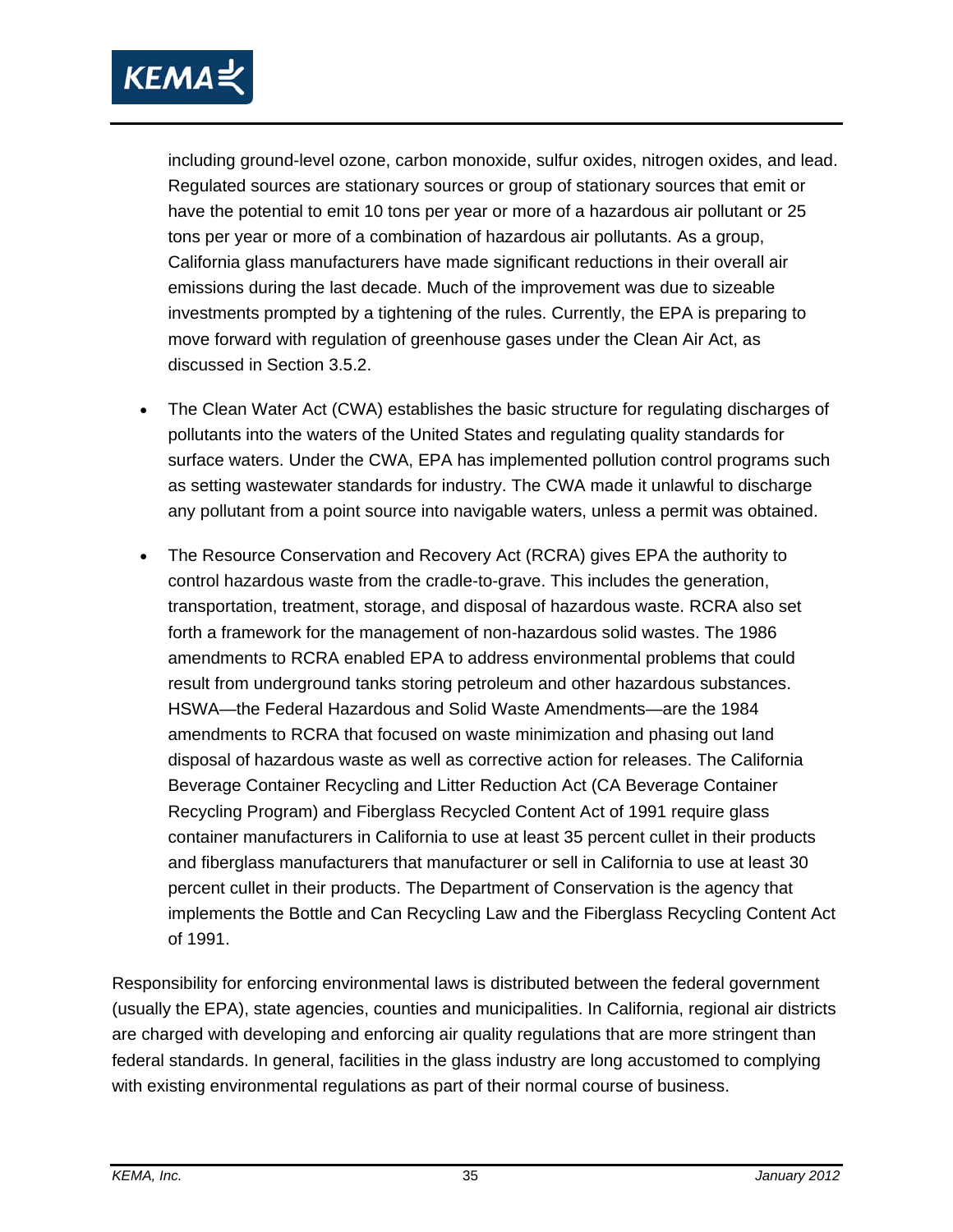including ground-level ozone, carbon monoxide, sulfur oxides, nitrogen oxides, and lead. Regulated sources are stationary sources or group of stationary sources that emit or have the potential to emit 10 tons per year or more of a hazardous air pollutant or 25 tons per year or more of a combination of hazardous air pollutants. As a group, California glass manufacturers have made significant reductions in their overall air emissions during the last decade. Much of the improvement was due to sizeable investments prompted by a tightening of the rules. Currently, the EPA is preparing to move forward with regulation of greenhouse gases under the Clean Air Act, as discussed in Section 3.5.2.

- The Clean Water Act (CWA) establishes the basic structure for regulating discharges of pollutants into the waters of the United States and regulating quality standards for surface waters. Under the CWA, EPA has implemented pollution control programs such as setting wastewater standards for industry. The CWA made it unlawful to discharge any pollutant from a point source into navigable waters, unless a permit was obtained.

- The Resource Conservation and Recovery Act (RCRA) gives EPA the authority to control hazardous waste from the cradle-to-grave. This includes the generation, transportation, treatment, storage, and disposal of hazardous waste. RCRA also set forth a framework for the management of non-hazardous solid wastes. The 1986 amendments to RCRA enabled EPA to address environmental problems that could result from underground tanks storing petroleum and other hazardous substances. HSWA—the Federal Hazardous and Solid Waste Amendments—are the 1984 amendments to RCRA that focused on waste minimization and phasing out land disposal of hazardous waste as well as corrective action for releases. The California Beverage Container Recycling and Litter Reduction Act (CA Beverage Container Recycling Program) and Fiberglass Recycled Content Act of 1991 require glass container manufacturers in California to use at least 35 percent cullet in their products and fiberglass manufacturers that manufacturer or sell in California to use at least 30 percent cullet in their products. The Department of Conservation is the agency that implements the Bottle and Can Recycling Law and the Fiberglass Recycling Content Act of 1991.

Responsibility for enforcing environmental laws is distributed between the federal government (usually the EPA), state agencies, counties and municipalities. In California, regional air districts are charged with developing and enforcing air quality regulations that are more stringent than federal standards. In general, facilities in the glass industry are long accustomed to complying with existing environmental regulations as part of their normal course of business.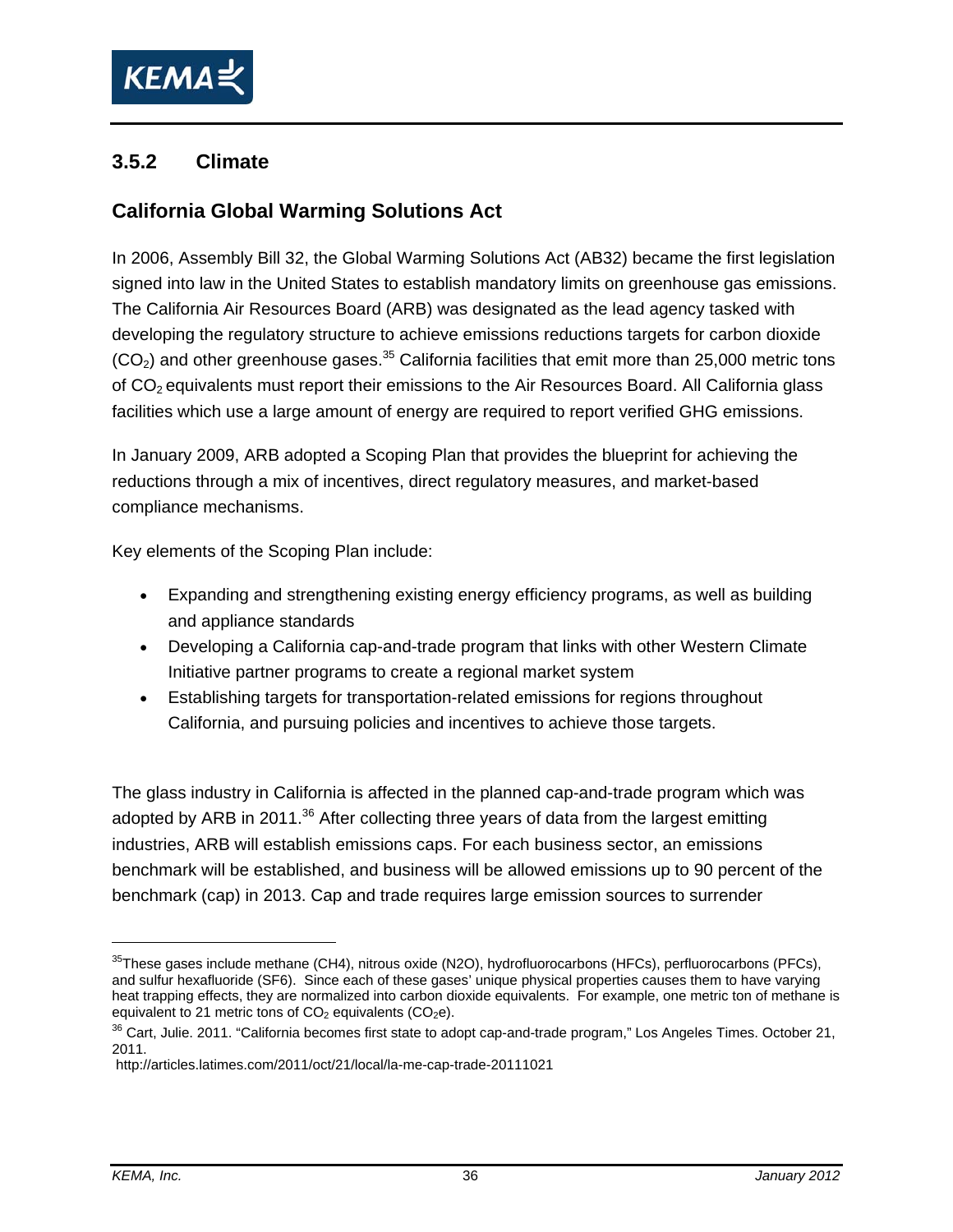### 3.5.2 Climate

#### California Global Warming Solutions Act

In 2006, Assembly Bill 32, the Global Warming Solutions Act (AB32) became the first legislation signed into law in the United States to establish mandatory limits on greenhouse gas emissions. The California Air Resources Board (ARB) was designated as the lead agency tasked with developing the regulatory structure to achieve emissions reductions targets for carbon dioxide ($CO_2$) and other greenhouse gases.[35] California facilities that emit more than 25,000 metric tons of $CO_2$ equivalents must report their emissions to the Air Resources Board. All California glass facilities which use a large amount of energy are required to report verified GHG emissions.

In January 2009, ARB adopted a Scoping Plan that provides the blueprint for achieving the reductions through a mix of incentives, direct regulatory measures, and market-based compliance mechanisms.

Key elements of the Scoping Plan include:

- Expanding and strengthening existing energy efficiency programs, as well as building and appliance standards
- Developing a California cap-and-trade program that links with other Western Climate Initiative partner programs to create a regional market system
- Establishing targets for transportation-related emissions for regions throughout California, and pursuing policies and incentives to achieve those targets.

The glass industry in California is affected in the planned cap-and-trade program which was adopted by ARB in 2011.[36] After collecting three years of data from the largest emitting industries, ARB will establish emissions caps. For each business sector, an emissions benchmark will be established, and business will be allowed emissions up to 90 percent of the benchmark (cap) in 2013. Cap and trade requires large emission sources to surrender

---

[35] These gases include methane ($CH_4$), nitrous oxide ($N_2O$), hydrofluorocarbons (HFCs), perfluorocarbons (PFCs), and sulfur hexafluoride ($SF_6$). Since each of these gases' unique physical properties causes them to have varying heat trapping effects, they are normalized into carbon dioxide equivalents. For example, one metric ton of methane is equivalent to 21 metric tons of $CO_2$ equivalents ($CO_2e$).

[36] Cart, Julie. 2011. "California becomes first state to adopt cap-and-trade program," Los Angeles Times. October 21, 2011. http://articles.latimes.com/2011/oct/21/local/la-me-cap-trade-20111021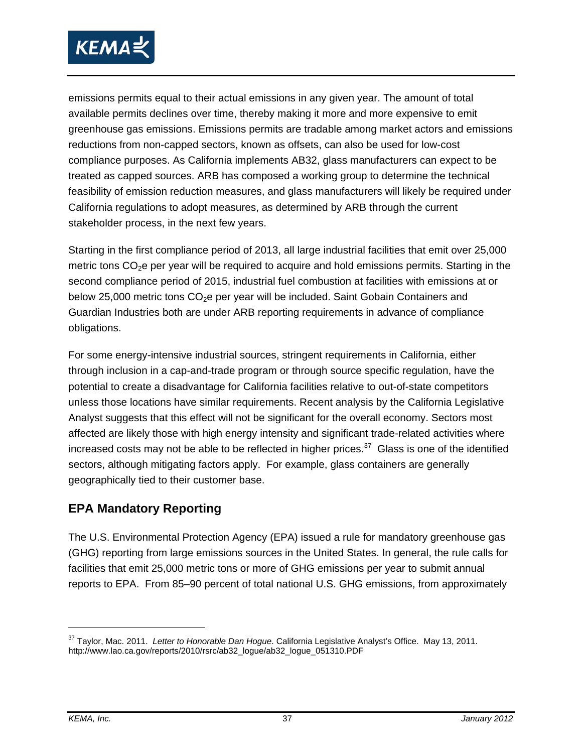emissions permits equal to their actual emissions in any given year. The amount of total available permits declines over time, thereby making it more and more expensive to emit greenhouse gas emissions. Emissions permits are tradable among market actors and emissions reductions from non-capped sectors, known as offsets, can also be used for low-cost compliance purposes. As California implements AB32, glass manufacturers can expect to be treated as capped sources. ARB has composed a working group to determine the technical feasibility of emission reduction measures, and glass manufacturers will likely be required under California regulations to adopt measures, as determined by ARB through the current stakeholder process, in the next few years.

Starting in the first compliance period of 2013, all large industrial facilities that emit over 25,000 metric tons $CO_2e$ per year will be required to acquire and hold emissions permits. Starting in the second compliance period of 2015, industrial fuel combustion at facilities with emissions at or below 25,000 metric tons $CO_2e$ per year will be included. Saint Gobain Containers and Guardian Industries both are under ARB reporting requirements in advance of compliance obligations.

For some energy-intensive industrial sources, stringent requirements in California, either through inclusion in a cap-and-trade program or through source specific regulation, have the potential to create a disadvantage for California facilities relative to out-of-state competitors unless those locations have similar requirements. Recent analysis by the California Legislative Analyst suggests that this effect will not be significant for the overall economy. Sectors most affected are likely those with high energy intensity and significant trade-related activities where increased costs may not be able to be reflected in higher prices.[37] Glass is one of the identified sectors, although mitigating factors apply. For example, glass containers are generally geographically tied to their customer base.

## EPA Mandatory Reporting

The U.S. Environmental Protection Agency (EPA) issued a rule for mandatory greenhouse gas (GHG) reporting from large emissions sources in the United States. In general, the rule calls for facilities that emit 25,000 metric tons or more of GHG emissions per year to submit annual reports to EPA. From 85–90 percent of total national U.S. GHG emissions, from approximately

---

[37] Taylor, Mac. 2011. *Letter to Honorable Dan Hogue*. California Legislative Analyst's Office. May 13, 2011. http://www.lao.ca.gov/reports/2010/rsrc/ab32_logue/ab32_logue_051310.PDF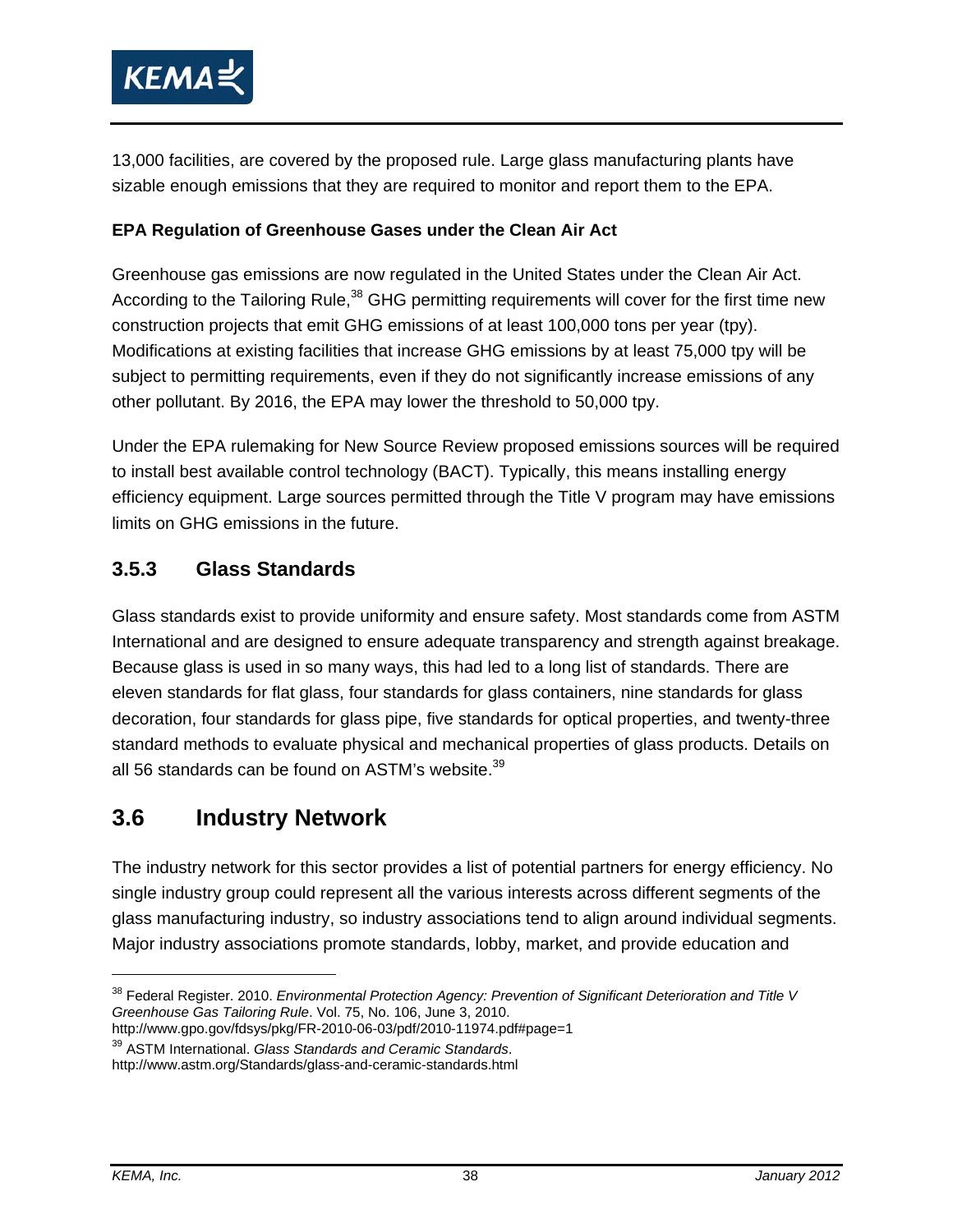13,000 facilities, are covered by the proposed rule. Large glass manufacturing plants have sizable enough emissions that they are required to monitor and report them to the EPA.

**EPA Regulation of Greenhouse Gases under the Clean Air Act**

Greenhouse gas emissions are now regulated in the United States under the Clean Air Act. According to the Tailoring Rule,[38] GHG permitting requirements will cover for the first time new construction projects that emit GHG emissions of at least 100,000 tons per year (tpy). Modifications at existing facilities that increase GHG emissions by at least 75,000 tpy will be subject to permitting requirements, even if they do not significantly increase emissions of any other pollutant. By 2016, the EPA may lower the threshold to 50,000 tpy.

Under the EPA rulemaking for New Source Review proposed emissions sources will be required to install best available control technology (BACT). Typically, this means installing energy efficiency equipment. Large sources permitted through the Title V program may have emissions limits on GHG emissions in the future.

### 3.5.3 Glass Standards

Glass standards exist to provide uniformity and ensure safety. Most standards come from ASTM International and are designed to ensure adequate transparency and strength against breakage. Because glass is used in so many ways, this had led to a long list of standards. There are eleven standards for flat glass, four standards for glass containers, nine standards for glass decoration, four standards for glass pipe, five standards for optical properties, and twenty-three standard methods to evaluate physical and mechanical properties of glass products. Details on all 56 standards can be found on ASTM's website.[39]

## 3.6 Industry Network

The industry network for this sector provides a list of potential partners for energy efficiency. No single industry group could represent all the various interests across different segments of the glass manufacturing industry, so industry associations tend to align around individual segments. Major industry associations promote standards, lobby, market, and provide education and

---

[38] Federal Register. 2010. *Environmental Protection Agency: Prevention of Significant Deterioration and Title V Greenhouse Gas Tailoring Rule*. Vol. 75, No. 106, June 3, 2010. http://www.gpo.gov/fdsys/pkg/FR-2010-06-03/pdf/2010-11974.pdf#page=1

[39] ASTM International. *Glass Standards and Ceramic Standards*. http://www.astm.org/Standards/glass-and-ceramic-standards.html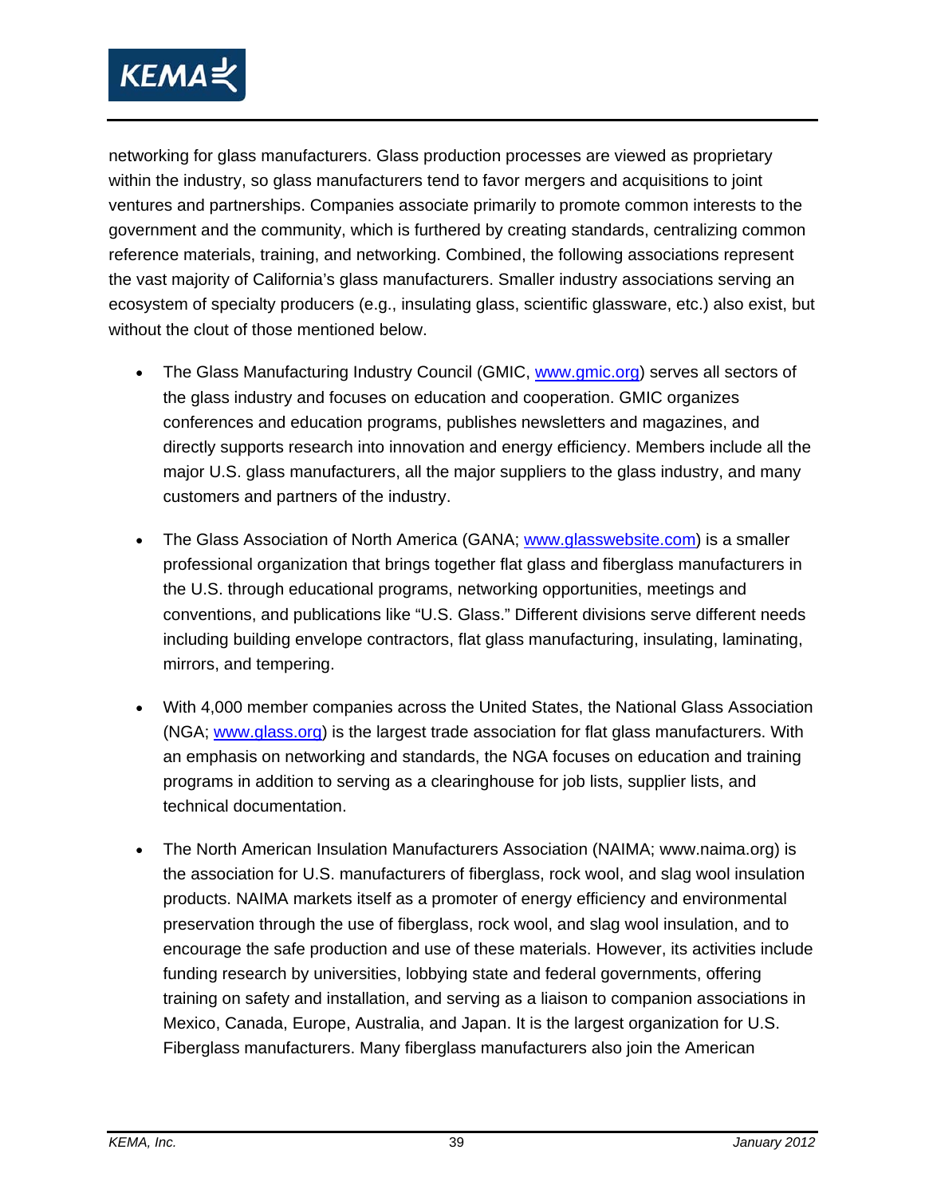networking for glass manufacturers. Glass production processes are viewed as proprietary within the industry, so glass manufacturers tend to favor mergers and acquisitions to joint ventures and partnerships. Companies associate primarily to promote common interests to the government and the community, which is furthered by creating standards, centralizing common reference materials, training, and networking. Combined, the following associations represent the vast majority of California's glass manufacturers. Smaller industry associations serving an ecosystem of specialty producers (e.g., insulating glass, scientific glassware, etc.) also exist, but without the clout of those mentioned below.

- The Glass Manufacturing Industry Council (GMIC, www.gmic.org) serves all sectors of the glass industry and focuses on education and cooperation. GMIC organizes conferences and education programs, publishes newsletters and magazines, and directly supports research into innovation and energy efficiency. Members include all the major U.S. glass manufacturers, all the major suppliers to the glass industry, and many customers and partners of the industry.

- The Glass Association of North America (GANA; www.glasswebsite.com) is a smaller professional organization that brings together flat glass and fiberglass manufacturers in the U.S. through educational programs, networking opportunities, meetings and conventions, and publications like "U.S. Glass." Different divisions serve different needs including building envelope contractors, flat glass manufacturing, insulating, laminating, mirrors, and tempering.

- With 4,000 member companies across the United States, the National Glass Association (NGA; www.glass.org) is the largest trade association for flat glass manufacturers. With an emphasis on networking and standards, the NGA focuses on education and training programs in addition to serving as a clearinghouse for job lists, supplier lists, and technical documentation.

- The North American Insulation Manufacturers Association (NAIMA; www.naima.org) is the association for U.S. manufacturers of fiberglass, rock wool, and slag wool insulation products. NAIMA markets itself as a promoter of energy efficiency and environmental preservation through the use of fiberglass, rock wool, and slag wool insulation, and to encourage the safe production and use of these materials. However, its activities include funding research by universities, lobbying state and federal governments, offering training on safety and installation, and serving as a liaison to companion associations in Mexico, Canada, Europe, Australia, and Japan. It is the largest organization for U.S. Fiberglass manufacturers. Many fiberglass manufacturers also join the American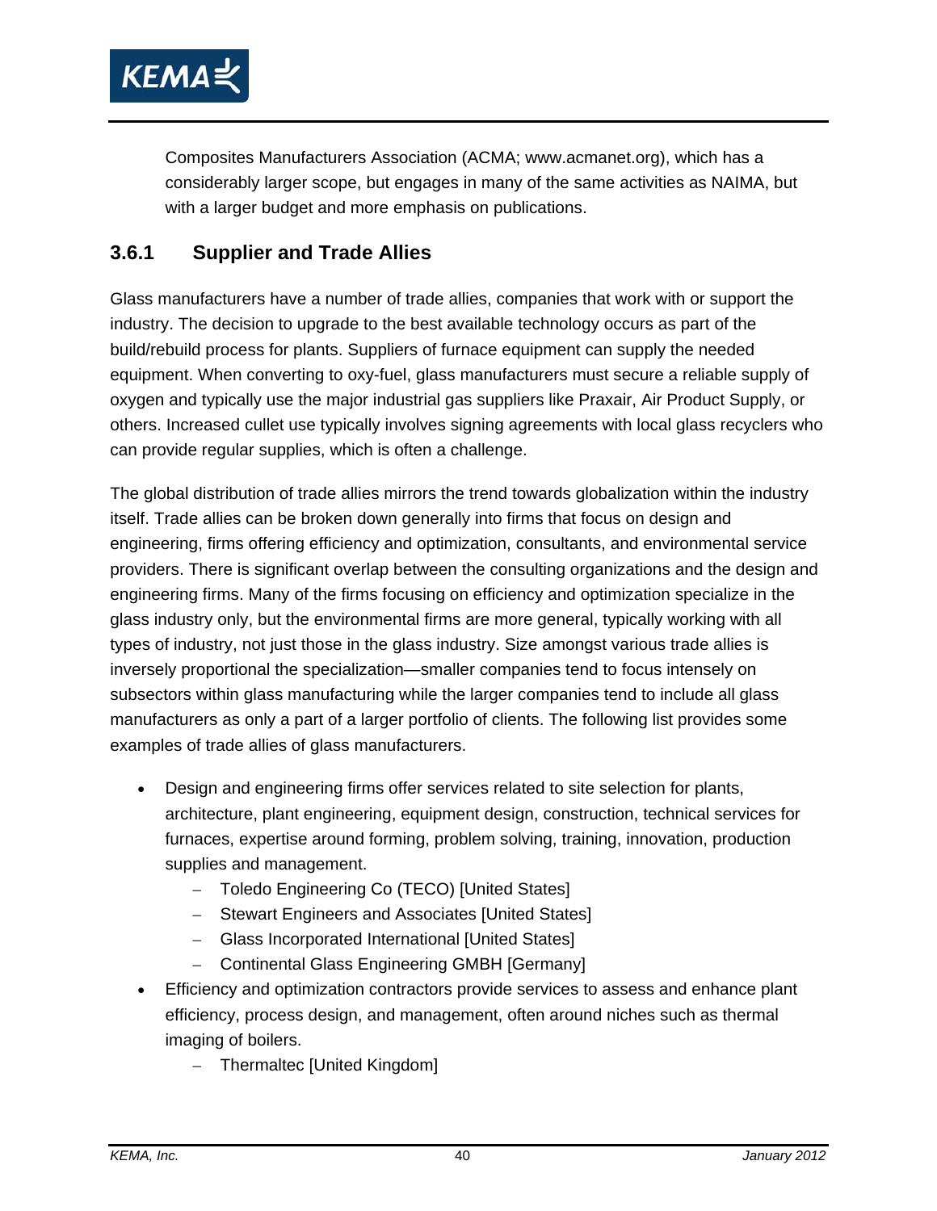Composites Manufacturers Association (ACMA; www.acmanet.org), which has a considerably larger scope, but engages in many of the same activities as NAIMA, but with a larger budget and more emphasis on publications.

### 3.6.1 Supplier and Trade Allies

Glass manufacturers have a number of trade allies, companies that work with or support the industry. The decision to upgrade to the best available technology occurs as part of the build/rebuild process for plants. Suppliers of furnace equipment can supply the needed equipment. When converting to oxy-fuel, glass manufacturers must secure a reliable supply of oxygen and typically use the major industrial gas suppliers like Praxair, Air Product Supply, or others. Increased cullet use typically involves signing agreements with local glass recyclers who can provide regular supplies, which is often a challenge.

The global distribution of trade allies mirrors the trend towards globalization within the industry itself. Trade allies can be broken down generally into firms that focus on design and engineering, firms offering efficiency and optimization, consultants, and environmental service providers. There is significant overlap between the consulting organizations and the design and engineering firms. Many of the firms focusing on efficiency and optimization specialize in the glass industry only, but the environmental firms are more general, typically working with all types of industry, not just those in the glass industry. Size amongst various trade allies is inversely proportional the specialization—smaller companies tend to focus intensely on subsectors within glass manufacturing while the larger companies tend to include all glass manufacturers as only a part of a larger portfolio of clients. The following list provides some examples of trade allies of glass manufacturers.

- Design and engineering firms offer services related to site selection for plants, architecture, plant engineering, equipment design, construction, technical services for furnaces, expertise around forming, problem solving, training, innovation, production supplies and management.
  - Toledo Engineering Co (TECO) [United States]
  - Stewart Engineers and Associates [United States]
  - Glass Incorporated International [United States]
  - Continental Glass Engineering GMBH [Germany]
- Efficiency and optimization contractors provide services to assess and enhance plant efficiency, process design, and management, often around niches such as thermal imaging of boilers.
  - Thermaltec [United Kingdom]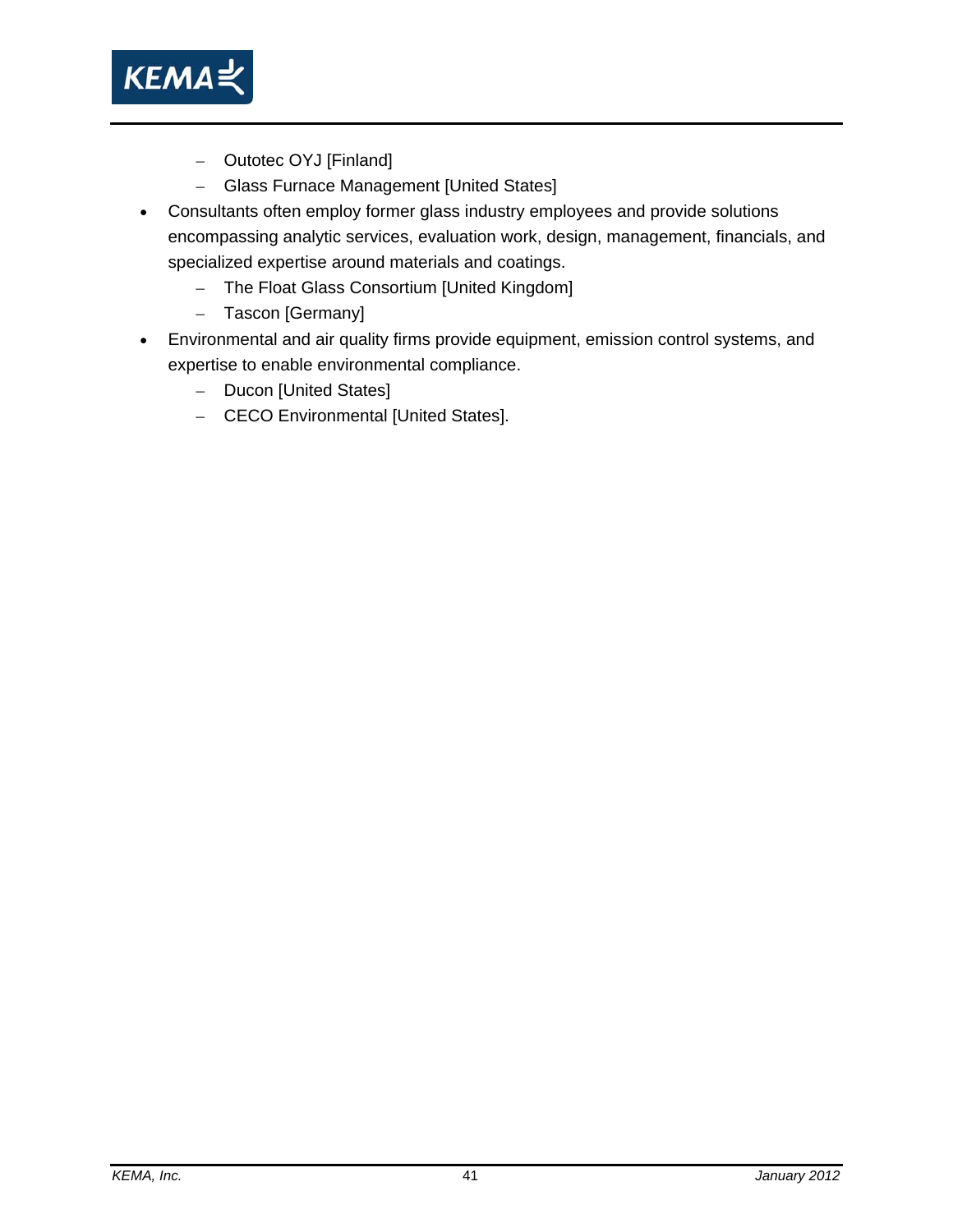- Outotec OYJ [Finland]
  - Glass Furnace Management [United States]
- Consultants often employ former glass industry employees and provide solutions encompassing analytic services, evaluation work, design, management, financials, and specialized expertise around materials and coatings.
  - The Float Glass Consortium [United Kingdom]
  - Tascon [Germany]
- Environmental and air quality firms provide equipment, emission control systems, and expertise to enable environmental compliance.
  - Ducon [United States]
  - CECO Environmental [United States].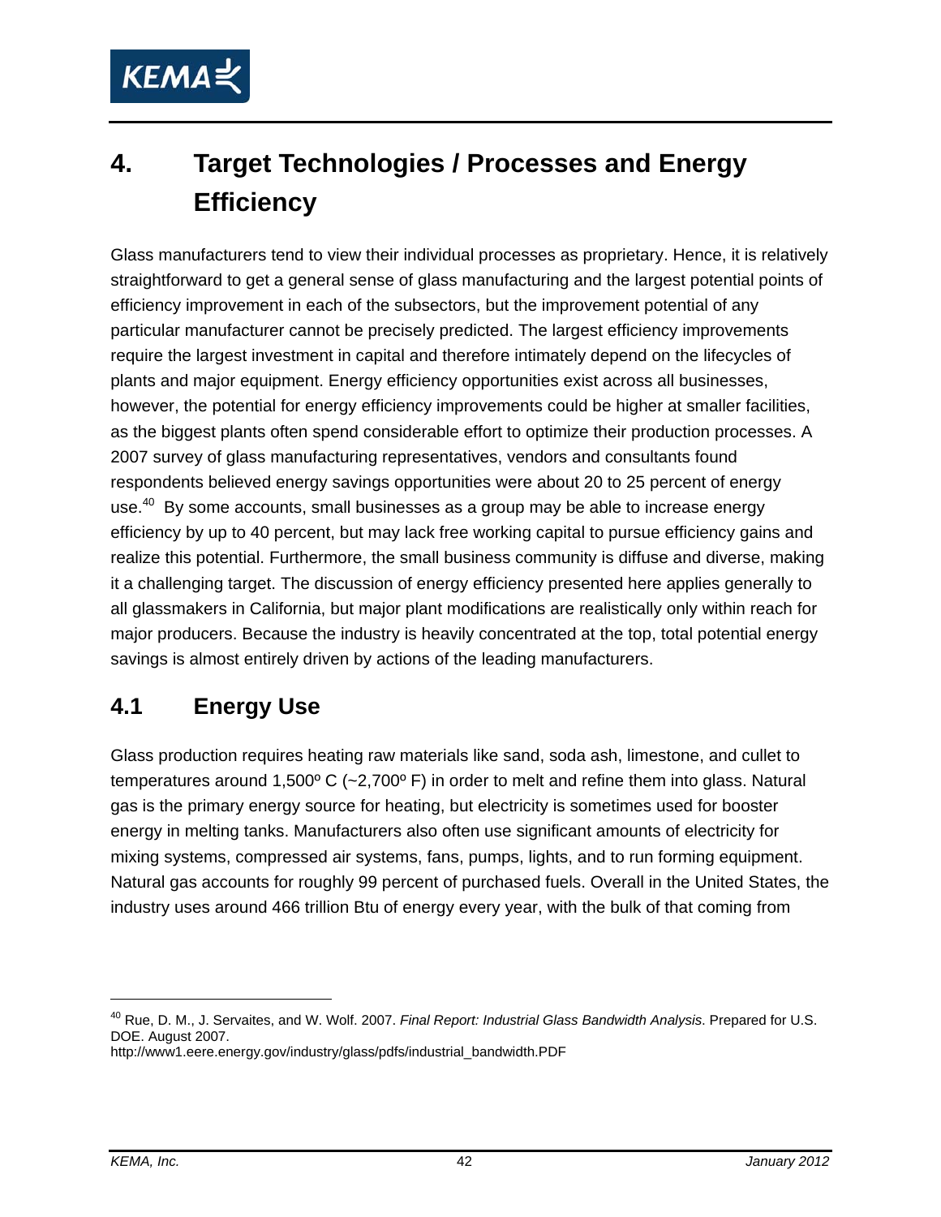# 4. Target Technologies / Processes and Energy Efficiency

Glass manufacturers tend to view their individual processes as proprietary. Hence, it is relatively straightforward to get a general sense of glass manufacturing and the largest potential points of efficiency improvement in each of the subsectors, but the improvement potential of any particular manufacturer cannot be precisely predicted. The largest efficiency improvements require the largest investment in capital and therefore intimately depend on the lifecycles of plants and major equipment. Energy efficiency opportunities exist across all businesses, however, the potential for energy efficiency improvements could be higher at smaller facilities, as the biggest plants often spend considerable effort to optimize their production processes. A 2007 survey of glass manufacturing representatives, vendors and consultants found respondents believed energy savings opportunities were about 20 to 25 percent of energy use.[40] By some accounts, small businesses as a group may be able to increase energy efficiency by up to 40 percent, but may lack free working capital to pursue efficiency gains and realize this potential. Furthermore, the small business community is diffuse and diverse, making it a challenging target. The discussion of energy efficiency presented here applies generally to all glassmakers in California, but major plant modifications are realistically only within reach for major producers. Because the industry is heavily concentrated at the top, total potential energy savings is almost entirely driven by actions of the leading manufacturers.

## 4.1 Energy Use

Glass production requires heating raw materials like sand, soda ash, limestone, and cullet to temperatures around 1,500º C (~2,700º F) in order to melt and refine them into glass. Natural gas is the primary energy source for heating, but electricity is sometimes used for booster energy in melting tanks. Manufacturers also often use significant amounts of electricity for mixing systems, compressed air systems, fans, pumps, lights, and to run forming equipment. Natural gas accounts for roughly 99 percent of purchased fuels. Overall in the United States, the industry uses around 466 trillion Btu of energy every year, with the bulk of that coming from

[40] Rue, D. M., J. Servaites, and W. Wolf. 2007. *Final Report: Industrial Glass Bandwidth Analysis*. Prepared for U.S. DOE. August 2007. http://www1.eere.energy.gov/industry/glass/pdfs/industrial_bandwidth.PDF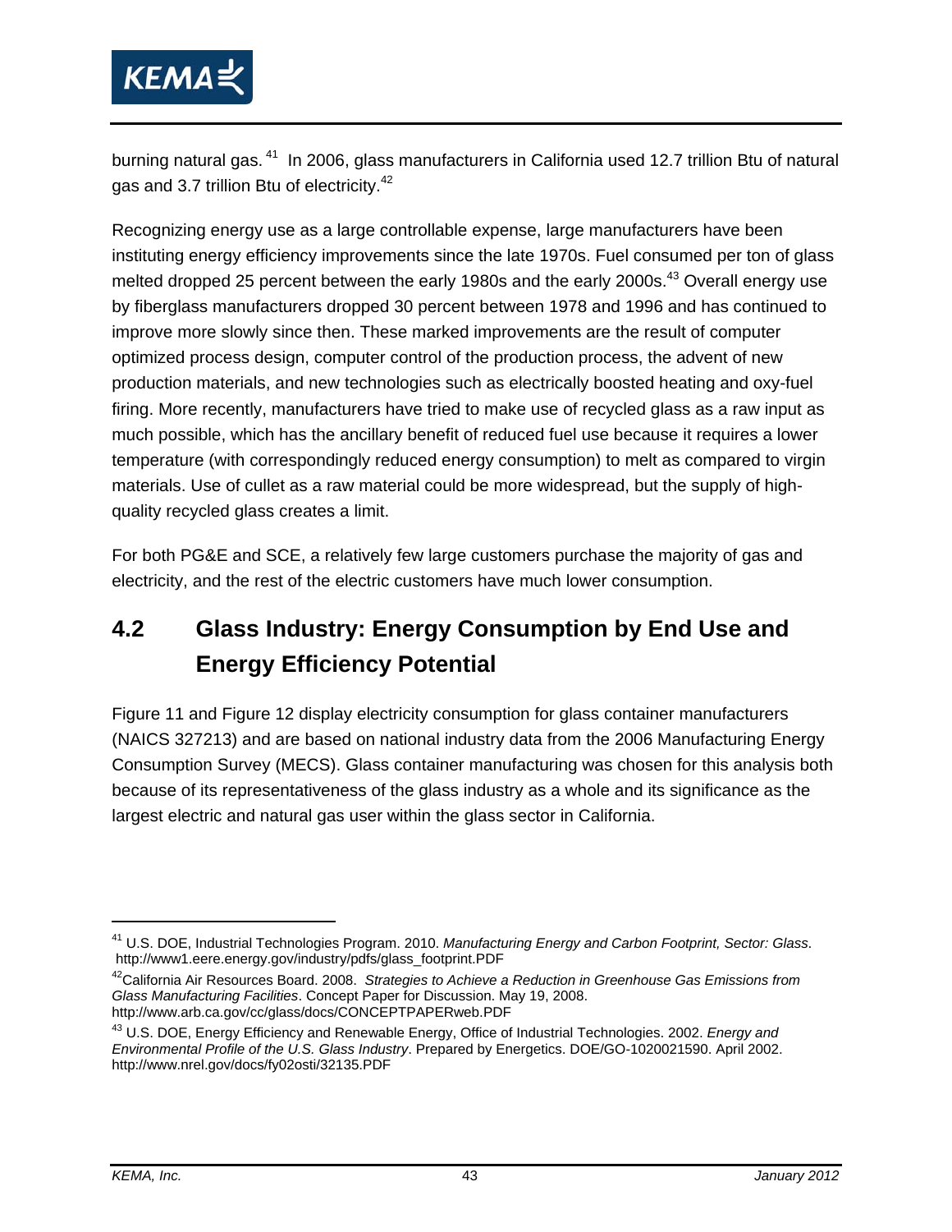burning natural gas.[41] In 2006, glass manufacturers in California used 12.7 trillion Btu of natural gas and 3.7 trillion Btu of electricity.[42]

Recognizing energy use as a large controllable expense, large manufacturers have been instituting energy efficiency improvements since the late 1970s. Fuel consumed per ton of glass melted dropped 25 percent between the early 1980s and the early 2000s.[43] Overall energy use by fiberglass manufacturers dropped 30 percent between 1978 and 1996 and has continued to improve more slowly since then. These marked improvements are the result of computer optimized process design, computer control of the production process, the advent of new production materials, and new technologies such as electrically boosted heating and oxy-fuel firing. More recently, manufacturers have tried to make use of recycled glass as a raw input as much possible, which has the ancillary benefit of reduced fuel use because it requires a lower temperature (with correspondingly reduced energy consumption) to melt as compared to virgin materials. Use of cullet as a raw material could be more widespread, but the supply of high-quality recycled glass creates a limit.

For both PG&E and SCE, a relatively few large customers purchase the majority of gas and electricity, and the rest of the electric customers have much lower consumption.

## 4.2 Glass Industry: Energy Consumption by End Use and Energy Efficiency Potential

Figure 11 and Figure 12 display electricity consumption for glass container manufacturers (NAICS 327213) and are based on national industry data from the 2006 Manufacturing Energy Consumption Survey (MECS). Glass container manufacturing was chosen for this analysis both because of its representativeness of the glass industry as a whole and its significance as the largest electric and natural gas user within the glass sector in California.

---

[41] U.S. DOE, Industrial Technologies Program. 2010. *Manufacturing Energy and Carbon Footprint, Sector: Glass*. http://www1.eere.energy.gov/industry/pdfs/glass_footprint.PDF

[42] California Air Resources Board. 2008. *Strategies to Achieve a Reduction in Greenhouse Gas Emissions from Glass Manufacturing Facilities*. Concept Paper for Discussion. May 19, 2008. http://www.arb.ca.gov/cc/glass/docs/CONCEPTPAPERweb.PDF

[43] U.S. DOE, Energy Efficiency and Renewable Energy, Office of Industrial Technologies. 2002. *Energy and Environmental Profile of the U.S. Glass Industry*. Prepared by Energetics. DOE/GO-1020021590. April 2002. http://www.nrel.gov/docs/fy02osti/32135.PDF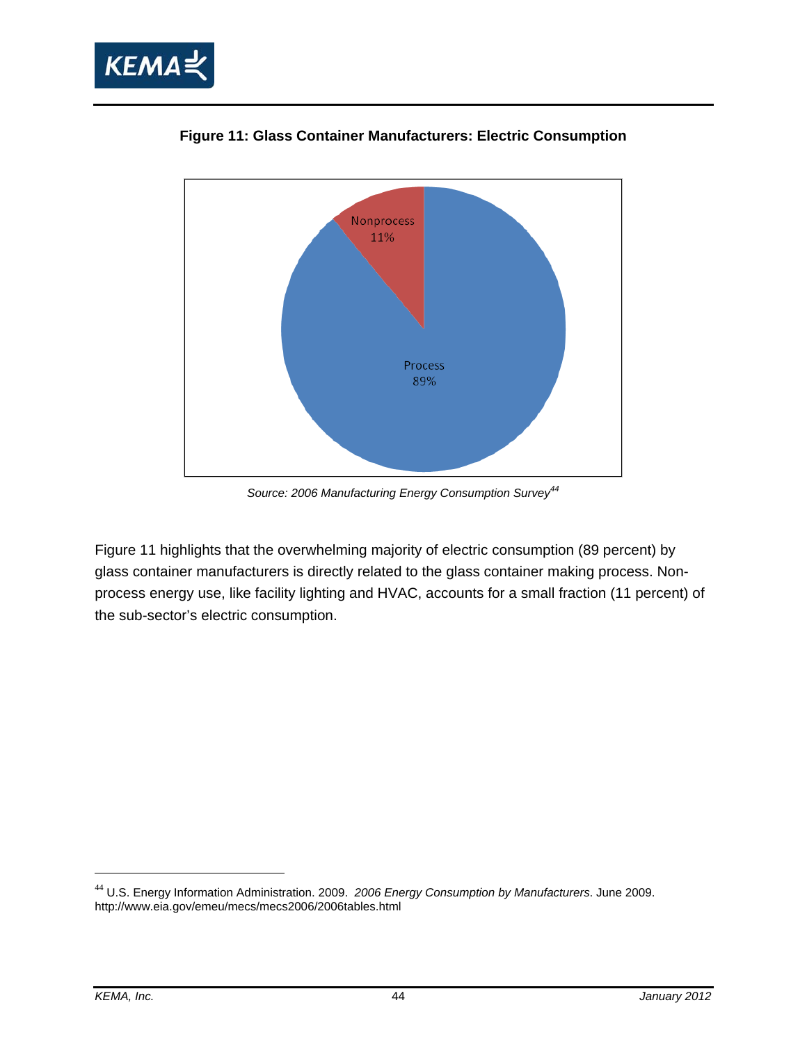**Figure 11: Glass Container Manufacturers: Electric Consumption**

Nonprocess 11%

Process 89%

*Source: 2006 Manufacturing Energy Consumption Survey*[44]

Figure 11 highlights that the overwhelming majority of electric consumption (89 percent) by glass container manufacturers is directly related to the glass container making process. Non-process energy use, like facility lighting and HVAC, accounts for a small fraction (11 percent) of the sub-sector's electric consumption.

---

[44] U.S. Energy Information Administration. 2009. *2006 Energy Consumption by Manufacturers*. June 2009. http://www.eia.gov/emeu/mecs/mecs2006/2006tables.html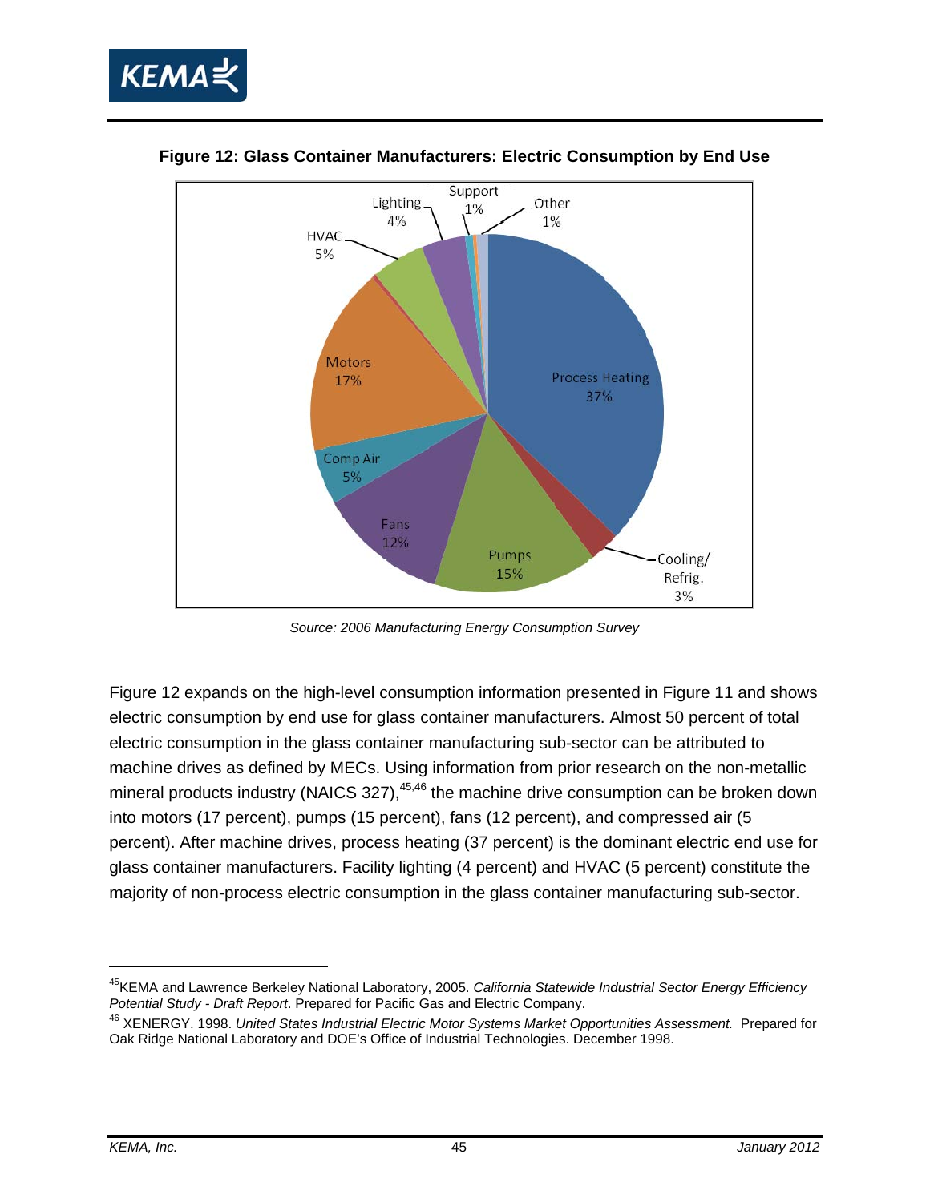**Figure 12: Glass Container Manufacturers: Electric Consumption by End Use**

*Source: 2006 Manufacturing Energy Consumption Survey*

Figure 12 expands on the high-level consumption information presented in Figure 11 and shows electric consumption by end use for glass container manufacturers. Almost 50 percent of total electric consumption in the glass container manufacturing sub-sector can be attributed to machine drives as defined by MECs. Using information from prior research on the non-metallic mineral products industry (NAICS 327),[45,46] the machine drive consumption can be broken down into motors (17 percent), pumps (15 percent), fans (12 percent), and compressed air (5 percent). After machine drives, process heating (37 percent) is the dominant electric end use for glass container manufacturers. Facility lighting (4 percent) and HVAC (5 percent) constitute the majority of non-process electric consumption in the glass container manufacturing sub-sector.

---

[45] KEMA and Lawrence Berkeley National Laboratory, 2005. *California Statewide Industrial Sector Energy Efficiency Potential Study - Draft Report*. Prepared for Pacific Gas and Electric Company.

[46] XENERGY. 1998. *United States Industrial Electric Motor Systems Market Opportunities Assessment.* Prepared for Oak Ridge National Laboratory and DOE's Office of Industrial Technologies. December 1998.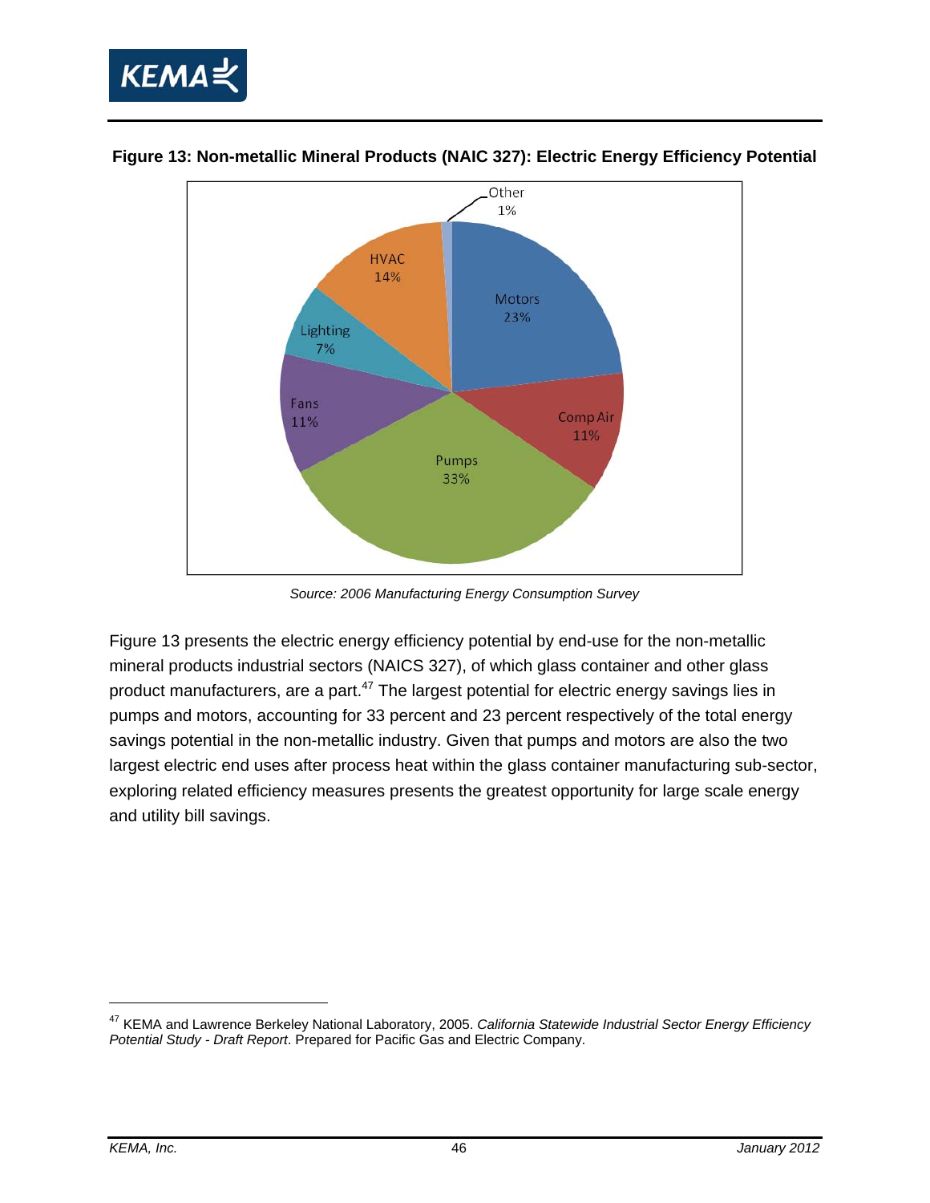**Figure 13: Non-metallic Mineral Products (NAIC 327): Electric Energy Efficiency Potential**

*Source: 2006 Manufacturing Energy Consumption Survey*

Figure 13 presents the electric energy efficiency potential by end-use for the non-metallic mineral products industrial sectors (NAICS 327), of which glass container and other glass product manufacturers, are a part.[47] The largest potential for electric energy savings lies in pumps and motors, accounting for 33 percent and 23 percent respectively of the total energy savings potential in the non-metallic industry. Given that pumps and motors are also the two largest electric end uses after process heat within the glass container manufacturing sub-sector, exploring related efficiency measures presents the greatest opportunity for large scale energy and utility bill savings.

---

[47] KEMA and Lawrence Berkeley National Laboratory, 2005. *California Statewide Industrial Sector Energy Efficiency Potential Study - Draft Report*. Prepared for Pacific Gas and Electric Company.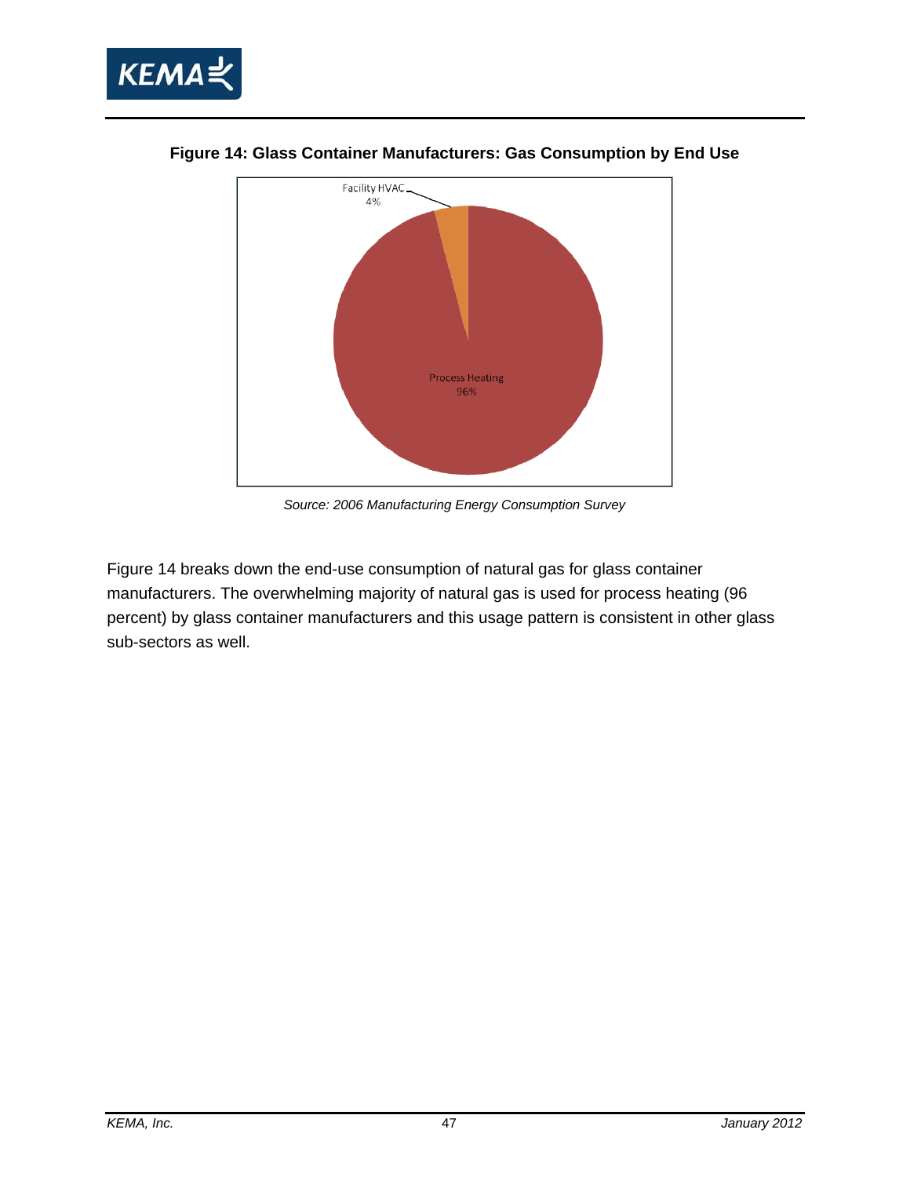**Figure 14: Glass Container Manufacturers: Gas Consumption by End Use**

*Source: 2006 Manufacturing Energy Consumption Survey*

Figure 14 breaks down the end-use consumption of natural gas for glass container manufacturers. The overwhelming majority of natural gas is used for process heating (96 percent) by glass container manufacturers and this usage pattern is consistent in other glass sub-sectors as well.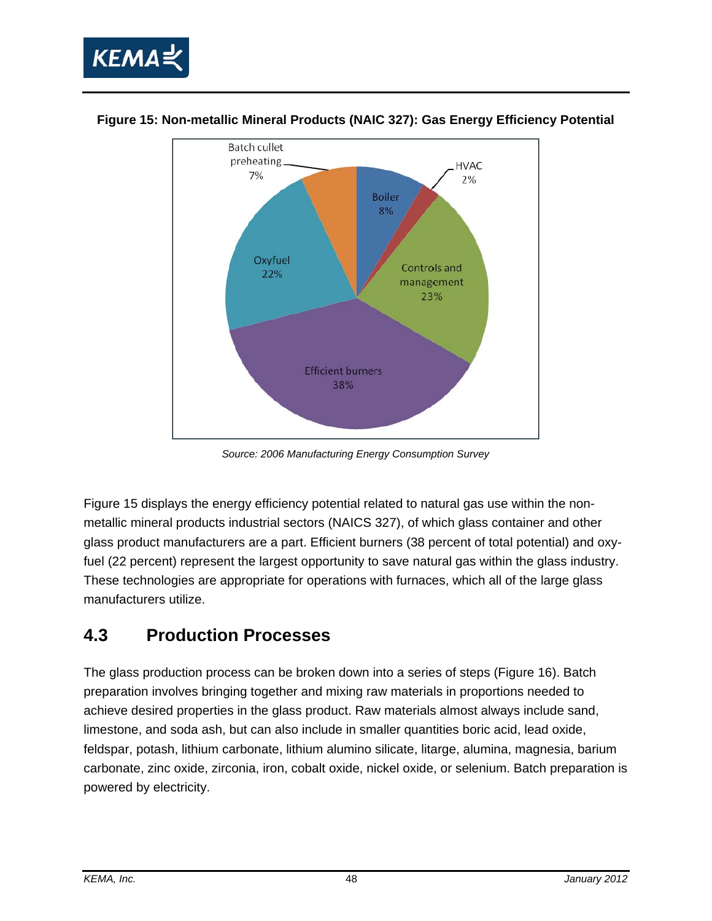**Figure 15: Non-metallic Mineral Products (NAIC 327): Gas Energy Efficiency Potential**

Batch cullet preheating 7%

HVAC 2%

Boiler 8%

Controls and management 23%

Efficient burners 38%

Oxyfuel 22%

*Source: 2006 Manufacturing Energy Consumption Survey*

Figure 15 displays the energy efficiency potential related to natural gas use within the non-metallic mineral products industrial sectors (NAICS 327), of which glass container and other glass product manufacturers are a part. Efficient burners (38 percent of total potential) and oxy-fuel (22 percent) represent the largest opportunity to save natural gas within the glass industry. These technologies are appropriate for operations with furnaces, which all of the large glass manufacturers utilize.

## 4.3 Production Processes

The glass production process can be broken down into a series of steps (Figure 16). Batch preparation involves bringing together and mixing raw materials in proportions needed to achieve desired properties in the glass product. Raw materials almost always include sand, limestone, and soda ash, but can also include in smaller quantities boric acid, lead oxide, feldspar, potash, lithium carbonate, lithium alumino silicate, litarge, alumina, magnesia, barium carbonate, zinc oxide, zirconia, iron, cobalt oxide, nickel oxide, or selenium. Batch preparation is powered by electricity.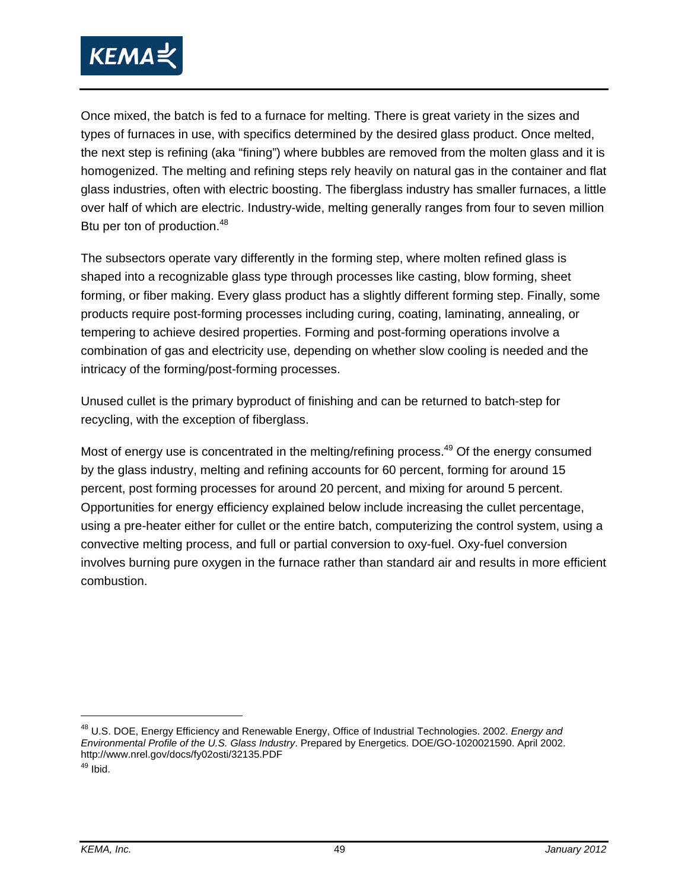Once mixed, the batch is fed to a furnace for melting. There is great variety in the sizes and types of furnaces in use, with specifics determined by the desired glass product. Once melted, the next step is refining (aka "fining") where bubbles are removed from the molten glass and it is homogenized. The melting and refining steps rely heavily on natural gas in the container and flat glass industries, often with electric boosting. The fiberglass industry has smaller furnaces, a little over half of which are electric. Industry-wide, melting generally ranges from four to seven million Btu per ton of production.[48]

The subsectors operate vary differently in the forming step, where molten refined glass is shaped into a recognizable glass type through processes like casting, blow forming, sheet forming, or fiber making. Every glass product has a slightly different forming step. Finally, some products require post-forming processes including curing, coating, laminating, annealing, or tempering to achieve desired properties. Forming and post-forming operations involve a combination of gas and electricity use, depending on whether slow cooling is needed and the intricacy of the forming/post-forming processes.

Unused cullet is the primary byproduct of finishing and can be returned to batch-step for recycling, with the exception of fiberglass.

Most of energy use is concentrated in the melting/refining process.[49] Of the energy consumed by the glass industry, melting and refining accounts for 60 percent, forming for around 15 percent, post forming processes for around 20 percent, and mixing for around 5 percent. Opportunities for energy efficiency explained below include increasing the cullet percentage, using a pre-heater either for cullet or the entire batch, computerizing the control system, using a convective melting process, and full or partial conversion to oxy-fuel. Oxy-fuel conversion involves burning pure oxygen in the furnace rather than standard air and results in more efficient combustion.

---

[48] U.S. DOE, Energy Efficiency and Renewable Energy, Office of Industrial Technologies. 2002. *Energy and Environmental Profile of the U.S. Glass Industry*. Prepared by Energetics. DOE/GO-1020021590. April 2002. http://www.nrel.gov/docs/fy02osti/32135.PDF

[49] Ibid.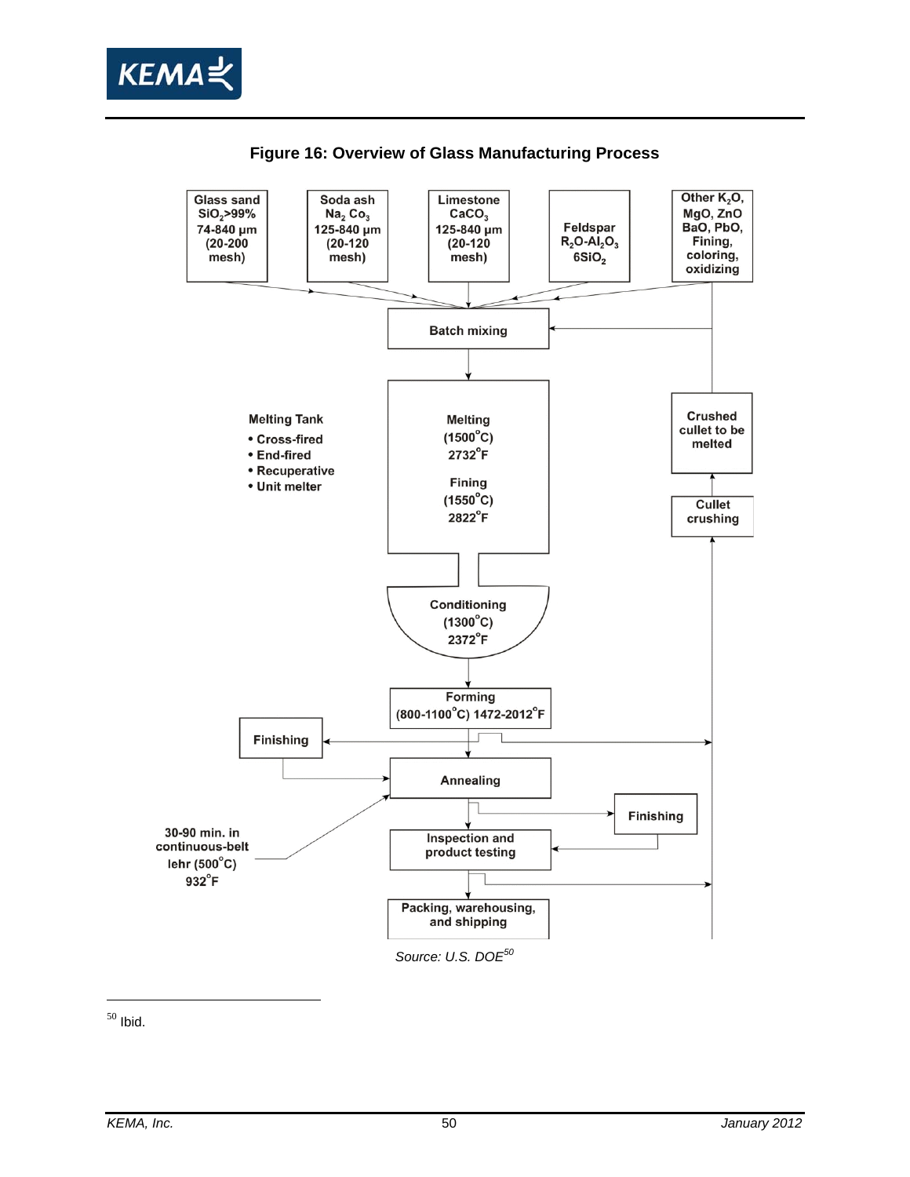**Figure 16: Overview of Glass Manufacturing Process**

Glass sand $SiO_2$>99% 74-840 µm (20-200 mesh)

Soda ash $Na_2 Co_3$ 125-840 µm (20-120 mesh)

Limestone $CaCO_3$ 125-840 µm (20-120 mesh)

Feldspar $R_2O$-$Al_2O_3$ 6$SiO_2$

Other $K_2O$, MgO, ZnO BaO, PbO, Fining, coloring, oxidizing

Batch mixing

Melting Tank
- Cross-fired
- End-fired
- Recuperative
- Unit melter

Melting (1500°C) 2732°F

Fining (1550°C) 2822°F

Crushed cullet to be melted

Cullet crushing

Conditioning (1300°C) 2372°F

Forming (800-1100°C) 1472-2012°F

Finishing

Annealing

30-90 min. in continuous-belt lehr (500°C) 932°F

Finishing

Inspection and product testing

Packing, warehousing, and shipping

*Source: U.S. DOE*[50]

[50] Ibid.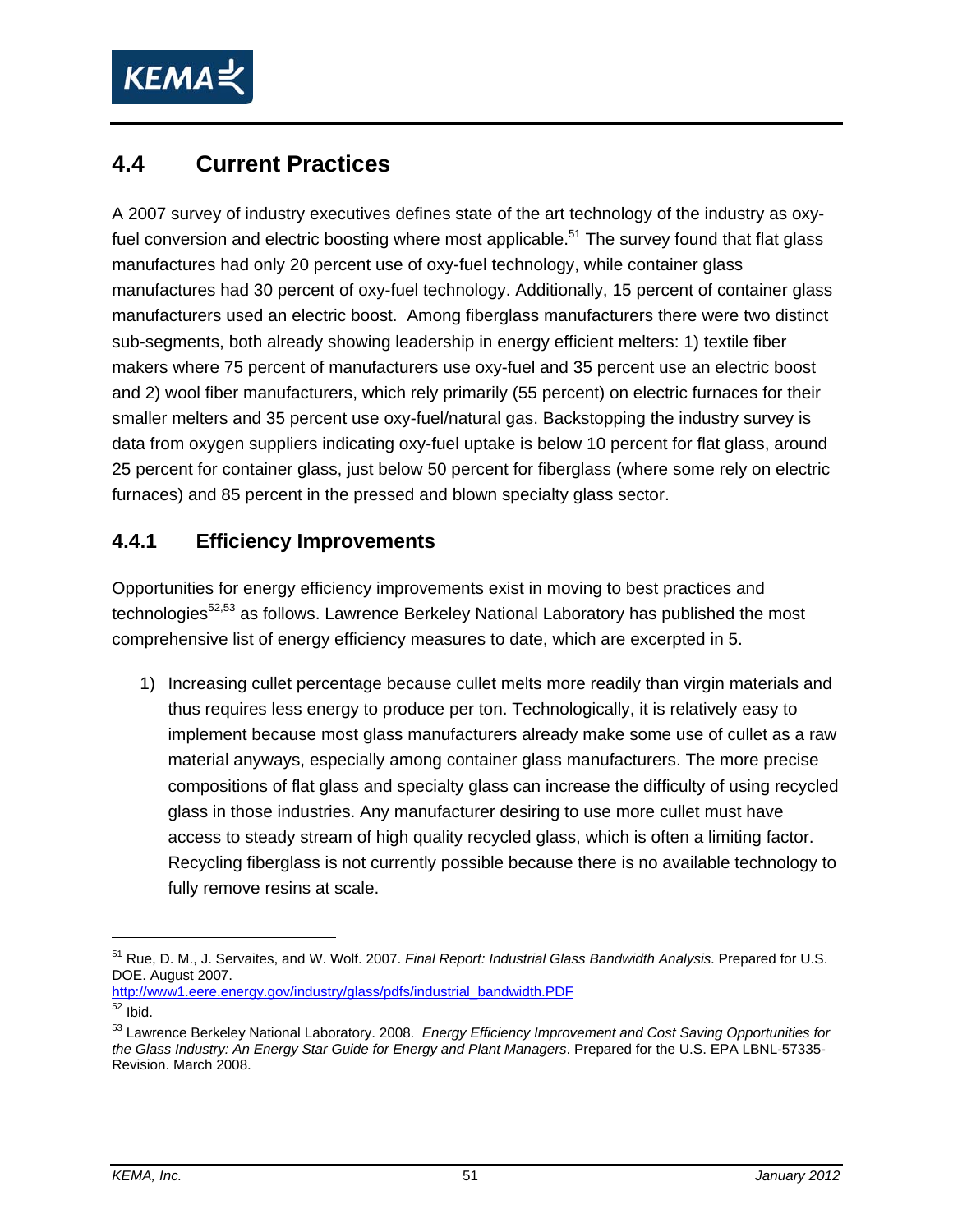## 4.4 Current Practices

A 2007 survey of industry executives defines state of the art technology of the industry as oxy-fuel conversion and electric boosting where most applicable.[51] The survey found that flat glass manufactures had only 20 percent use of oxy-fuel technology, while container glass manufactures had 30 percent of oxy-fuel technology. Additionally, 15 percent of container glass manufacturers used an electric boost. Among fiberglass manufacturers there were two distinct sub-segments, both already showing leadership in energy efficient melters: 1) textile fiber makers where 75 percent of manufacturers use oxy-fuel and 35 percent use an electric boost and 2) wool fiber manufacturers, which rely primarily (55 percent) on electric furnaces for their smaller melters and 35 percent use oxy-fuel/natural gas. Backstopping the industry survey is data from oxygen suppliers indicating oxy-fuel uptake is below 10 percent for flat glass, around 25 percent for container glass, just below 50 percent for fiberglass (where some rely on electric furnaces) and 85 percent in the pressed and blown specialty glass sector.

### 4.4.1 Efficiency Improvements

Opportunities for energy efficiency improvements exist in moving to best practices and technologies[52,53] as follows. Lawrence Berkeley National Laboratory has published the most comprehensive list of energy efficiency measures to date, which are excerpted in 5.

1) Increasing cullet percentage because cullet melts more readily than virgin materials and thus requires less energy to produce per ton. Technologically, it is relatively easy to implement because most glass manufacturers already make some use of cullet as a raw material anyways, especially among container glass manufacturers. The more precise compositions of flat glass and specialty glass can increase the difficulty of using recycled glass in those industries. Any manufacturer desiring to use more cullet must have access to steady stream of high quality recycled glass, which is often a limiting factor. Recycling fiberglass is not currently possible because there is no available technology to fully remove resins at scale.

---

[51] Rue, D. M., J. Servaites, and W. Wolf. 2007. *Final Report: Industrial Glass Bandwidth Analysis*. Prepared for U.S. DOE. August 2007. http://www1.eere.energy.gov/industry/glass/pdfs/industrial_bandwidth.PDF

[52] Ibid.

[53] Lawrence Berkeley National Laboratory. 2008. *Energy Efficiency Improvement and Cost Saving Opportunities for the Glass Industry: An Energy Star Guide for Energy and Plant Managers*. Prepared for the U.S. EPA LBNL-57335-Revision. March 2008.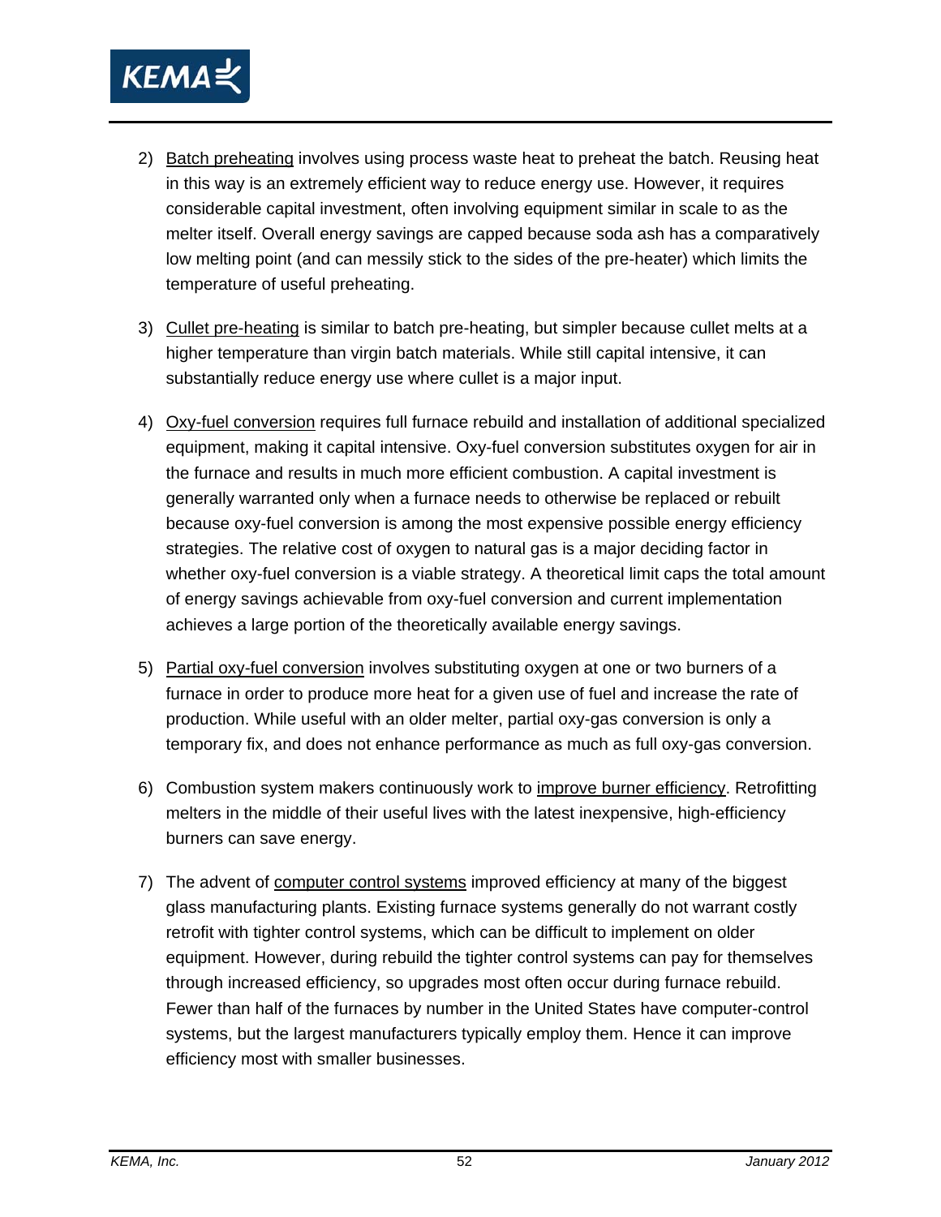2) Batch preheating involves using process waste heat to preheat the batch. Reusing heat in this way is an extremely efficient way to reduce energy use. However, it requires considerable capital investment, often involving equipment similar in scale to as the melter itself. Overall energy savings are capped because soda ash has a comparatively low melting point (and can messily stick to the sides of the pre-heater) which limits the temperature of useful preheating.

3) Cullet pre-heating is similar to batch pre-heating, but simpler because cullet melts at a higher temperature than virgin batch materials. While still capital intensive, it can substantially reduce energy use where cullet is a major input.

4) Oxy-fuel conversion requires full furnace rebuild and installation of additional specialized equipment, making it capital intensive. Oxy-fuel conversion substitutes oxygen for air in the furnace and results in much more efficient combustion. A capital investment is generally warranted only when a furnace needs to otherwise be replaced or rebuilt because oxy-fuel conversion is among the most expensive possible energy efficiency strategies. The relative cost of oxygen to natural gas is a major deciding factor in whether oxy-fuel conversion is a viable strategy. A theoretical limit caps the total amount of energy savings achievable from oxy-fuel conversion and current implementation achieves a large portion of the theoretically available energy savings.

5) Partial oxy-fuel conversion involves substituting oxygen at one or two burners of a furnace in order to produce more heat for a given use of fuel and increase the rate of production. While useful with an older melter, partial oxy-gas conversion is only a temporary fix, and does not enhance performance as much as full oxy-gas conversion.

6) Combustion system makers continuously work to improve burner efficiency. Retrofitting melters in the middle of their useful lives with the latest inexpensive, high-efficiency burners can save energy.

7) The advent of computer control systems improved efficiency at many of the biggest glass manufacturing plants. Existing furnace systems generally do not warrant costly retrofit with tighter control systems, which can be difficult to implement on older equipment. However, during rebuild the tighter control systems can pay for themselves through increased efficiency, so upgrades most often occur during furnace rebuild. Fewer than half of the furnaces by number in the United States have computer-control systems, but the largest manufacturers typically employ them. Hence it can improve efficiency most with smaller businesses.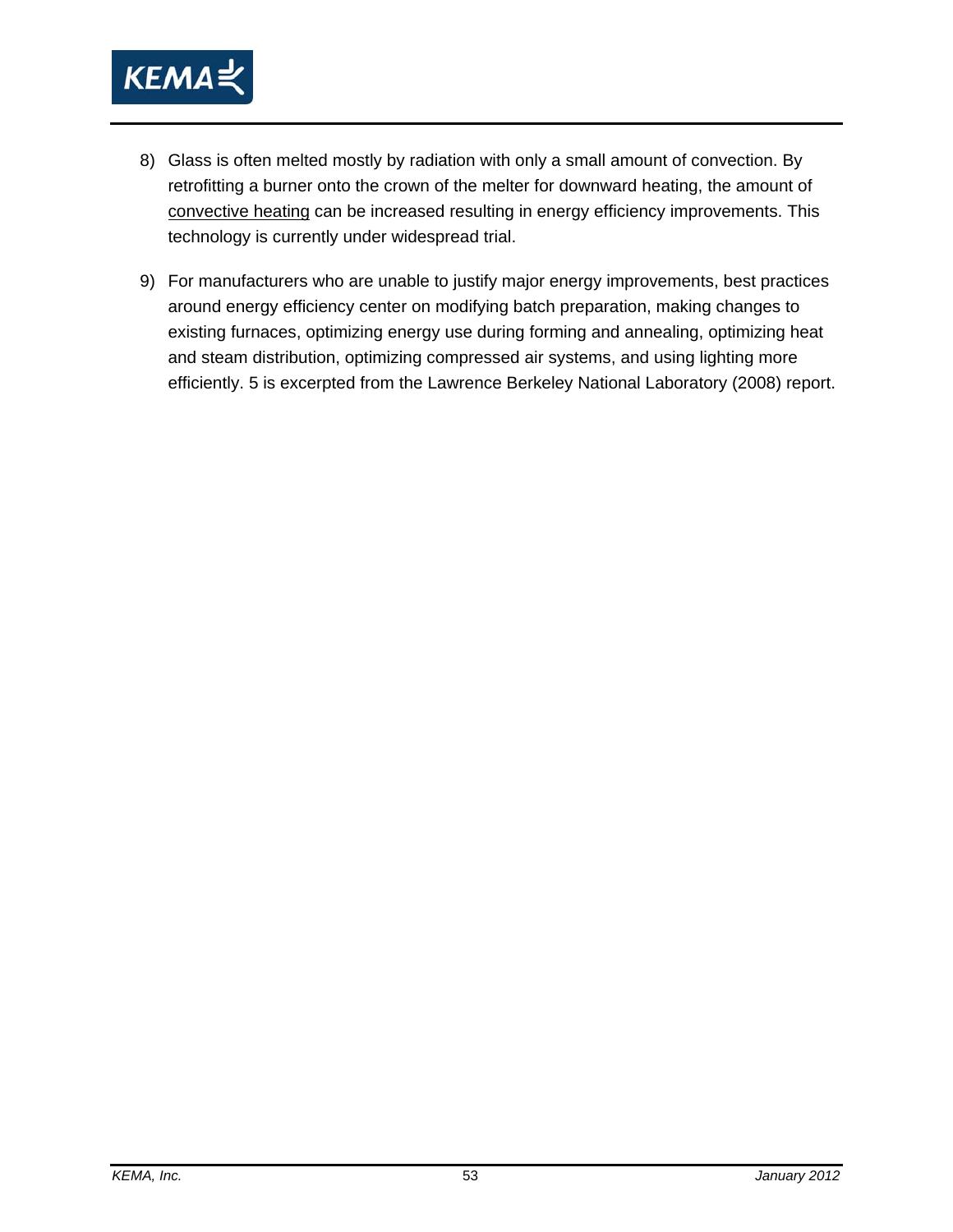8) Glass is often melted mostly by radiation with only a small amount of convection. By retrofitting a burner onto the crown of the melter for downward heating, the amount of convective heating can be increased resulting in energy efficiency improvements. This technology is currently under widespread trial.

9) For manufacturers who are unable to justify major energy improvements, best practices around energy efficiency center on modifying batch preparation, making changes to existing furnaces, optimizing energy use during forming and annealing, optimizing heat and steam distribution, optimizing compressed air systems, and using lighting more efficiently. 5 is excerpted from the Lawrence Berkeley National Laboratory (2008) report.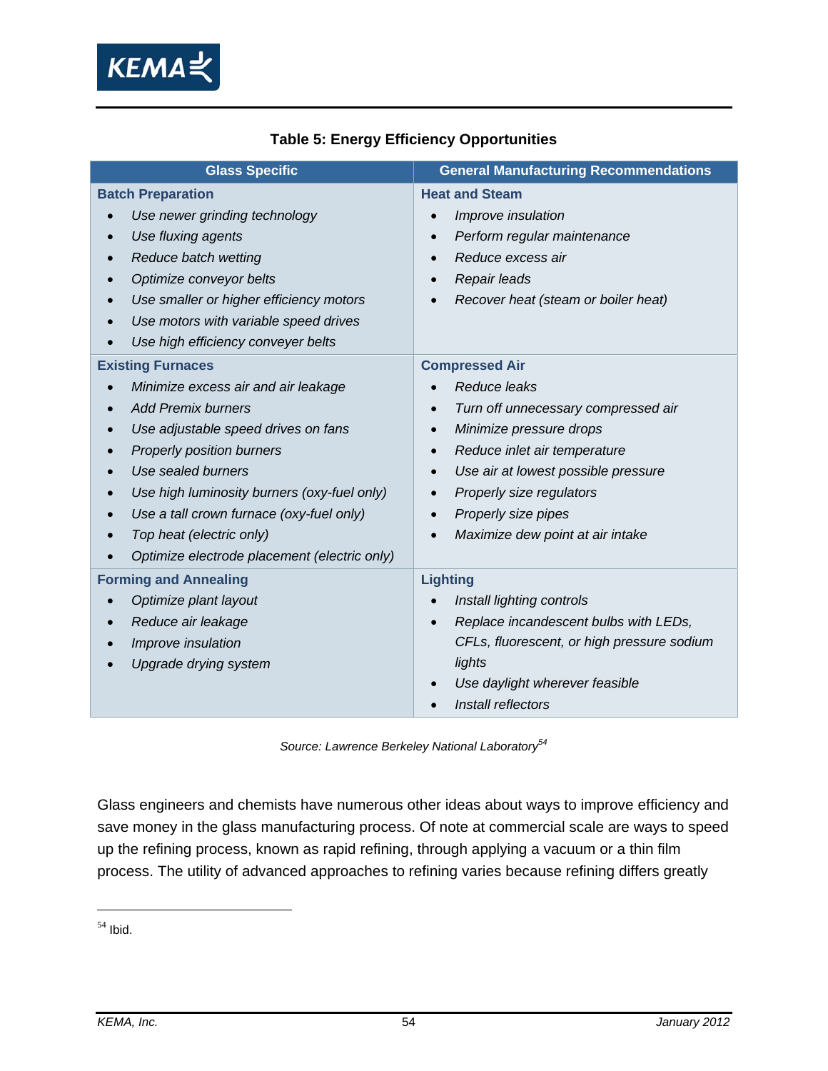**Table 5: Energy Efficiency Opportunities**

| Glass Specific | General Manufacturing Recommendations |
|---|---|
| **Batch Preparation**<br>• *Use newer grinding technology*<br>• *Use fluxing agents*<br>• *Reduce batch wetting*<br>• *Optimize conveyor belts*<br>• *Use smaller or higher efficiency motors*<br>• *Use motors with variable speed drives*<br>• *Use high efficiency conveyer belts* | **Heat and Steam**<br>• *Improve insulation*<br>• *Perform regular maintenance*<br>• *Reduce excess air*<br>• *Repair leads*<br>• *Recover heat (steam or boiler heat)* |
| **Existing Furnaces**<br>• *Minimize excess air and air leakage*<br>• *Add Premix burners*<br>• *Use adjustable speed drives on fans*<br>• *Properly position burners*<br>• *Use sealed burners*<br>• *Use high luminosity burners (oxy-fuel only)*<br>• *Use a tall crown furnace (oxy-fuel only)*<br>• *Top heat (electric only)*<br>• *Optimize electrode placement (electric only)* | **Compressed Air**<br>• *Reduce leaks*<br>• *Turn off unnecessary compressed air*<br>• *Minimize pressure drops*<br>• *Reduce inlet air temperature*<br>• *Use air at lowest possible pressure*<br>• *Properly size regulators*<br>• *Properly size pipes*<br>• *Maximize dew point at air intake* |
| **Forming and Annealing**<br>• *Optimize plant layout*<br>• *Reduce air leakage*<br>• *Improve insulation*<br>• *Upgrade drying system* | **Lighting**<br>• *Install lighting controls*<br>• *Replace incandescent bulbs with LEDs, CFLs, fluorescent, or high pressure sodium lights*<br>• *Use daylight wherever feasible*<br>• *Install reflectors* |

*Source: Lawrence Berkeley National Laboratory*[54]

Glass engineers and chemists have numerous other ideas about ways to improve efficiency and save money in the glass manufacturing process. Of note at commercial scale are ways to speed up the refining process, known as rapid refining, through applying a vacuum or a thin film process. The utility of advanced approaches to refining varies because refining differs greatly

[54] Ibid.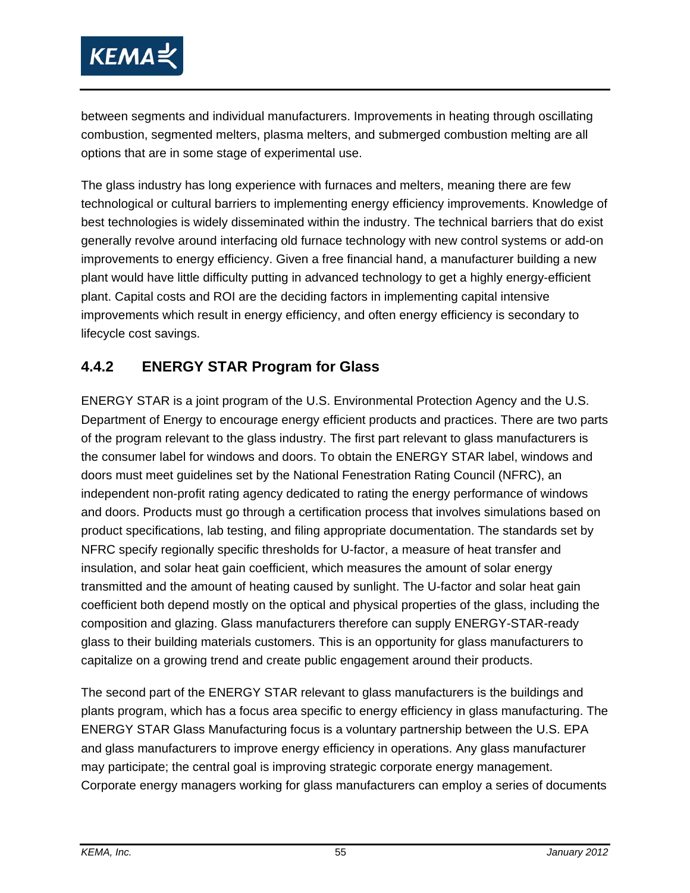between segments and individual manufacturers. Improvements in heating through oscillating combustion, segmented melters, plasma melters, and submerged combustion melting are all options that are in some stage of experimental use.

The glass industry has long experience with furnaces and melters, meaning there are few technological or cultural barriers to implementing energy efficiency improvements. Knowledge of best technologies is widely disseminated within the industry. The technical barriers that do exist generally revolve around interfacing old furnace technology with new control systems or add-on improvements to energy efficiency. Given a free financial hand, a manufacturer building a new plant would have little difficulty putting in advanced technology to get a highly energy-efficient plant. Capital costs and ROI are the deciding factors in implementing capital intensive improvements which result in energy efficiency, and often energy efficiency is secondary to lifecycle cost savings.

### 4.4.2 ENERGY STAR Program for Glass

ENERGY STAR is a joint program of the U.S. Environmental Protection Agency and the U.S. Department of Energy to encourage energy efficient products and practices. There are two parts of the program relevant to the glass industry. The first part relevant to glass manufacturers is the consumer label for windows and doors. To obtain the ENERGY STAR label, windows and doors must meet guidelines set by the National Fenestration Rating Council (NFRC), an independent non-profit rating agency dedicated to rating the energy performance of windows and doors. Products must go through a certification process that involves simulations based on product specifications, lab testing, and filing appropriate documentation. The standards set by NFRC specify regionally specific thresholds for U-factor, a measure of heat transfer and insulation, and solar heat gain coefficient, which measures the amount of solar energy transmitted and the amount of heating caused by sunlight. The U-factor and solar heat gain coefficient both depend mostly on the optical and physical properties of the glass, including the composition and glazing. Glass manufacturers therefore can supply ENERGY-STAR-ready glass to their building materials customers. This is an opportunity for glass manufacturers to capitalize on a growing trend and create public engagement around their products.

The second part of the ENERGY STAR relevant to glass manufacturers is the buildings and plants program, which has a focus area specific to energy efficiency in glass manufacturing. The ENERGY STAR Glass Manufacturing focus is a voluntary partnership between the U.S. EPA and glass manufacturers to improve energy efficiency in operations. Any glass manufacturer may participate; the central goal is improving strategic corporate energy management. Corporate energy managers working for glass manufacturers can employ a series of documents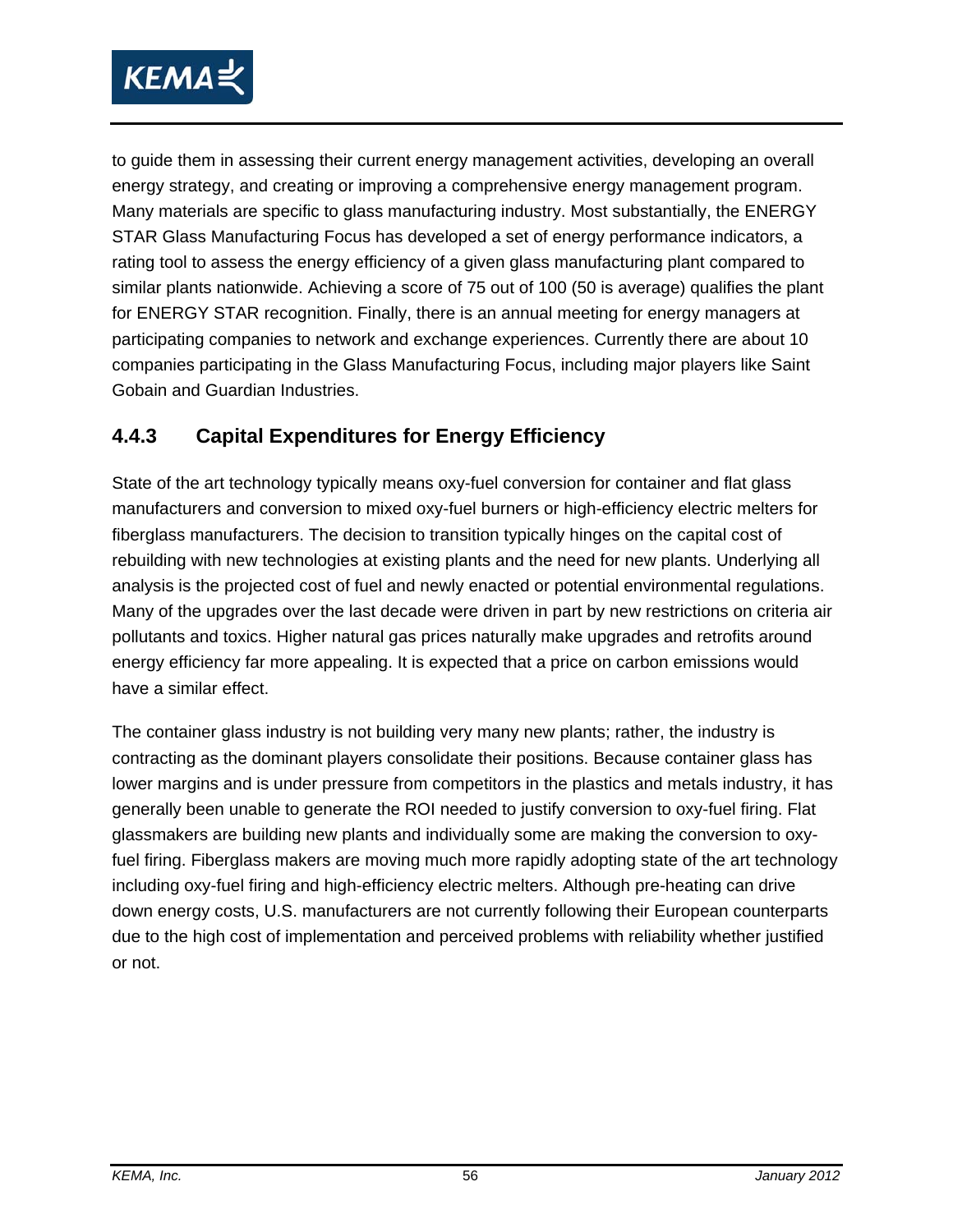to guide them in assessing their current energy management activities, developing an overall energy strategy, and creating or improving a comprehensive energy management program. Many materials are specific to glass manufacturing industry. Most substantially, the ENERGY STAR Glass Manufacturing Focus has developed a set of energy performance indicators, a rating tool to assess the energy efficiency of a given glass manufacturing plant compared to similar plants nationwide. Achieving a score of 75 out of 100 (50 is average) qualifies the plant for ENERGY STAR recognition. Finally, there is an annual meeting for energy managers at participating companies to network and exchange experiences. Currently there are about 10 companies participating in the Glass Manufacturing Focus, including major players like Saint Gobain and Guardian Industries.

### 4.4.3 Capital Expenditures for Energy Efficiency

State of the art technology typically means oxy-fuel conversion for container and flat glass manufacturers and conversion to mixed oxy-fuel burners or high-efficiency electric melters for fiberglass manufacturers. The decision to transition typically hinges on the capital cost of rebuilding with new technologies at existing plants and the need for new plants. Underlying all analysis is the projected cost of fuel and newly enacted or potential environmental regulations. Many of the upgrades over the last decade were driven in part by new restrictions on criteria air pollutants and toxics. Higher natural gas prices naturally make upgrades and retrofits around energy efficiency far more appealing. It is expected that a price on carbon emissions would have a similar effect.

The container glass industry is not building very many new plants; rather, the industry is contracting as the dominant players consolidate their positions. Because container glass has lower margins and is under pressure from competitors in the plastics and metals industry, it has generally been unable to generate the ROI needed to justify conversion to oxy-fuel firing. Flat glassmakers are building new plants and individually some are making the conversion to oxy-fuel firing. Fiberglass makers are moving much more rapidly adopting state of the art technology including oxy-fuel firing and high-efficiency electric melters. Although pre-heating can drive down energy costs, U.S. manufacturers are not currently following their European counterparts due to the high cost of implementation and perceived problems with reliability whether justified or not.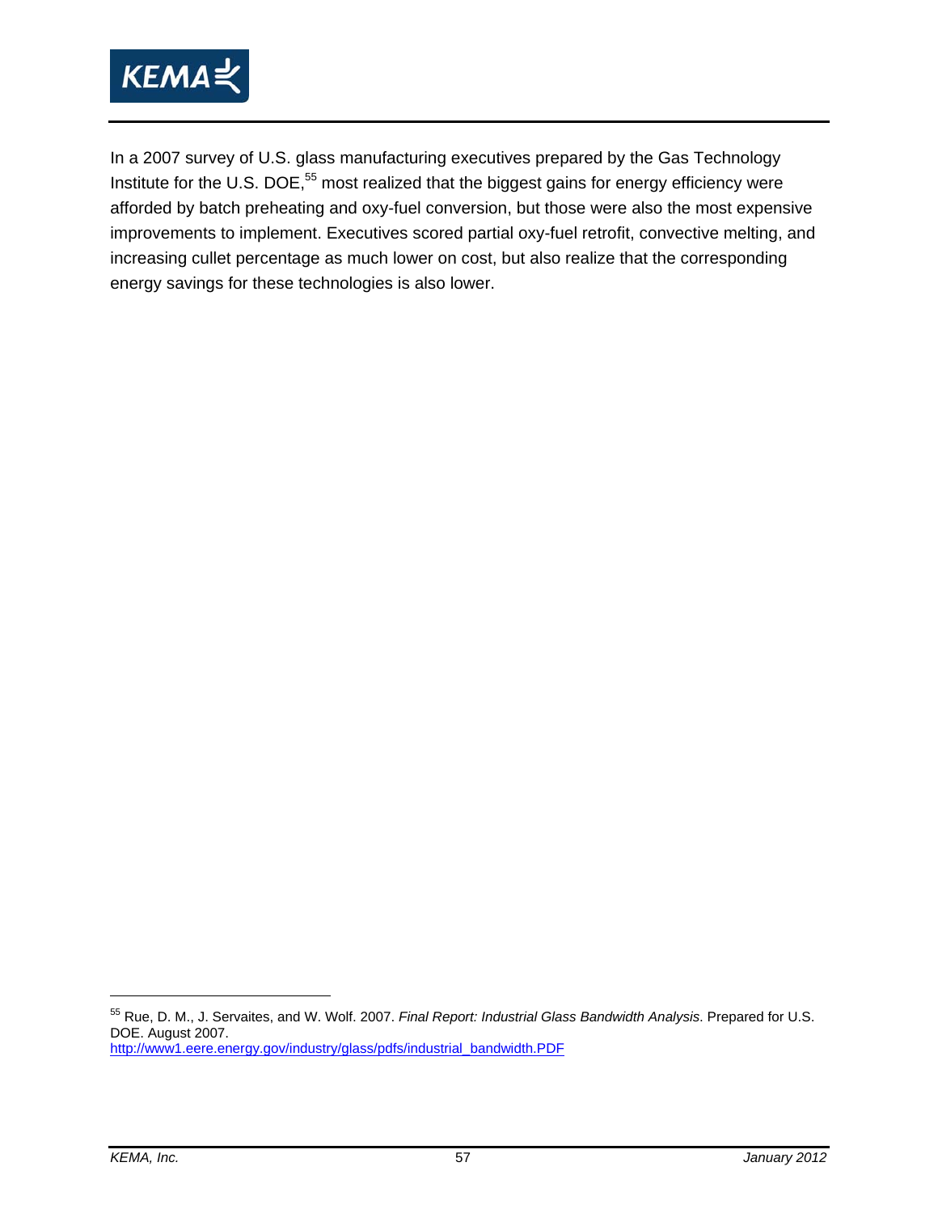In a 2007 survey of U.S. glass manufacturing executives prepared by the Gas Technology Institute for the U.S. DOE,[55] most realized that the biggest gains for energy efficiency were afforded by batch preheating and oxy-fuel conversion, but those were also the most expensive improvements to implement. Executives scored partial oxy-fuel retrofit, convective melting, and increasing cullet percentage as much lower on cost, but also realize that the corresponding energy savings for these technologies is also lower.

---

[55] Rue, D. M., J. Servaites, and W. Wolf. 2007. *Final Report: Industrial Glass Bandwidth Analysis*. Prepared for U.S. DOE. August 2007. http://www1.eere.energy.gov/industry/glass/pdfs/industrial_bandwidth.PDF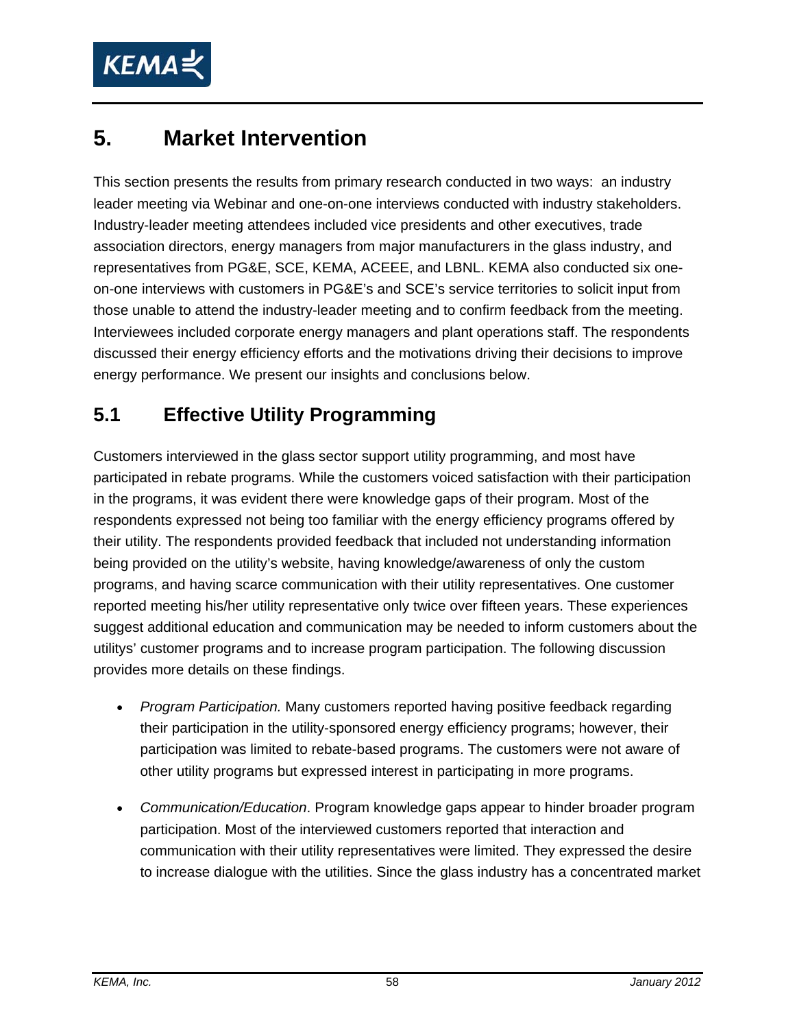# 5. Market Intervention

This section presents the results from primary research conducted in two ways: an industry leader meeting via Webinar and one-on-one interviews conducted with industry stakeholders. Industry-leader meeting attendees included vice presidents and other executives, trade association directors, energy managers from major manufacturers in the glass industry, and representatives from PG&E, SCE, KEMA, ACEEE, and LBNL. KEMA also conducted six one-on-one interviews with customers in PG&E's and SCE's service territories to solicit input from those unable to attend the industry-leader meeting and to confirm feedback from the meeting. Interviewees included corporate energy managers and plant operations staff. The respondents discussed their energy efficiency efforts and the motivations driving their decisions to improve energy performance. We present our insights and conclusions below.

## 5.1 Effective Utility Programming

Customers interviewed in the glass sector support utility programming, and most have participated in rebate programs. While the customers voiced satisfaction with their participation in the programs, it was evident there were knowledge gaps of their program. Most of the respondents expressed not being too familiar with the energy efficiency programs offered by their utility. The respondents provided feedback that included not understanding information being provided on the utility's website, having knowledge/awareness of only the custom programs, and having scarce communication with their utility representatives. One customer reported meeting his/her utility representative only twice over fifteen years. These experiences suggest additional education and communication may be needed to inform customers about the utilitys' customer programs and to increase program participation. The following discussion provides more details on these findings.

- *Program Participation.* Many customers reported having positive feedback regarding their participation in the utility-sponsored energy efficiency programs; however, their participation was limited to rebate-based programs. The customers were not aware of other utility programs but expressed interest in participating in more programs.
- *Communication/Education*. Program knowledge gaps appear to hinder broader program participation. Most of the interviewed customers reported that interaction and communication with their utility representatives were limited. They expressed the desire to increase dialogue with the utilities. Since the glass industry has a concentrated market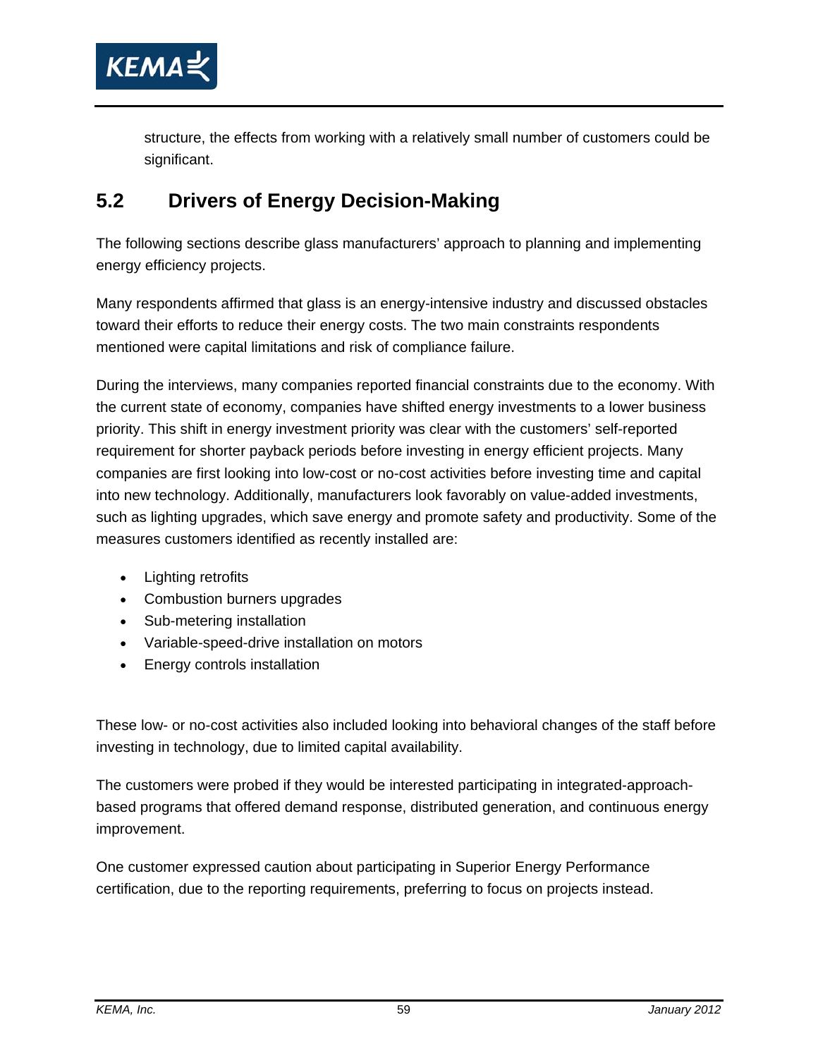structure, the effects from working with a relatively small number of customers could be significant.

## 5.2 Drivers of Energy Decision-Making

The following sections describe glass manufacturers' approach to planning and implementing energy efficiency projects.

Many respondents affirmed that glass is an energy-intensive industry and discussed obstacles toward their efforts to reduce their energy costs. The two main constraints respondents mentioned were capital limitations and risk of compliance failure.

During the interviews, many companies reported financial constraints due to the economy. With the current state of economy, companies have shifted energy investments to a lower business priority. This shift in energy investment priority was clear with the customers' self-reported requirement for shorter payback periods before investing in energy efficient projects. Many companies are first looking into low-cost or no-cost activities before investing time and capital into new technology. Additionally, manufacturers look favorably on value-added investments, such as lighting upgrades, which save energy and promote safety and productivity. Some of the measures customers identified as recently installed are:

- Lighting retrofits
- Combustion burners upgrades
- Sub-metering installation
- Variable-speed-drive installation on motors
- Energy controls installation

These low- or no-cost activities also included looking into behavioral changes of the staff before investing in technology, due to limited capital availability.

The customers were probed if they would be interested participating in integrated-approach-based programs that offered demand response, distributed generation, and continuous energy improvement.

One customer expressed caution about participating in Superior Energy Performance certification, due to the reporting requirements, preferring to focus on projects instead.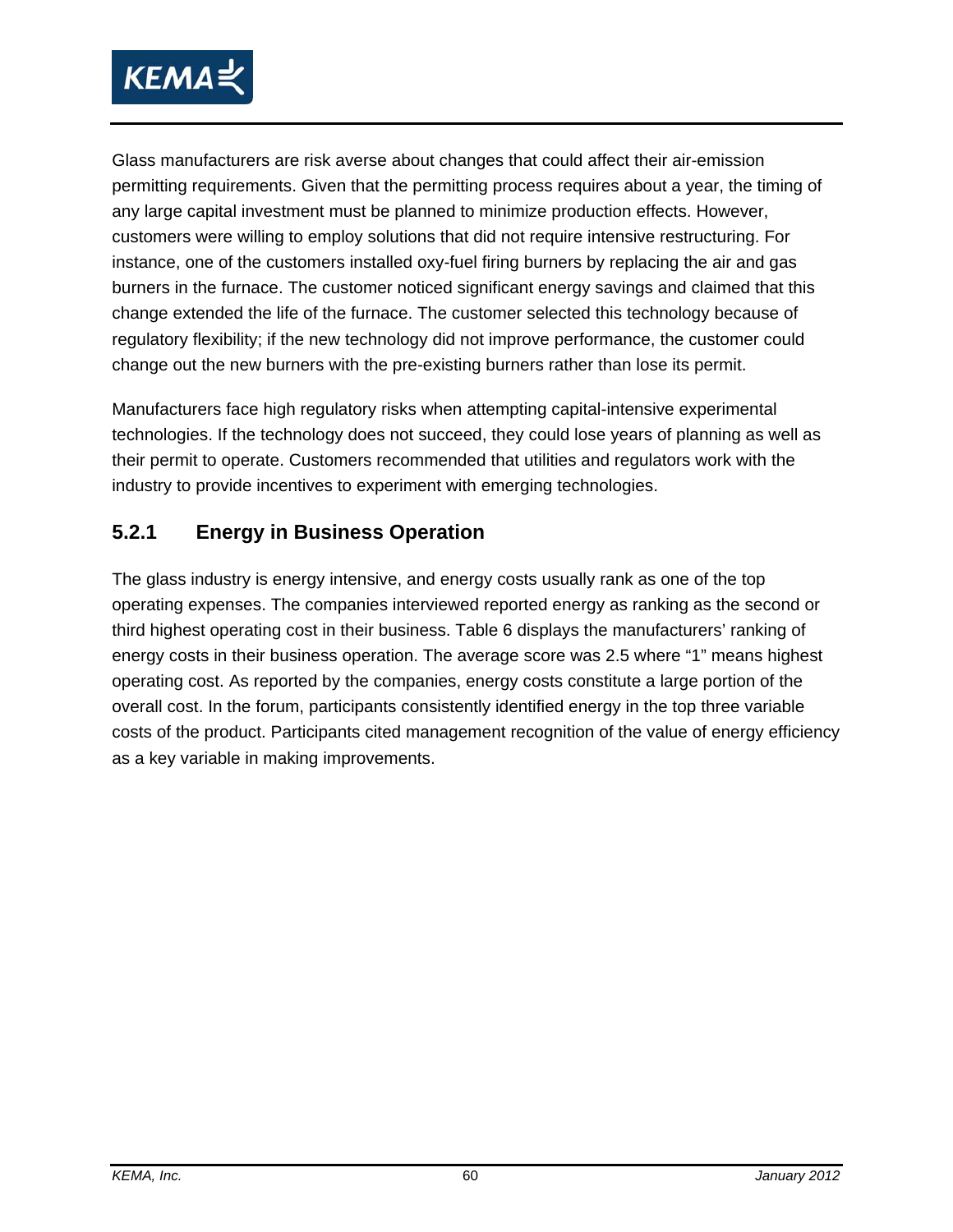Glass manufacturers are risk averse about changes that could affect their air-emission permitting requirements. Given that the permitting process requires about a year, the timing of any large capital investment must be planned to minimize production effects. However, customers were willing to employ solutions that did not require intensive restructuring. For instance, one of the customers installed oxy-fuel firing burners by replacing the air and gas burners in the furnace. The customer noticed significant energy savings and claimed that this change extended the life of the furnace. The customer selected this technology because of regulatory flexibility; if the new technology did not improve performance, the customer could change out the new burners with the pre-existing burners rather than lose its permit.

Manufacturers face high regulatory risks when attempting capital-intensive experimental technologies. If the technology does not succeed, they could lose years of planning as well as their permit to operate. Customers recommended that utilities and regulators work with the industry to provide incentives to experiment with emerging technologies.

### 5.2.1 Energy in Business Operation

The glass industry is energy intensive, and energy costs usually rank as one of the top operating expenses. The companies interviewed reported energy as ranking as the second or third highest operating cost in their business. Table 6 displays the manufacturers' ranking of energy costs in their business operation. The average score was 2.5 where "1" means highest operating cost. As reported by the companies, energy costs constitute a large portion of the overall cost. In the forum, participants consistently identified energy in the top three variable costs of the product. Participants cited management recognition of the value of energy efficiency as a key variable in making improvements.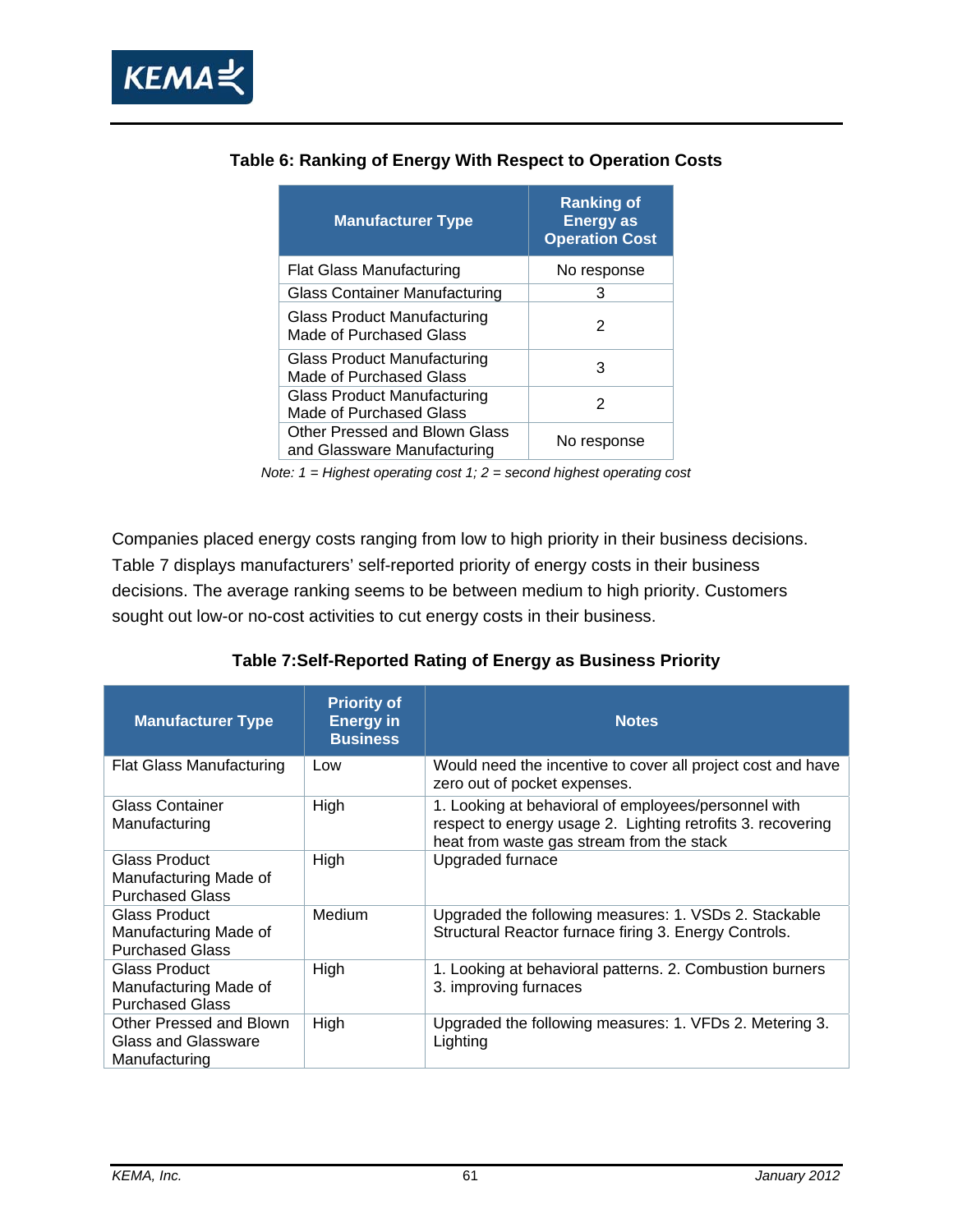**Table 6: Ranking of Energy With Respect to Operation Costs**

| Manufacturer Type | Ranking of Energy as Operation Cost |
|---|---|
| Flat Glass Manufacturing | No response |
| Glass Container Manufacturing | 3 |
| Glass Product Manufacturing Made of Purchased Glass | 2 |
| Glass Product Manufacturing Made of Purchased Glass | 3 |
| Glass Product Manufacturing Made of Purchased Glass | 2 |
| Other Pressed and Blown Glass and Glassware Manufacturing | No response |

*Note: 1 = Highest operating cost 1; 2 = second highest operating cost*

Companies placed energy costs ranging from low to high priority in their business decisions. Table 7 displays manufacturers' self-reported priority of energy costs in their business decisions. The average ranking seems to be between medium to high priority. Customers sought out low-or no-cost activities to cut energy costs in their business.

**Table 7:Self-Reported Rating of Energy as Business Priority**

| Manufacturer Type | Priority of Energy in Business | Notes |
|---|---|---|
| Flat Glass Manufacturing | Low | Would need the incentive to cover all project cost and have zero out of pocket expenses. |
| Glass Container Manufacturing | High | 1. Looking at behavioral of employees/personnel with respect to energy usage 2. Lighting retrofits 3. recovering heat from waste gas stream from the stack |
| Glass Product Manufacturing Made of Purchased Glass | High | Upgraded furnace |
| Glass Product Manufacturing Made of Purchased Glass | Medium | Upgraded the following measures: 1. VSDs 2. Stackable Structural Reactor furnace firing 3. Energy Controls. |
| Glass Product Manufacturing Made of Purchased Glass | High | 1. Looking at behavioral patterns. 2. Combustion burners 3. improving furnaces |
| Other Pressed and Blown Glass and Glassware Manufacturing | High | Upgraded the following measures: 1. VFDs 2. Metering 3. Lighting |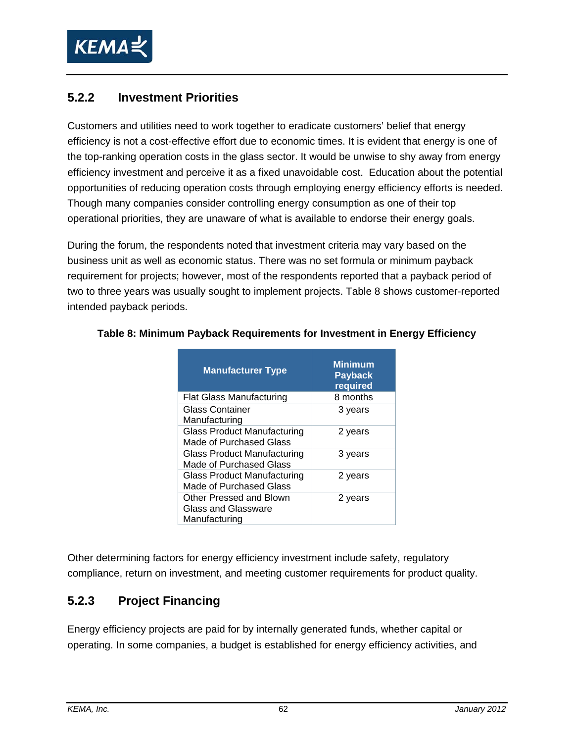### 5.2.2 Investment Priorities

Customers and utilities need to work together to eradicate customers' belief that energy efficiency is not a cost-effective effort due to economic times. It is evident that energy is one of the top-ranking operation costs in the glass sector. It would be unwise to shy away from energy efficiency investment and perceive it as a fixed unavoidable cost. Education about the potential opportunities of reducing operation costs through employing energy efficiency efforts is needed. Though many companies consider controlling energy consumption as one of their top operational priorities, they are unaware of what is available to endorse their energy goals.

During the forum, the respondents noted that investment criteria may vary based on the business unit as well as economic status. There was no set formula or minimum payback requirement for projects; however, most of the respondents reported that a payback period of two to three years was usually sought to implement projects. Table 8 shows customer-reported intended payback periods.

**Table 8: Minimum Payback Requirements for Investment in Energy Efficiency**

| Manufacturer Type | Minimum Payback required |
|---|---|
| Flat Glass Manufacturing | 8 months |
| Glass Container Manufacturing | 3 years |
| Glass Product Manufacturing Made of Purchased Glass | 2 years |
| Glass Product Manufacturing Made of Purchased Glass | 3 years |
| Glass Product Manufacturing Made of Purchased Glass | 2 years |
| Other Pressed and Blown Glass and Glassware Manufacturing | 2 years |

Other determining factors for energy efficiency investment include safety, regulatory compliance, return on investment, and meeting customer requirements for product quality.

### 5.2.3 Project Financing

Energy efficiency projects are paid for by internally generated funds, whether capital or operating. In some companies, a budget is established for energy efficiency activities, and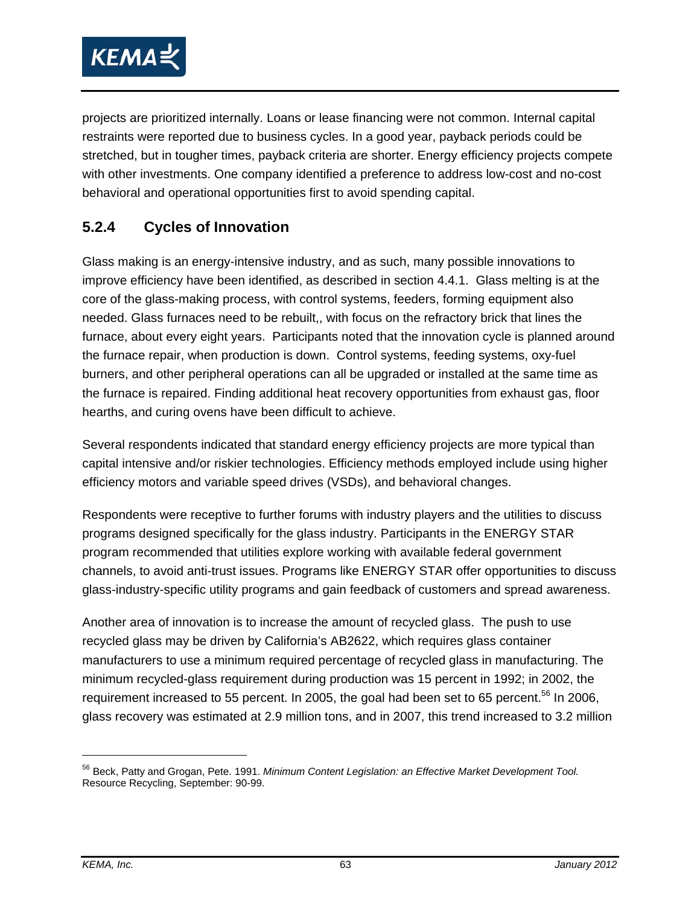projects are prioritized internally. Loans or lease financing were not common. Internal capital restraints were reported due to business cycles. In a good year, payback periods could be stretched, but in tougher times, payback criteria are shorter. Energy efficiency projects compete with other investments. One company identified a preference to address low-cost and no-cost behavioral and operational opportunities first to avoid spending capital.

### 5.2.4 Cycles of Innovation

Glass making is an energy-intensive industry, and as such, many possible innovations to improve efficiency have been identified, as described in section 4.4.1. Glass melting is at the core of the glass-making process, with control systems, feeders, forming equipment also needed. Glass furnaces need to be rebuilt,, with focus on the refractory brick that lines the furnace, about every eight years. Participants noted that the innovation cycle is planned around the furnace repair, when production is down. Control systems, feeding systems, oxy-fuel burners, and other peripheral operations can all be upgraded or installed at the same time as the furnace is repaired. Finding additional heat recovery opportunities from exhaust gas, floor hearths, and curing ovens have been difficult to achieve.

Several respondents indicated that standard energy efficiency projects are more typical than capital intensive and/or riskier technologies. Efficiency methods employed include using higher efficiency motors and variable speed drives (VSDs), and behavioral changes.

Respondents were receptive to further forums with industry players and the utilities to discuss programs designed specifically for the glass industry. Participants in the ENERGY STAR program recommended that utilities explore working with available federal government channels, to avoid anti-trust issues. Programs like ENERGY STAR offer opportunities to discuss glass-industry-specific utility programs and gain feedback of customers and spread awareness.

Another area of innovation is to increase the amount of recycled glass. The push to use recycled glass may be driven by California's AB2622, which requires glass container manufacturers to use a minimum required percentage of recycled glass in manufacturing. The minimum recycled-glass requirement during production was 15 percent in 1992; in 2002, the requirement increased to 55 percent. In 2005, the goal had been set to 65 percent.[56] In 2006, glass recovery was estimated at 2.9 million tons, and in 2007, this trend increased to 3.2 million

---

[56] Beck, Patty and Grogan, Pete. 1991. *Minimum Content Legislation: an Effective Market Development Tool.* Resource Recycling, September: 90-99.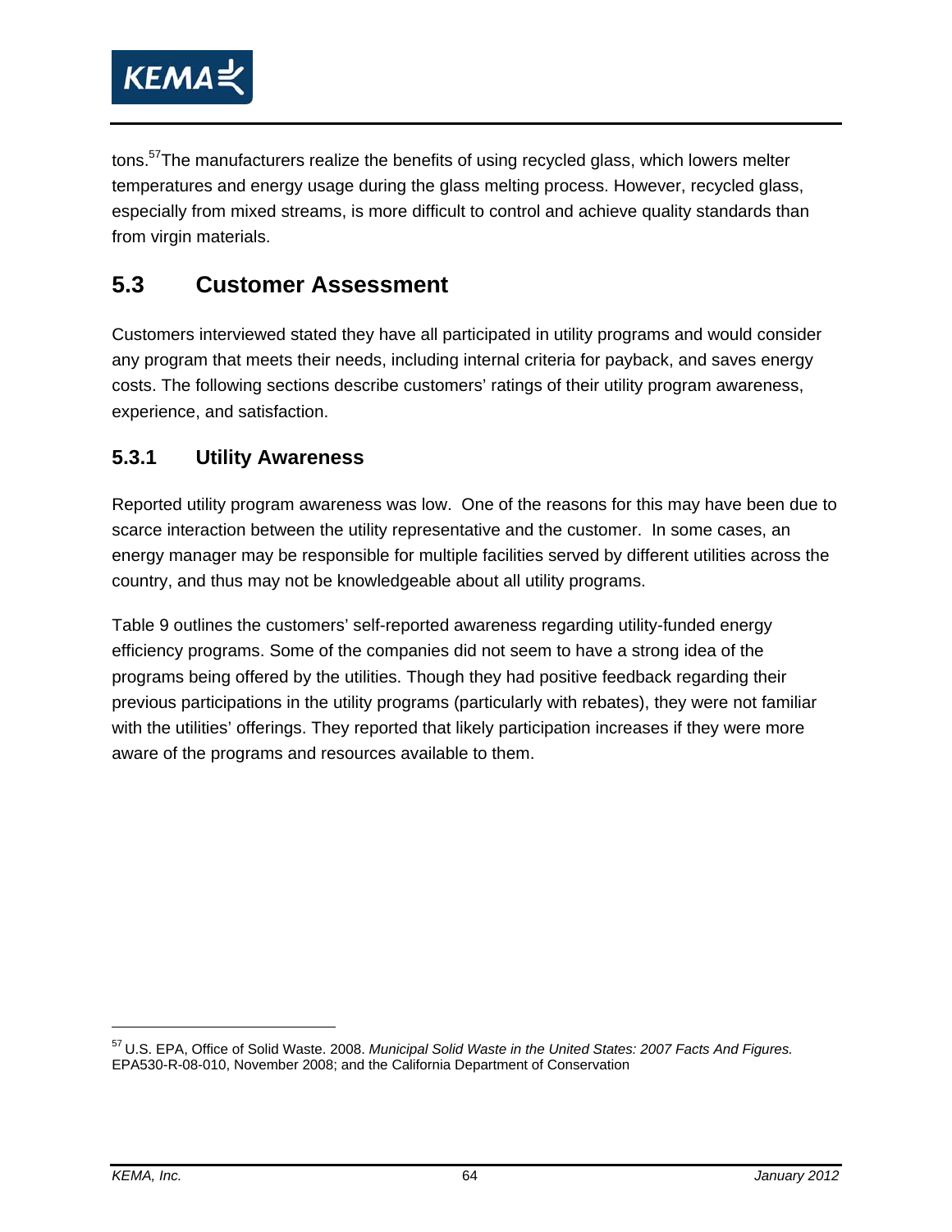tons.[57]The manufacturers realize the benefits of using recycled glass, which lowers melter temperatures and energy usage during the glass melting process. However, recycled glass, especially from mixed streams, is more difficult to control and achieve quality standards than from virgin materials.

## 5.3 Customer Assessment

Customers interviewed stated they have all participated in utility programs and would consider any program that meets their needs, including internal criteria for payback, and saves energy costs. The following sections describe customers' ratings of their utility program awareness, experience, and satisfaction.

### 5.3.1 Utility Awareness

Reported utility program awareness was low. One of the reasons for this may have been due to scarce interaction between the utility representative and the customer. In some cases, an energy manager may be responsible for multiple facilities served by different utilities across the country, and thus may not be knowledgeable about all utility programs.

Table 9 outlines the customers' self-reported awareness regarding utility-funded energy efficiency programs. Some of the companies did not seem to have a strong idea of the programs being offered by the utilities. Though they had positive feedback regarding their previous participations in the utility programs (particularly with rebates), they were not familiar with the utilities' offerings. They reported that likely participation increases if they were more aware of the programs and resources available to them.

---

[57] U.S. EPA, Office of Solid Waste. 2008. *Municipal Solid Waste in the United States: 2007 Facts And Figures.* EPA530-R-08-010, November 2008; and the California Department of Conservation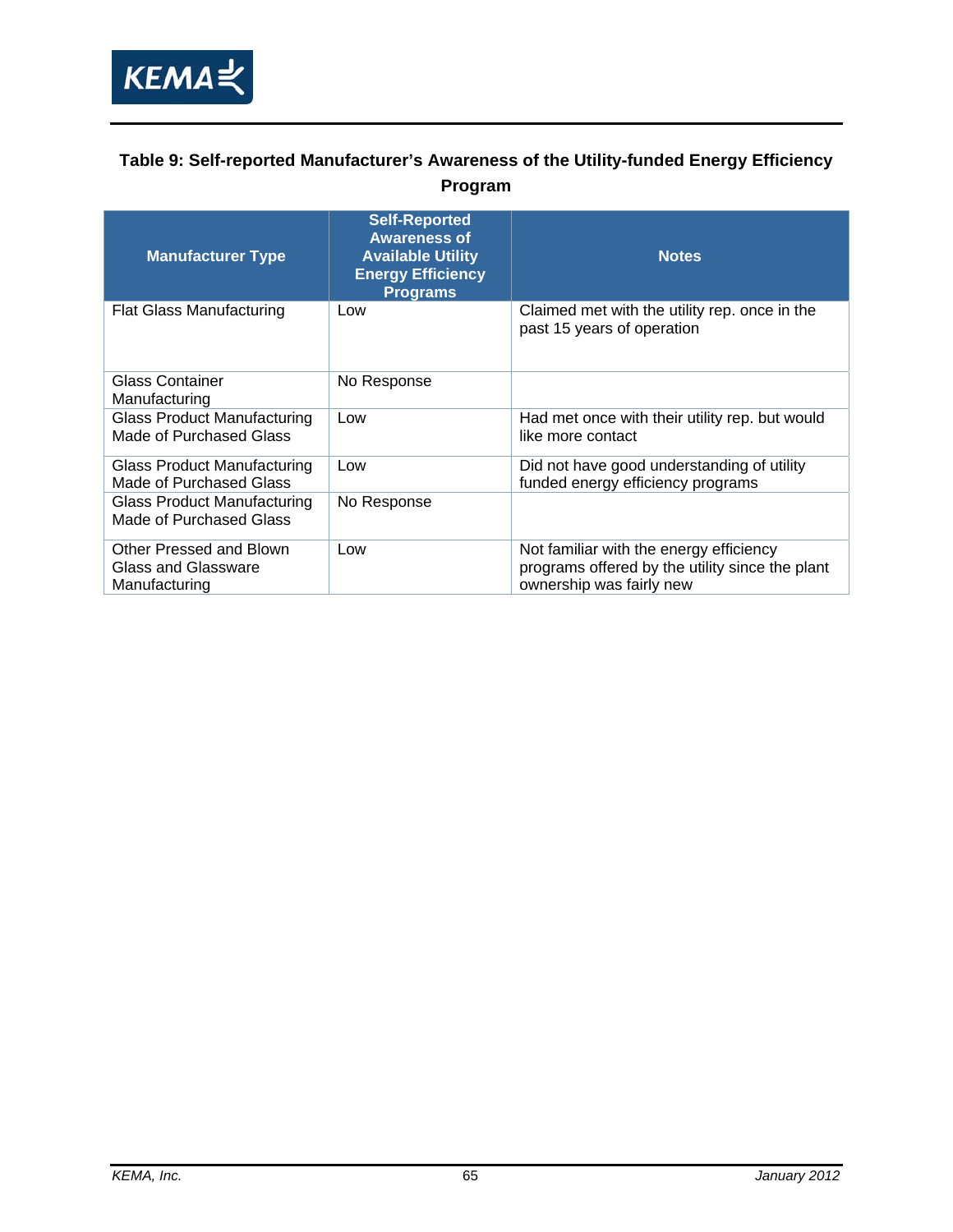**Table 9: Self-reported Manufacturer's Awareness of the Utility-funded Energy Efficiency Program**

| Manufacturer Type | Self-Reported Awareness of Available Utility Energy Efficiency Programs | Notes |
|---|---|---|
| Flat Glass Manufacturing | Low | Claimed met with the utility rep. once in the past 15 years of operation |
| Glass Container Manufacturing | No Response | |
| Glass Product Manufacturing Made of Purchased Glass | Low | Had met once with their utility rep. but would like more contact |
| Glass Product Manufacturing Made of Purchased Glass | Low | Did not have good understanding of utility funded energy efficiency programs |
| Glass Product Manufacturing Made of Purchased Glass | No Response | |
| Other Pressed and Blown Glass and Glassware Manufacturing | Low | Not familiar with the energy efficiency programs offered by the utility since the plant ownership was fairly new |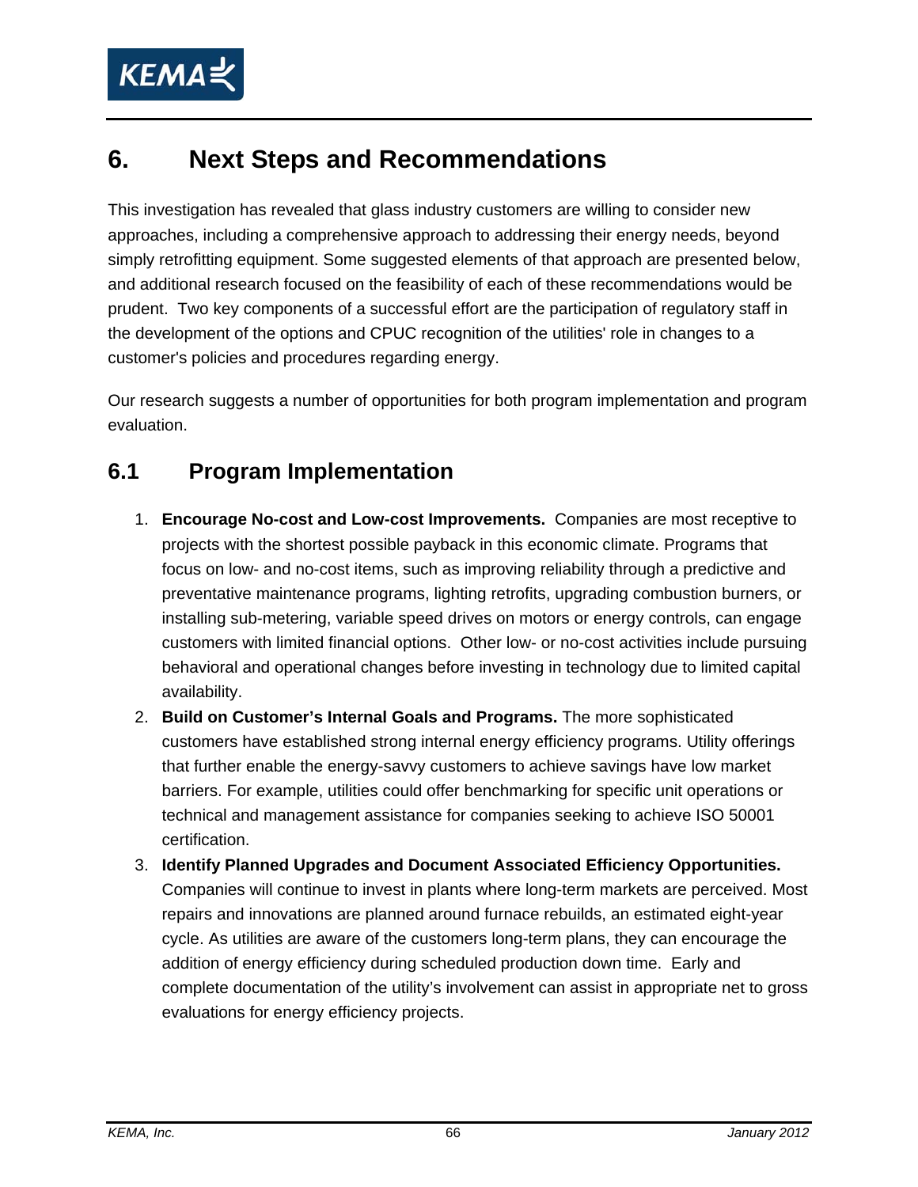# 6. Next Steps and Recommendations

This investigation has revealed that glass industry customers are willing to consider new approaches, including a comprehensive approach to addressing their energy needs, beyond simply retrofitting equipment. Some suggested elements of that approach are presented below, and additional research focused on the feasibility of each of these recommendations would be prudent. Two key components of a successful effort are the participation of regulatory staff in the development of the options and CPUC recognition of the utilities' role in changes to a customer's policies and procedures regarding energy.

Our research suggests a number of opportunities for both program implementation and program evaluation.

## 6.1 Program Implementation

1. **Encourage No-cost and Low-cost Improvements.** Companies are most receptive to projects with the shortest possible payback in this economic climate. Programs that focus on low- and no-cost items, such as improving reliability through a predictive and preventative maintenance programs, lighting retrofits, upgrading combustion burners, or installing sub-metering, variable speed drives on motors or energy controls, can engage customers with limited financial options. Other low- or no-cost activities include pursuing behavioral and operational changes before investing in technology due to limited capital availability.
2. **Build on Customer's Internal Goals and Programs.** The more sophisticated customers have established strong internal energy efficiency programs. Utility offerings that further enable the energy-savvy customers to achieve savings have low market barriers. For example, utilities could offer benchmarking for specific unit operations or technical and management assistance for companies seeking to achieve ISO 50001 certification.
3. **Identify Planned Upgrades and Document Associated Efficiency Opportunities.** Companies will continue to invest in plants where long-term markets are perceived. Most repairs and innovations are planned around furnace rebuilds, an estimated eight-year cycle. As utilities are aware of the customers long-term plans, they can encourage the addition of energy efficiency during scheduled production down time. Early and complete documentation of the utility's involvement can assist in appropriate net to gross evaluations for energy efficiency projects.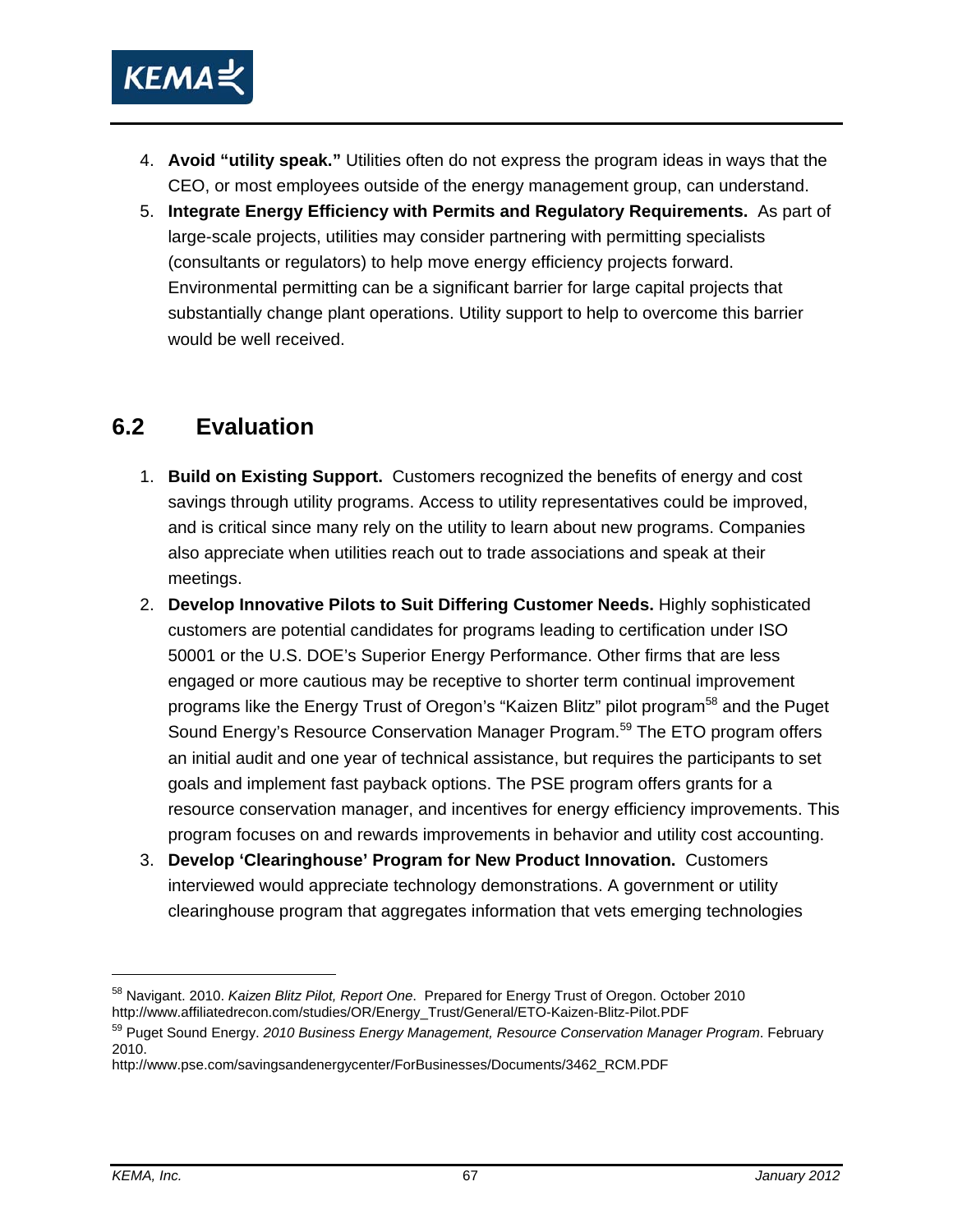4. **Avoid "utility speak."** Utilities often do not express the program ideas in ways that the CEO, or most employees outside of the energy management group, can understand.
5. **Integrate Energy Efficiency with Permits and Regulatory Requirements.** As part of large-scale projects, utilities may consider partnering with permitting specialists (consultants or regulators) to help move energy efficiency projects forward. Environmental permitting can be a significant barrier for large capital projects that substantially change plant operations. Utility support to help to overcome this barrier would be well received.

## 6.2 Evaluation

1. **Build on Existing Support.** Customers recognized the benefits of energy and cost savings through utility programs. Access to utility representatives could be improved, and is critical since many rely on the utility to learn about new programs. Companies also appreciate when utilities reach out to trade associations and speak at their meetings.
2. **Develop Innovative Pilots to Suit Differing Customer Needs.** Highly sophisticated customers are potential candidates for programs leading to certification under ISO 50001 or the U.S. DOE's Superior Energy Performance. Other firms that are less engaged or more cautious may be receptive to shorter term continual improvement programs like the Energy Trust of Oregon's "Kaizen Blitz" pilot program[58] and the Puget Sound Energy's Resource Conservation Manager Program.[59] The ETO program offers an initial audit and one year of technical assistance, but requires the participants to set goals and implement fast payback options. The PSE program offers grants for a resource conservation manager, and incentives for energy efficiency improvements. This program focuses on and rewards improvements in behavior and utility cost accounting.
3. **Develop 'Clearinghouse' Program for New Product Innovation.** Customers interviewed would appreciate technology demonstrations. A government or utility clearinghouse program that aggregates information that vets emerging technologies

---

[58] Navigant. 2010. *Kaizen Blitz Pilot, Report One*. Prepared for Energy Trust of Oregon. October 2010 http://www.affiliatedrecon.com/studies/OR/Energy_Trust/General/ETO-Kaizen-Blitz-Pilot.PDF

[59] Puget Sound Energy. *2010 Business Energy Management, Resource Conservation Manager Program*. February 2010.
http://www.pse.com/savingsandenergycenter/ForBusinesses/Documents/3462_RCM.PDF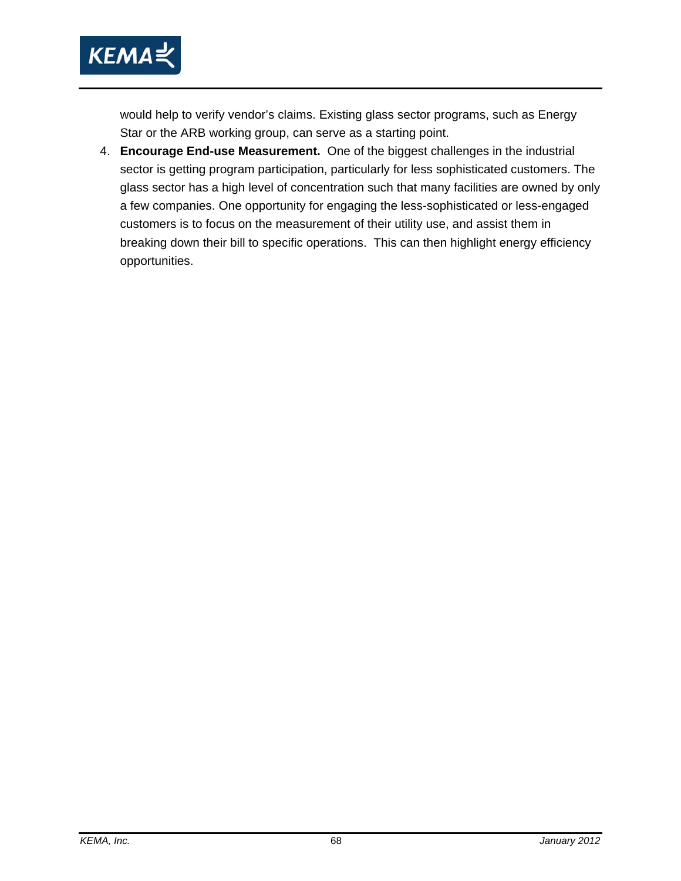would help to verify vendor's claims. Existing glass sector programs, such as Energy Star or the ARB working group, can serve as a starting point.

4. **Encourage End-use Measurement.** One of the biggest challenges in the industrial sector is getting program participation, particularly for less sophisticated customers. The glass sector has a high level of concentration such that many facilities are owned by only a few companies. One opportunity for engaging the less-sophisticated or less-engaged customers is to focus on the measurement of their utility use, and assist them in breaking down their bill to specific operations. This can then highlight energy efficiency opportunities.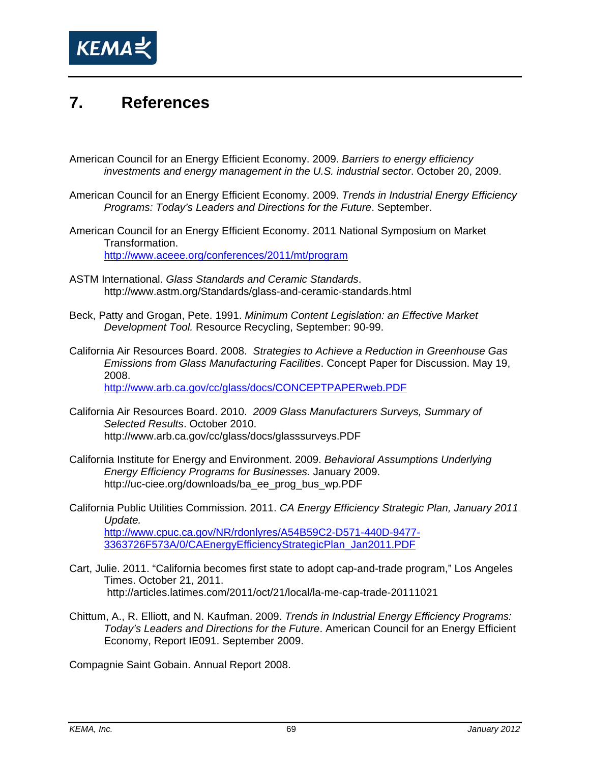# 7. References

American Council for an Energy Efficient Economy. 2009. *Barriers to energy efficiency investments and energy management in the U.S. industrial sector*. October 20, 2009.

American Council for an Energy Efficient Economy. 2009. *Trends in Industrial Energy Efficiency Programs: Today's Leaders and Directions for the Future*. September.

American Council for an Energy Efficient Economy. 2011 National Symposium on Market Transformation.
http://www.aceee.org/conferences/2011/mt/program

ASTM International. *Glass Standards and Ceramic Standards*.
http://www.astm.org/Standards/glass-and-ceramic-standards.html

Beck, Patty and Grogan, Pete. 1991. *Minimum Content Legislation: an Effective Market Development Tool.* Resource Recycling, September: 90-99.

California Air Resources Board. 2008. *Strategies to Achieve a Reduction in Greenhouse Gas Emissions from Glass Manufacturing Facilities*. Concept Paper for Discussion. May 19, 2008.
http://www.arb.ca.gov/cc/glass/docs/CONCEPTPAPERweb.PDF

California Air Resources Board. 2010. *2009 Glass Manufacturers Surveys, Summary of Selected Results*. October 2010.
http://www.arb.ca.gov/cc/glass/docs/glasssurveys.PDF

California Institute for Energy and Environment. 2009. *Behavioral Assumptions Underlying Energy Efficiency Programs for Businesses.* January 2009.
http://uc-ciee.org/downloads/ba_ee_prog_bus_wp.PDF

California Public Utilities Commission. 2011. *CA Energy Efficiency Strategic Plan, January 2011 Update.*
http://www.cpuc.ca.gov/NR/rdonlyres/A54B59C2-D571-440D-9477-3363726F573A/0/CAEnergyEfficiencyStrategicPlan_Jan2011.PDF

Cart, Julie. 2011. "California becomes first state to adopt cap-and-trade program," Los Angeles Times. October 21, 2011.
http://articles.latimes.com/2011/oct/21/local/la-me-cap-trade-20111021

Chittum, A., R. Elliott, and N. Kaufman. 2009. *Trends in Industrial Energy Efficiency Programs: Today's Leaders and Directions for the Future*. American Council for an Energy Efficient Economy, Report IE091. September 2009.

Compagnie Saint Gobain. Annual Report 2008.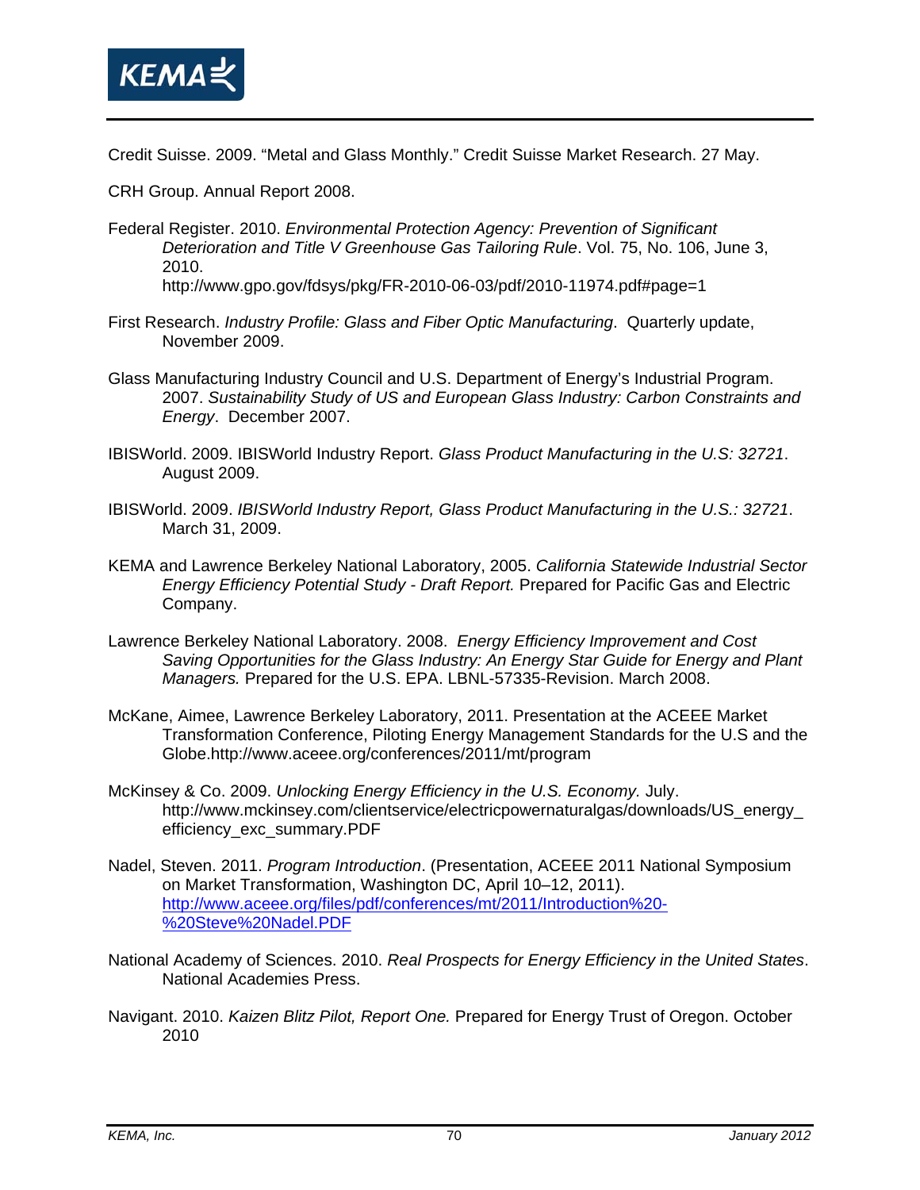Credit Suisse. 2009. "Metal and Glass Monthly." Credit Suisse Market Research. 27 May.

CRH Group. Annual Report 2008.

Federal Register. 2010. *Environmental Protection Agency: Prevention of Significant Deterioration and Title V Greenhouse Gas Tailoring Rule*. Vol. 75, No. 106, June 3, 2010. http://www.gpo.gov/fdsys/pkg/FR-2010-06-03/pdf/2010-11974.pdf#page=1

First Research. *Industry Profile: Glass and Fiber Optic Manufacturing*. Quarterly update, November 2009.

Glass Manufacturing Industry Council and U.S. Department of Energy's Industrial Program. 2007. *Sustainability Study of US and European Glass Industry: Carbon Constraints and Energy*. December 2007.

IBISWorld. 2009. IBISWorld Industry Report. *Glass Product Manufacturing in the U.S: 32721*. August 2009.

IBISWorld. 2009. *IBISWorld Industry Report, Glass Product Manufacturing in the U.S.: 32721*. March 31, 2009.

KEMA and Lawrence Berkeley National Laboratory, 2005. *California Statewide Industrial Sector Energy Efficiency Potential Study - Draft Report.* Prepared for Pacific Gas and Electric Company.

Lawrence Berkeley National Laboratory. 2008. *Energy Efficiency Improvement and Cost Saving Opportunities for the Glass Industry: An Energy Star Guide for Energy and Plant Managers.* Prepared for the U.S. EPA. LBNL-57335-Revision. March 2008.

McKane, Aimee, Lawrence Berkeley Laboratory, 2011. Presentation at the ACEEE Market Transformation Conference, Piloting Energy Management Standards for the U.S and the Globe.http://www.aceee.org/conferences/2011/mt/program

McKinsey & Co. 2009. *Unlocking Energy Efficiency in the U.S. Economy.* July. http://www.mckinsey.com/clientservice/electricpowernaturalgas/downloads/US_energy_efficiency_exc_summary.PDF

Nadel, Steven. 2011. *Program Introduction*. (Presentation, ACEEE 2011 National Symposium on Market Transformation, Washington DC, April 10–12, 2011). http://www.aceee.org/files/pdf/conferences/mt/2011/Introduction%20-%20Steve%20Nadel.PDF

National Academy of Sciences. 2010. *Real Prospects for Energy Efficiency in the United States*. National Academies Press.

Navigant. 2010. *Kaizen Blitz Pilot, Report One.* Prepared for Energy Trust of Oregon. October 2010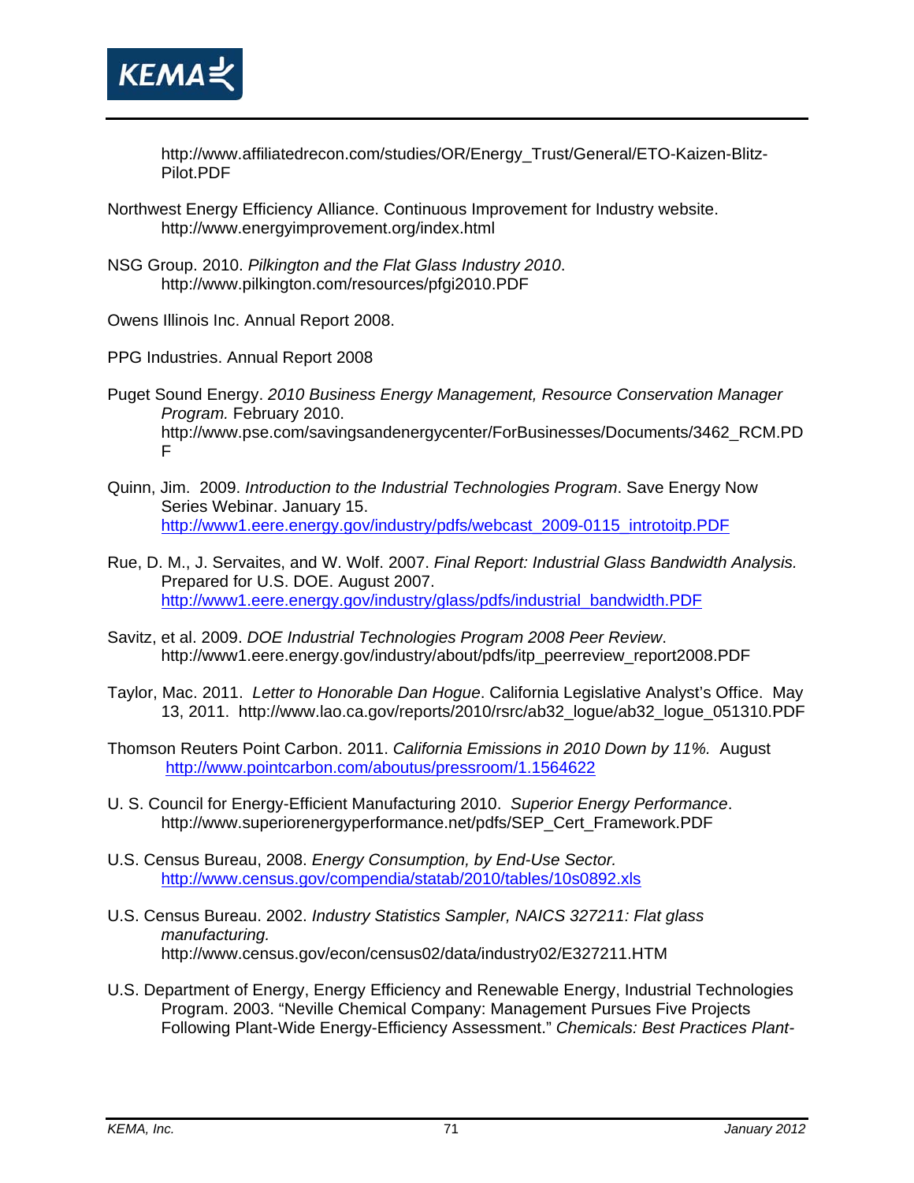http://www.affiliatedrecon.com/studies/OR/Energy_Trust/General/ETO-Kaizen-Blitz-Pilot.PDF

Northwest Energy Efficiency Alliance. Continuous Improvement for Industry website. http://www.energyimprovement.org/index.html

NSG Group. 2010. *Pilkington and the Flat Glass Industry 2010*. http://www.pilkington.com/resources/pfgi2010.PDF

Owens Illinois Inc. Annual Report 2008.

PPG Industries. Annual Report 2008

Puget Sound Energy. *2010 Business Energy Management, Resource Conservation Manager Program.* February 2010. http://www.pse.com/savingsandenergycenter/ForBusinesses/Documents/3462_RCM.PDF

Quinn, Jim. 2009. *Introduction to the Industrial Technologies Program*. Save Energy Now Series Webinar. January 15. http://www1.eere.energy.gov/industry/pdfs/webcast_2009-0115_introtoitp.PDF

Rue, D. M., J. Servaites, and W. Wolf. 2007. *Final Report: Industrial Glass Bandwidth Analysis.* Prepared for U.S. DOE. August 2007. http://www1.eere.energy.gov/industry/glass/pdfs/industrial_bandwidth.PDF

Savitz, et al. 2009. *DOE Industrial Technologies Program 2008 Peer Review*. http://www1.eere.energy.gov/industry/about/pdfs/itp_peerreview_report2008.PDF

Taylor, Mac. 2011. *Letter to Honorable Dan Hogue*. California Legislative Analyst's Office. May 13, 2011. http://www.lao.ca.gov/reports/2010/rsrc/ab32_logue/ab32_logue_051310.PDF

Thomson Reuters Point Carbon. 2011. *California Emissions in 2010 Down by 11%.* August http://www.pointcarbon.com/aboutus/pressroom/1.1564622

U. S. Council for Energy-Efficient Manufacturing 2010. *Superior Energy Performance*. http://www.superiorenergyperformance.net/pdfs/SEP_Cert_Framework.PDF

U.S. Census Bureau, 2008. *Energy Consumption, by End-Use Sector.* http://www.census.gov/compendia/statab/2010/tables/10s0892.xls

U.S. Census Bureau. 2002. *Industry Statistics Sampler, NAICS 327211: Flat glass manufacturing.* http://www.census.gov/econ/census02/data/industry02/E327211.HTM

U.S. Department of Energy, Energy Efficiency and Renewable Energy, Industrial Technologies Program. 2003. "Neville Chemical Company: Management Pursues Five Projects Following Plant-Wide Energy-Efficiency Assessment." *Chemicals: Best Practices Plant-*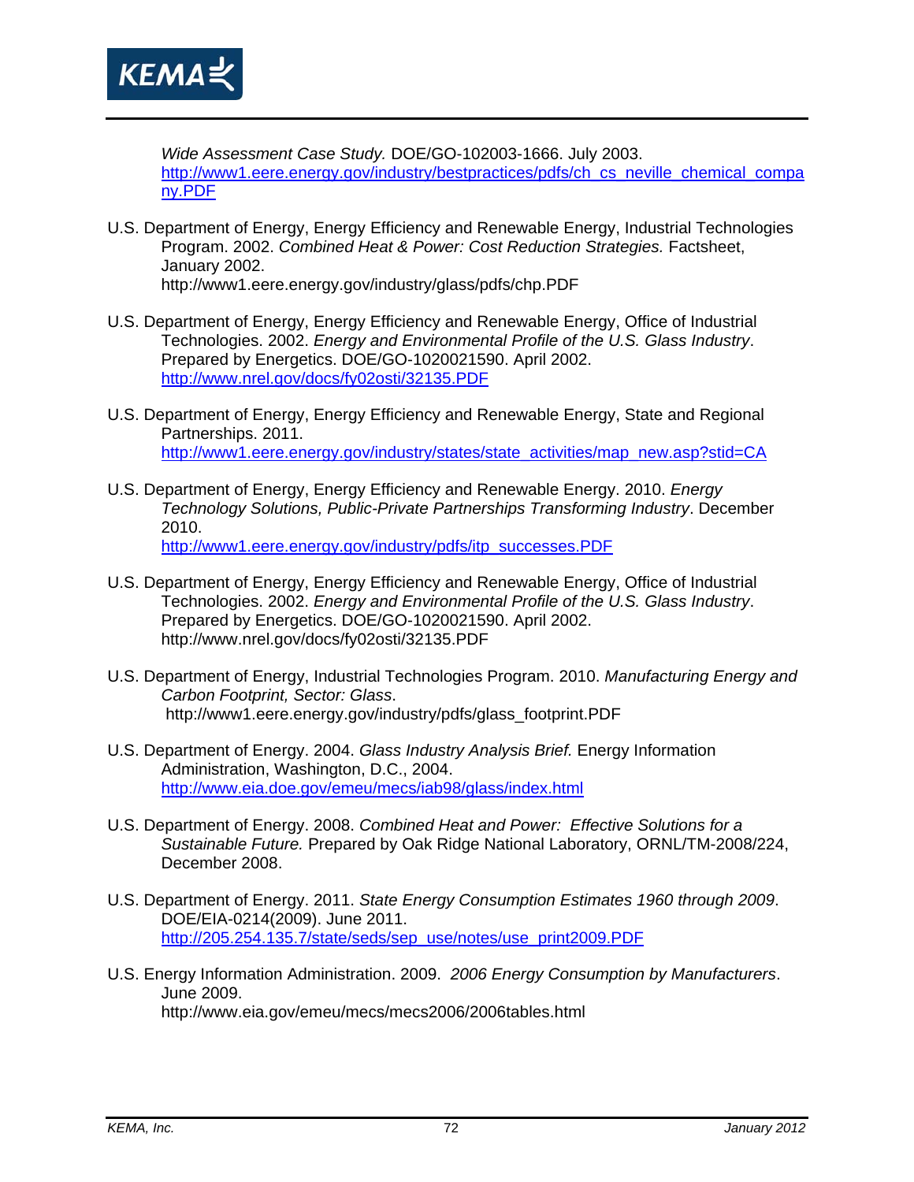*Wide Assessment Case Study.* DOE/GO-102003-1666. July 2003. http://www1.eere.energy.gov/industry/bestpractices/pdfs/ch_cs_neville_chemical_company.PDF

U.S. Department of Energy, Energy Efficiency and Renewable Energy, Industrial Technologies Program. 2002. *Combined Heat & Power: Cost Reduction Strategies.* Factsheet, January 2002. http://www1.eere.energy.gov/industry/glass/pdfs/chp.PDF

U.S. Department of Energy, Energy Efficiency and Renewable Energy, Office of Industrial Technologies. 2002. *Energy and Environmental Profile of the U.S. Glass Industry*. Prepared by Energetics. DOE/GO-1020021590. April 2002. http://www.nrel.gov/docs/fy02osti/32135.PDF

U.S. Department of Energy, Energy Efficiency and Renewable Energy, State and Regional Partnerships. 2011. http://www1.eere.energy.gov/industry/states/state_activities/map_new.asp?stid=CA

U.S. Department of Energy, Energy Efficiency and Renewable Energy. 2010. *Energy Technology Solutions, Public-Private Partnerships Transforming Industry*. December 2010. http://www1.eere.energy.gov/industry/pdfs/itp_successes.PDF

U.S. Department of Energy, Energy Efficiency and Renewable Energy, Office of Industrial Technologies. 2002. *Energy and Environmental Profile of the U.S. Glass Industry*. Prepared by Energetics. DOE/GO-1020021590. April 2002. http://www.nrel.gov/docs/fy02osti/32135.PDF

U.S. Department of Energy, Industrial Technologies Program. 2010. *Manufacturing Energy and Carbon Footprint, Sector: Glass*. http://www1.eere.energy.gov/industry/pdfs/glass_footprint.PDF

U.S. Department of Energy. 2004. *Glass Industry Analysis Brief.* Energy Information Administration, Washington, D.C., 2004. http://www.eia.doe.gov/emeu/mecs/iab98/glass/index.html

U.S. Department of Energy. 2008. *Combined Heat and Power: Effective Solutions for a Sustainable Future.* Prepared by Oak Ridge National Laboratory, ORNL/TM-2008/224, December 2008.

U.S. Department of Energy. 2011. *State Energy Consumption Estimates 1960 through 2009*. DOE/EIA-0214(2009). June 2011. http://205.254.135.7/state/seds/sep_use/notes/use_print2009.PDF

U.S. Energy Information Administration. 2009. *2006 Energy Consumption by Manufacturers*. June 2009. http://www.eia.gov/emeu/mecs/mecs2006/2006tables.html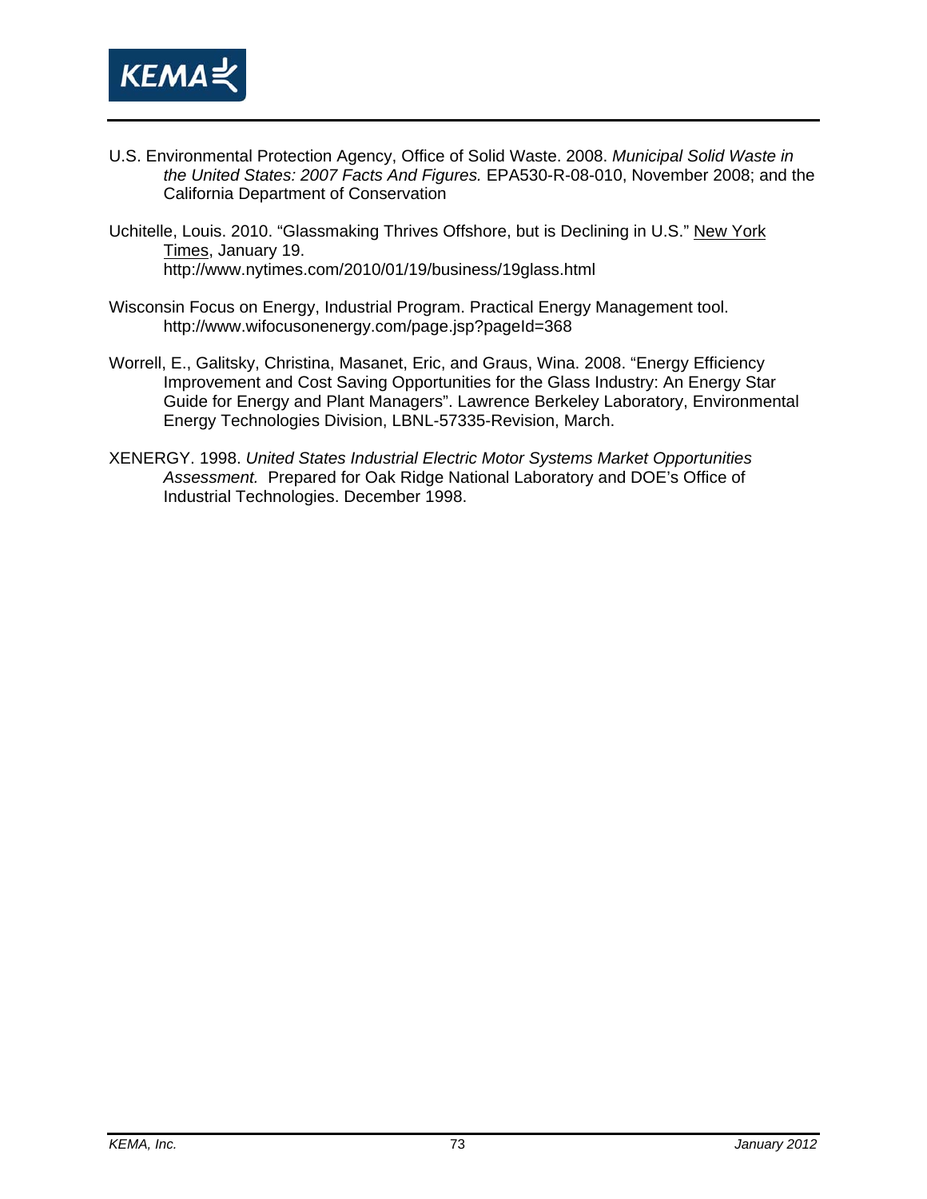U.S. Environmental Protection Agency, Office of Solid Waste. 2008. *Municipal Solid Waste in the United States: 2007 Facts And Figures.* EPA530-R-08-010, November 2008; and the California Department of Conservation

Uchitelle, Louis. 2010. “Glassmaking Thrives Offshore, but is Declining in U.S.” New York Times, January 19. http://www.nytimes.com/2010/01/19/business/19glass.html

Wisconsin Focus on Energy, Industrial Program. Practical Energy Management tool. http://www.wifocusonenergy.com/page.jsp?pageId=368

Worrell, E., Galitsky, Christina, Masanet, Eric, and Graus, Wina. 2008. “Energy Efficiency Improvement and Cost Saving Opportunities for the Glass Industry: An Energy Star Guide for Energy and Plant Managers”. Lawrence Berkeley Laboratory, Environmental Energy Technologies Division, LBNL-57335-Revision, March.

XENERGY. 1998. *United States Industrial Electric Motor Systems Market Opportunities Assessment.* Prepared for Oak Ridge National Laboratory and DOE’s Office of Industrial Technologies. December 1998.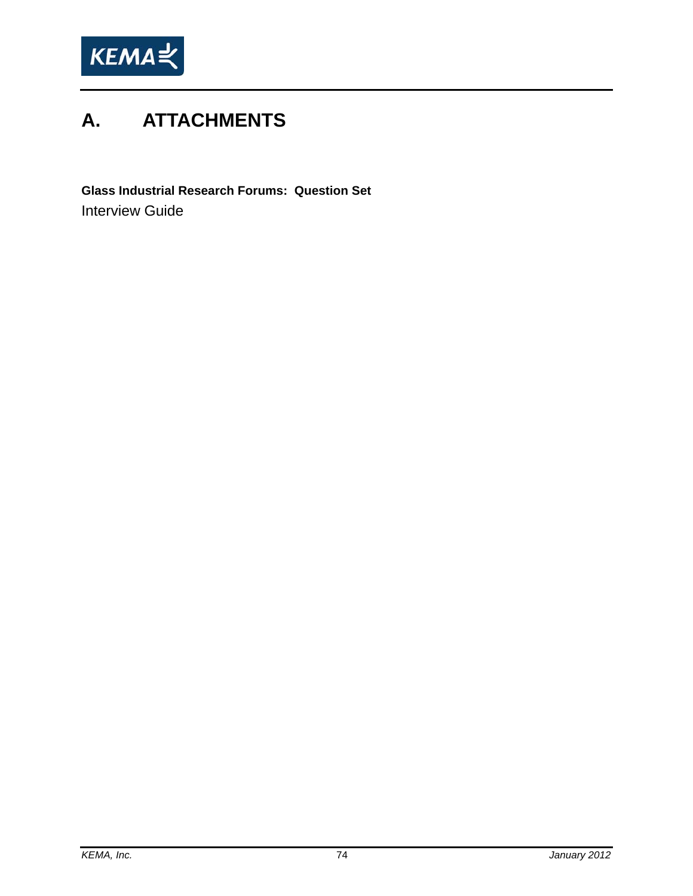# A. ATTACHMENTS

**Glass Industrial Research Forums: Question Set**

Interview Guide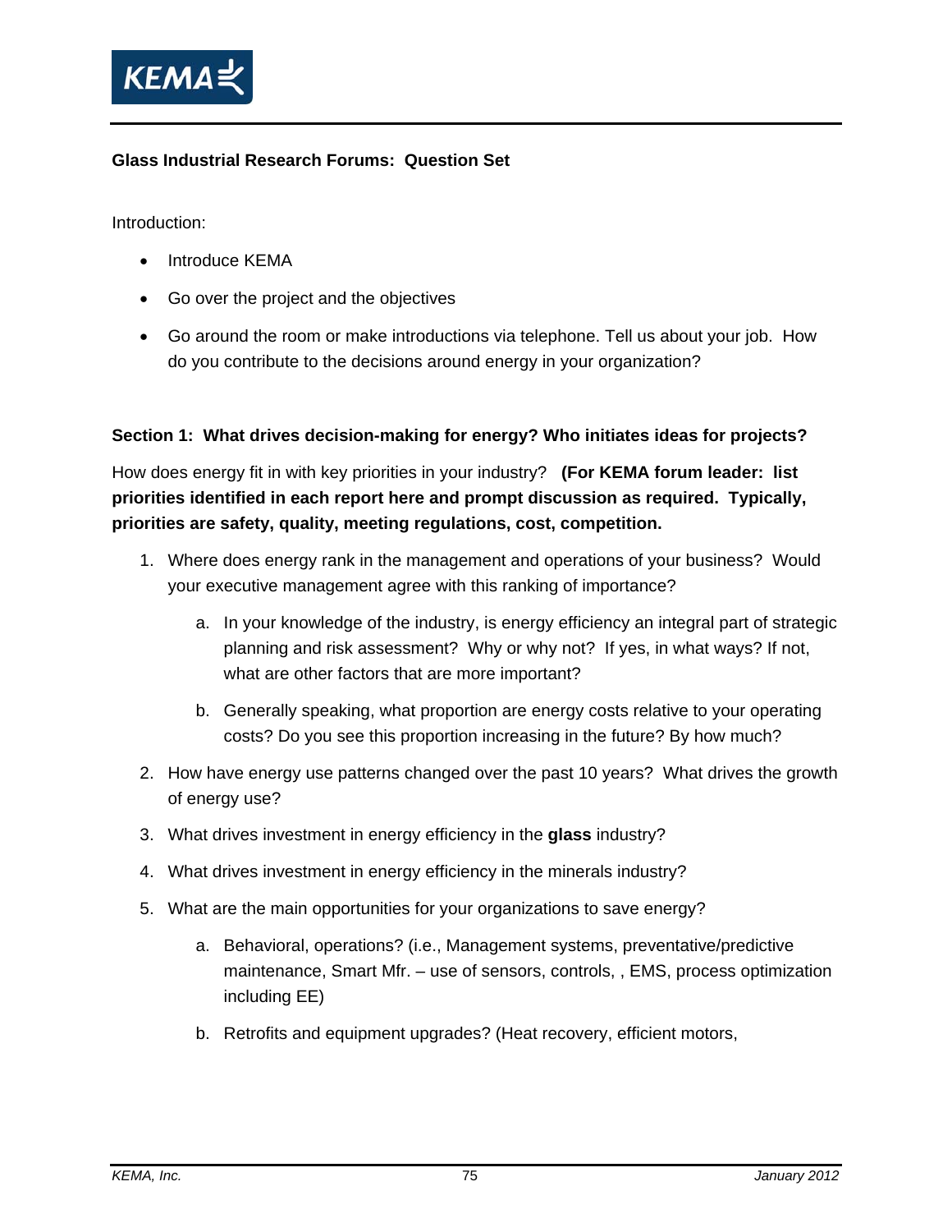**Glass Industrial Research Forums: Question Set**

Introduction:

- Introduce KEMA
- Go over the project and the objectives
- Go around the room or make introductions via telephone. Tell us about your job. How do you contribute to the decisions around energy in your organization?

**Section 1: What drives decision-making for energy? Who initiates ideas for projects?**

How does energy fit in with key priorities in your industry? **(For KEMA forum leader: list priorities identified in each report here and prompt discussion as required. Typically, priorities are safety, quality, meeting regulations, cost, competition.**

1. Where does energy rank in the management and operations of your business? Would your executive management agree with this ranking of importance?
   a. In your knowledge of the industry, is energy efficiency an integral part of strategic planning and risk assessment? Why or why not? If yes, in what ways? If not, what are other factors that are more important?
   b. Generally speaking, what proportion are energy costs relative to your operating costs? Do you see this proportion increasing in the future? By how much?
2. How have energy use patterns changed over the past 10 years? What drives the growth of energy use?
3. What drives investment in energy efficiency in the **glass** industry?
4. What drives investment in energy efficiency in the minerals industry?
5. What are the main opportunities for your organizations to save energy?
   a. Behavioral, operations? (i.e., Management systems, preventative/predictive maintenance, Smart Mfr. – use of sensors, controls, , EMS, process optimization including EE)
   b. Retrofits and equipment upgrades? (Heat recovery, efficient motors,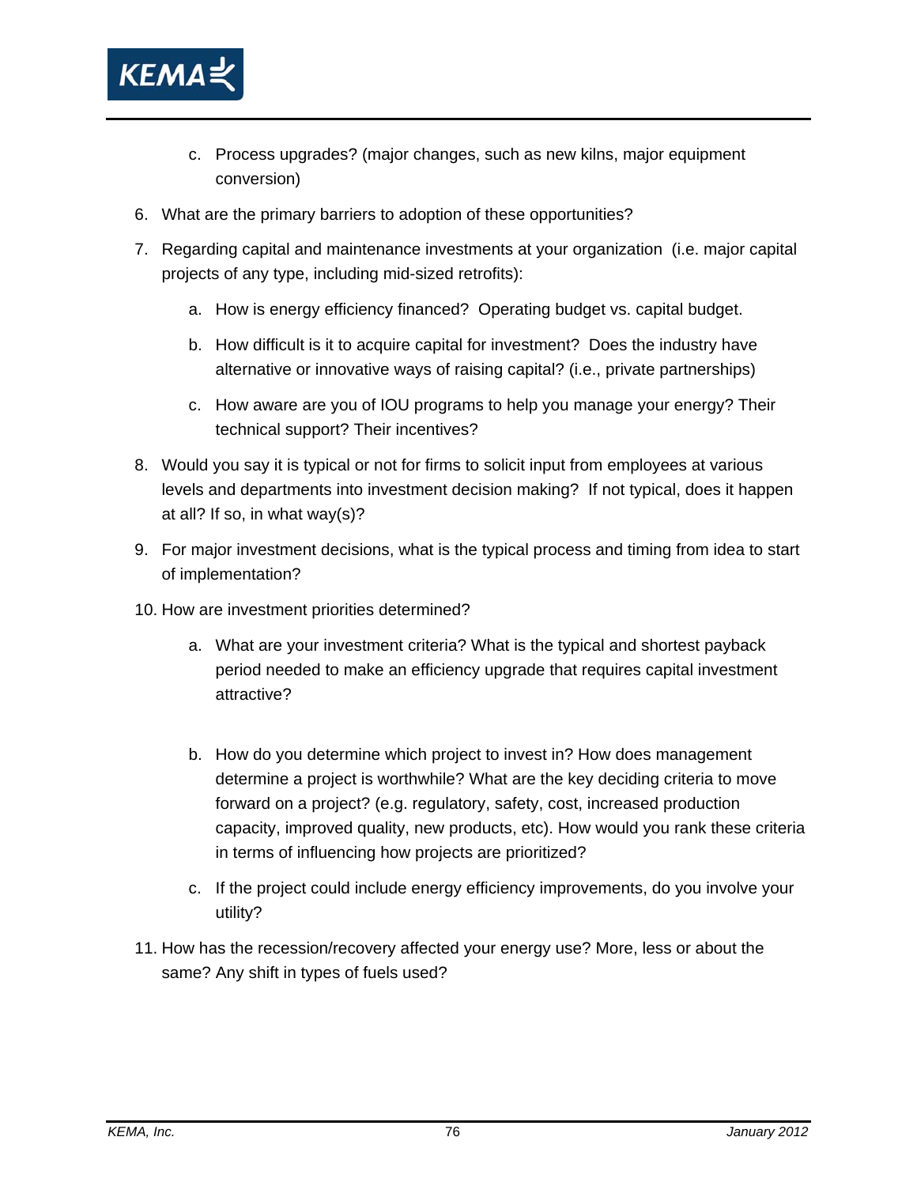c. Process upgrades? (major changes, such as new kilns, major equipment conversion)

6. What are the primary barriers to adoption of these opportunities?

7. Regarding capital and maintenance investments at your organization (i.e. major capital projects of any type, including mid-sized retrofits):

   a. How is energy efficiency financed? Operating budget vs. capital budget.

   b. How difficult is it to acquire capital for investment? Does the industry have alternative or innovative ways of raising capital? (i.e., private partnerships)

   c. How aware are you of IOU programs to help you manage your energy? Their technical support? Their incentives?

8. Would you say it is typical or not for firms to solicit input from employees at various levels and departments into investment decision making? If not typical, does it happen at all? If so, in what way(s)?

9. For major investment decisions, what is the typical process and timing from idea to start of implementation?

10. How are investment priorities determined?

    a. What are your investment criteria? What is the typical and shortest payback period needed to make an efficiency upgrade that requires capital investment attractive?

    b. How do you determine which project to invest in? How does management determine a project is worthwhile? What are the key deciding criteria to move forward on a project? (e.g. regulatory, safety, cost, increased production capacity, improved quality, new products, etc). How would you rank these criteria in terms of influencing how projects are prioritized?

    c. If the project could include energy efficiency improvements, do you involve your utility?

11. How has the recession/recovery affected your energy use? More, less or about the same? Any shift in types of fuels used?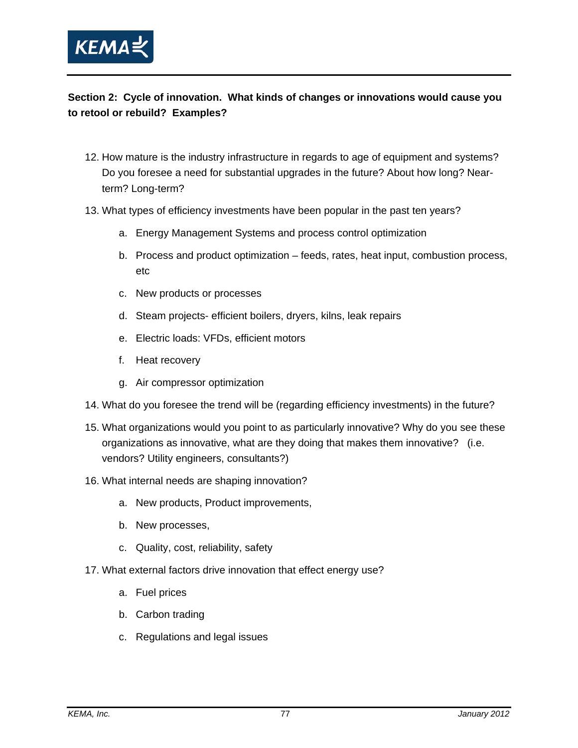**Section 2: Cycle of innovation. What kinds of changes or innovations would cause you to retool or rebuild? Examples?**

12. How mature is the industry infrastructure in regards to age of equipment and systems? Do you foresee a need for substantial upgrades in the future? About how long? Near-term? Long-term?
13. What types of efficiency investments have been popular in the past ten years?
    a. Energy Management Systems and process control optimization
    b. Process and product optimization – feeds, rates, heat input, combustion process, etc
    c. New products or processes
    d. Steam projects- efficient boilers, dryers, kilns, leak repairs
    e. Electric loads: VFDs, efficient motors
    f. Heat recovery
    g. Air compressor optimization
14. What do you foresee the trend will be (regarding efficiency investments) in the future?
15. What organizations would you point to as particularly innovative? Why do you see these organizations as innovative, what are they doing that makes them innovative? (i.e. vendors? Utility engineers, consultants?)
16. What internal needs are shaping innovation?
    a. New products, Product improvements,
    b. New processes,
    c. Quality, cost, reliability, safety
17. What external factors drive innovation that effect energy use?
    a. Fuel prices
    b. Carbon trading
    c. Regulations and legal issues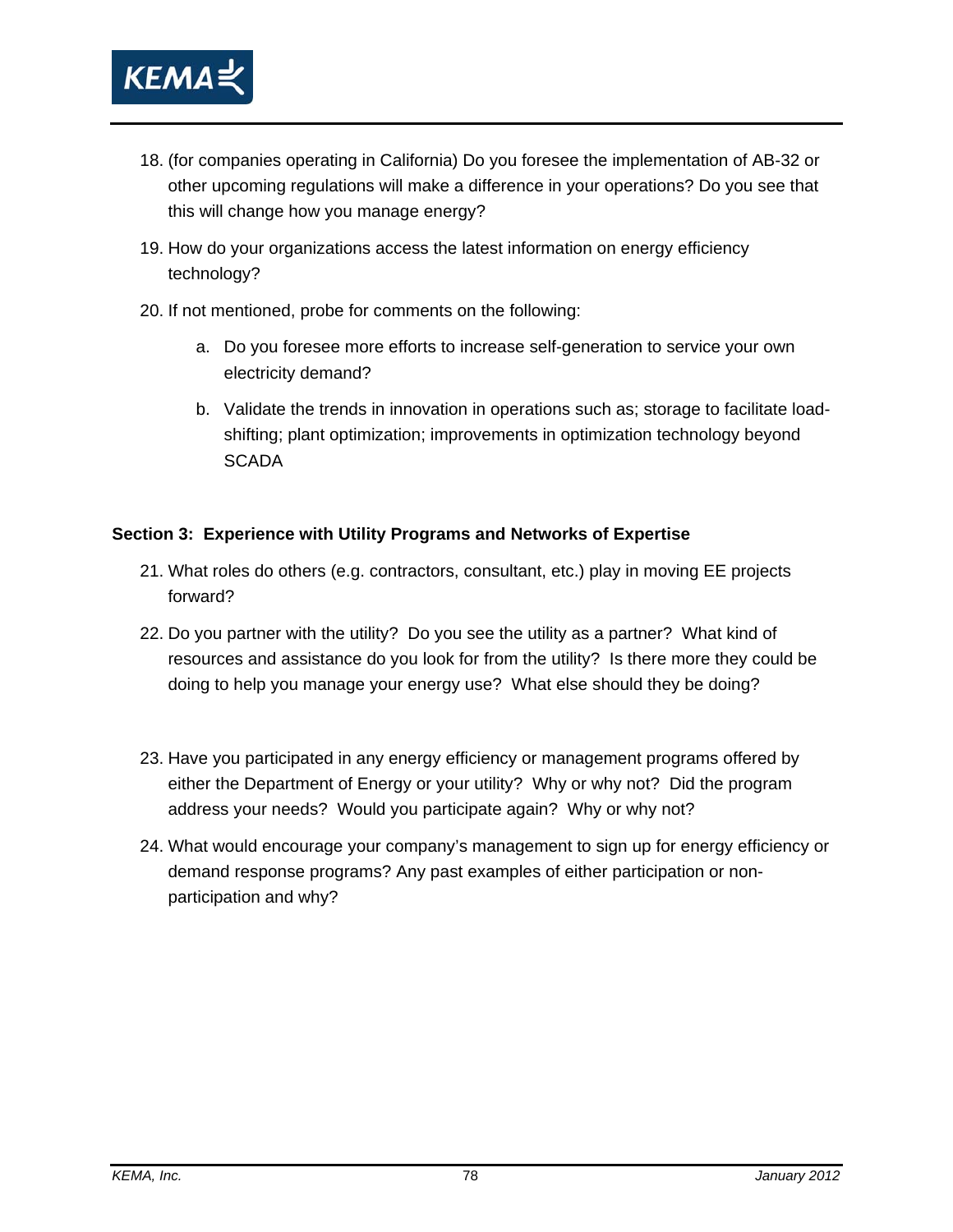18. (for companies operating in California) Do you foresee the implementation of AB-32 or other upcoming regulations will make a difference in your operations? Do you see that this will change how you manage energy?

19. How do your organizations access the latest information on energy efficiency technology?

20. If not mentioned, probe for comments on the following:

    a. Do you foresee more efforts to increase self-generation to service your own electricity demand?

    b. Validate the trends in innovation in operations such as; storage to facilitate load-shifting; plant optimization; improvements in optimization technology beyond SCADA

**Section 3: Experience with Utility Programs and Networks of Expertise**

21. What roles do others (e.g. contractors, consultant, etc.) play in moving EE projects forward?

22. Do you partner with the utility? Do you see the utility as a partner? What kind of resources and assistance do you look for from the utility? Is there more they could be doing to help you manage your energy use? What else should they be doing?

23. Have you participated in any energy efficiency or management programs offered by either the Department of Energy or your utility? Why or why not? Did the program address your needs? Would you participate again? Why or why not?

24. What would encourage your company's management to sign up for energy efficiency or demand response programs? Any past examples of either participation or non-participation and why?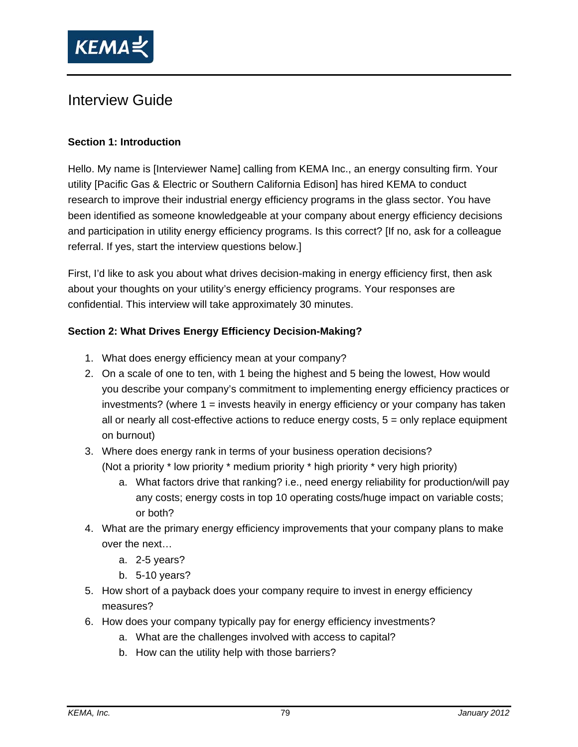# Interview Guide

**Section 1: Introduction**

Hello. My name is [Interviewer Name] calling from KEMA Inc., an energy consulting firm. Your utility [Pacific Gas & Electric or Southern California Edison] has hired KEMA to conduct research to improve their industrial energy efficiency programs in the glass sector. You have been identified as someone knowledgeable at your company about energy efficiency decisions and participation in utility energy efficiency programs. Is this correct? [If no, ask for a colleague referral. If yes, start the interview questions below.]

First, I'd like to ask you about what drives decision-making in energy efficiency first, then ask about your thoughts on your utility's energy efficiency programs. Your responses are confidential. This interview will take approximately 30 minutes.

**Section 2: What Drives Energy Efficiency Decision-Making?**

1. What does energy efficiency mean at your company?
2. On a scale of one to ten, with 1 being the highest and 5 being the lowest, How would you describe your company's commitment to implementing energy efficiency practices or investments? (where 1 = invests heavily in energy efficiency or your company has taken all or nearly all cost-effective actions to reduce energy costs, 5 = only replace equipment on burnout)
3. Where does energy rank in terms of your business operation decisions? (Not a priority * low priority * medium priority * high priority * very high priority)
    a. What factors drive that ranking? i.e., need energy reliability for production/will pay any costs; energy costs in top 10 operating costs/huge impact on variable costs; or both?
4. What are the primary energy efficiency improvements that your company plans to make over the next…
    a. 2-5 years?
    b. 5-10 years?
5. How short of a payback does your company require to invest in energy efficiency measures?
6. How does your company typically pay for energy efficiency investments?
    a. What are the challenges involved with access to capital?
    b. How can the utility help with those barriers?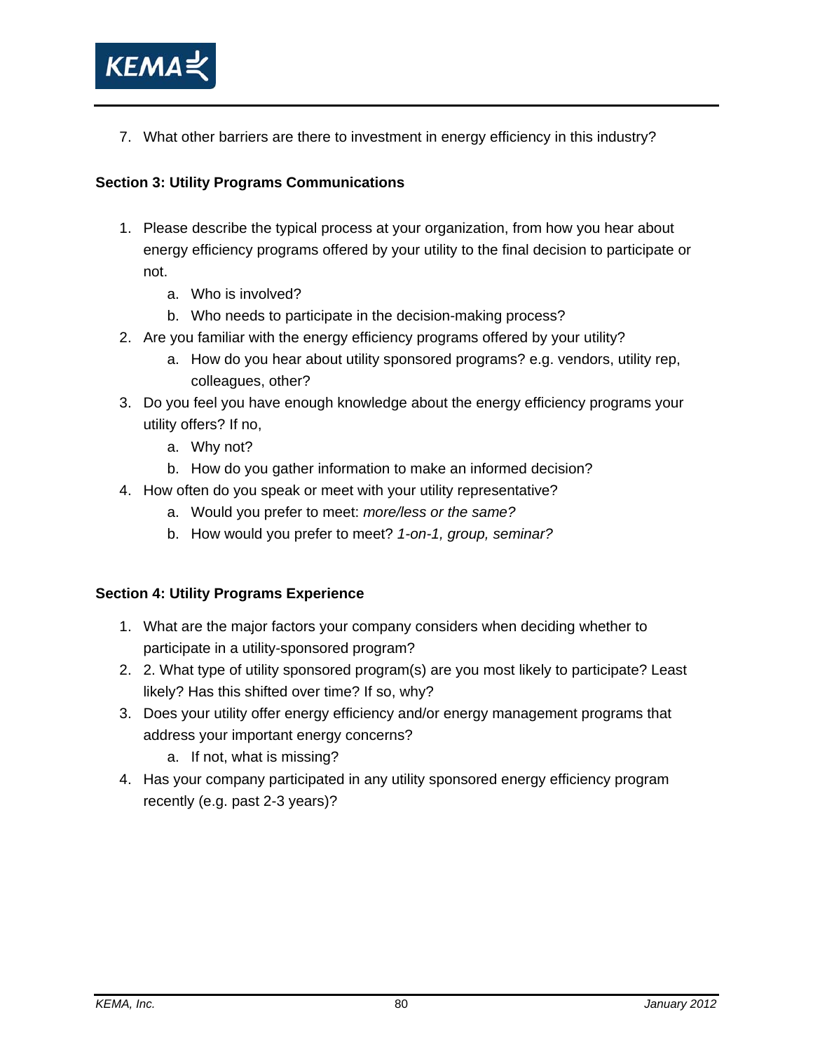7. What other barriers are there to investment in energy efficiency in this industry?

**Section 3: Utility Programs Communications**

1. Please describe the typical process at your organization, from how you hear about energy efficiency programs offered by your utility to the final decision to participate or not.
   a. Who is involved?
   b. Who needs to participate in the decision-making process?
2. Are you familiar with the energy efficiency programs offered by your utility?
   a. How do you hear about utility sponsored programs? e.g. vendors, utility rep, colleagues, other?
3. Do you feel you have enough knowledge about the energy efficiency programs your utility offers? If no,
   a. Why not?
   b. How do you gather information to make an informed decision?
4. How often do you speak or meet with your utility representative?
   a. Would you prefer to meet: *more/less or the same?*
   b. How would you prefer to meet? *1-on-1, group, seminar?*

**Section 4: Utility Programs Experience**

1. What are the major factors your company considers when deciding whether to participate in a utility-sponsored program?
2. 2. What type of utility sponsored program(s) are you most likely to participate? Least likely? Has this shifted over time? If so, why?
3. Does your utility offer energy efficiency and/or energy management programs that address your important energy concerns?
   a. If not, what is missing?
4. Has your company participated in any utility sponsored energy efficiency program recently (e.g. past 2-3 years)?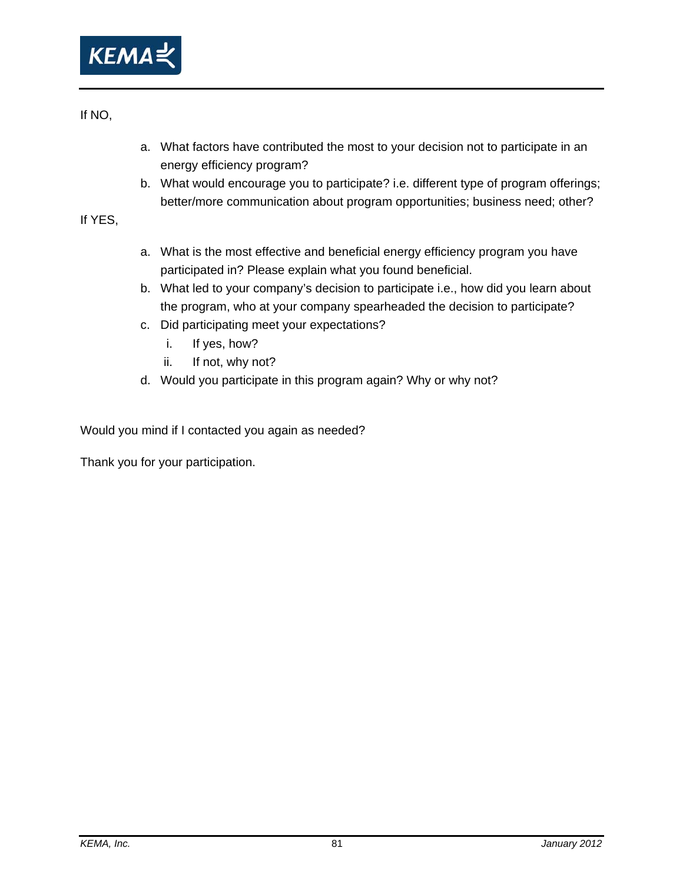If NO,

a. What factors have contributed the most to your decision not to participate in an energy efficiency program?
b. What would encourage you to participate? i.e. different type of program offerings; better/more communication about program opportunities; business need; other?

If YES,

a. What is the most effective and beneficial energy efficiency program you have participated in? Please explain what you found beneficial.
b. What led to your company's decision to participate i.e., how did you learn about the program, who at your company spearheaded the decision to participate?
c. Did participating meet your expectations?
   i. If yes, how?
   ii. If not, why not?
d. Would you participate in this program again? Why or why not?

Would you mind if I contacted you again as needed?

Thank you for your participation.